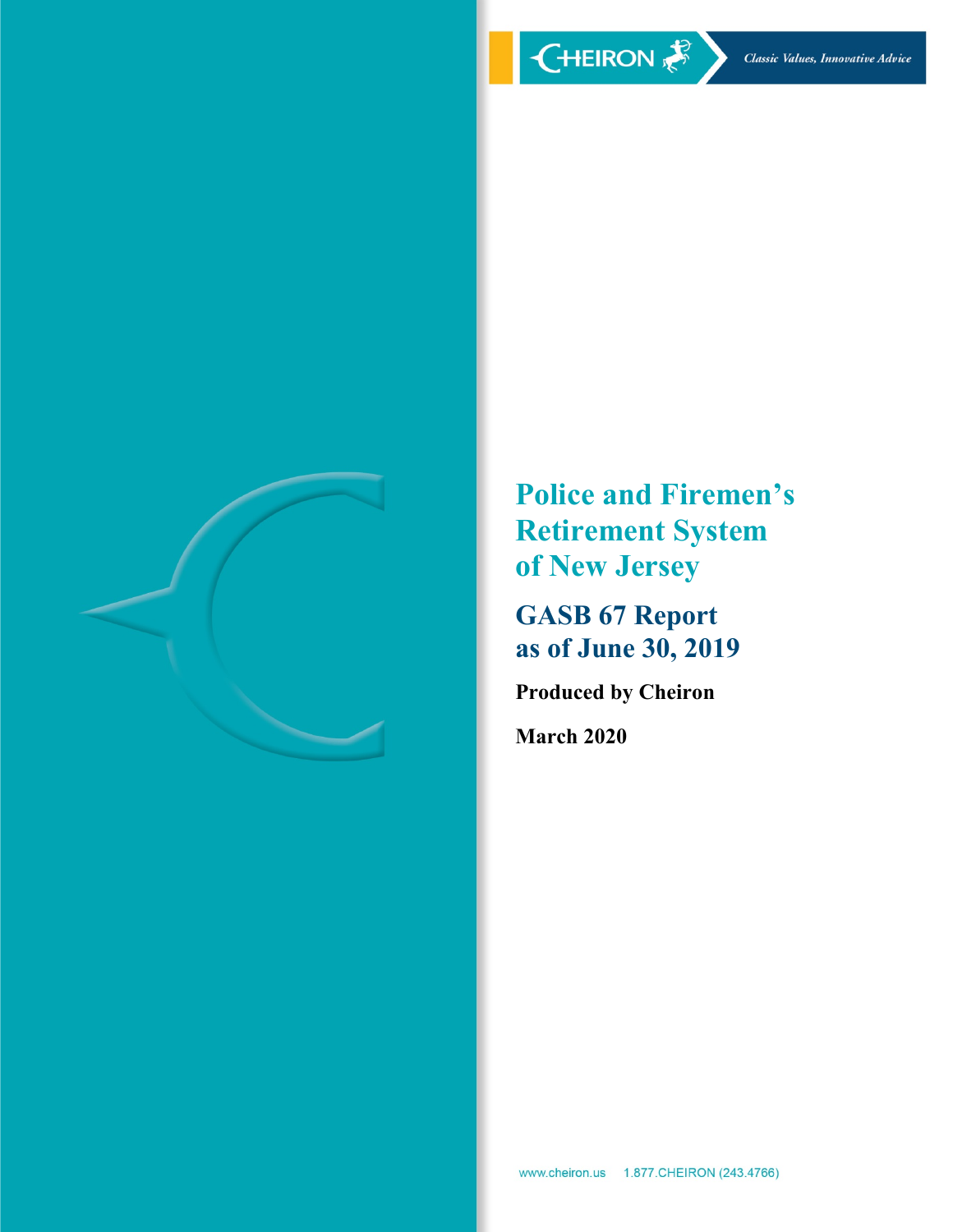CHEIRON

*Classic Values, Innovative Advice*

# Police and Firemen's Retirement System of New Jersey

## GASB 67 Report as of June 30, 2019

**Produced by Cheiron**

**March 2020**

www.cheiron.us 1.877.CHEIRON (243.4766)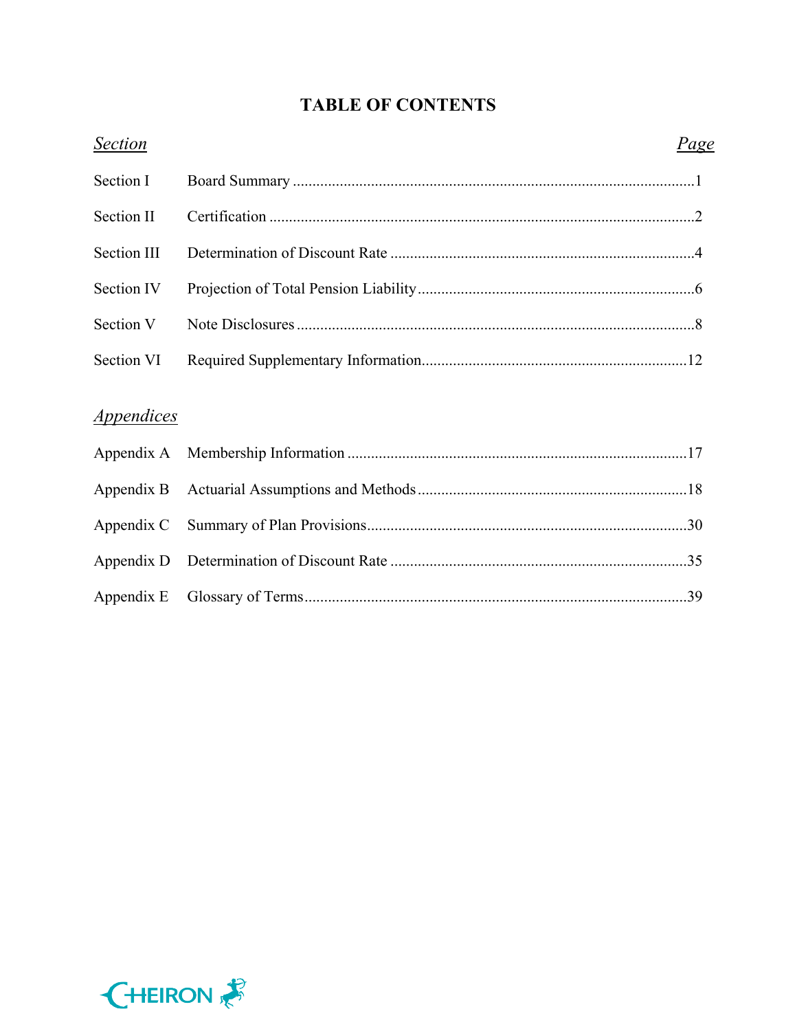# TABLE OF CONTENTS

| *Section* | | *Page* |
|---|---|---|
| Section I | Board Summary | 1 |
| Section II | Certification | 2 |
| Section III | Determination of Discount Rate | 4 |
| Section IV | Projection of Total Pension Liability | 6 |
| Section V | Note Disclosures | 8 |
| Section VI | Required Supplementary Information | 12 |

| *Appendices* | | |
|---|---|---|
| Appendix A | Membership Information | 17 |
| Appendix B | Actuarial Assumptions and Methods | 18 |
| Appendix C | Summary of Plan Provisions | 30 |
| Appendix D | Determination of Discount Rate | 35 |
| Appendix E | Glossary of Terms | 39 |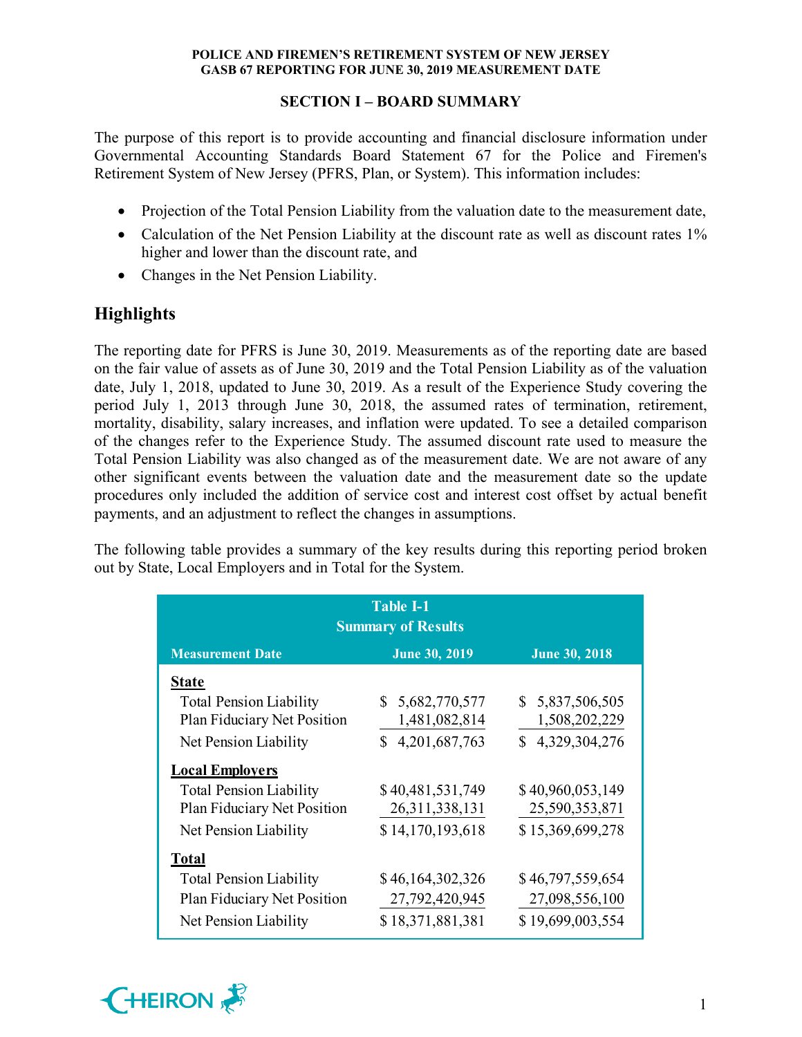**POLICE AND FIREMEN'S RETIREMENT SYSTEM OF NEW JERSEY**
**GASB 67 REPORTING FOR JUNE 30, 2019 MEASUREMENT DATE**

## SECTION I – BOARD SUMMARY

The purpose of this report is to provide accounting and financial disclosure information under Governmental Accounting Standards Board Statement 67 for the Police and Firemen's Retirement System of New Jersey (PFRS, Plan, or System). This information includes:

- Projection of the Total Pension Liability from the valuation date to the measurement date,
- Calculation of the Net Pension Liability at the discount rate as well as discount rates 1% higher and lower than the discount rate, and
- Changes in the Net Pension Liability.

## Highlights

The reporting date for PFRS is June 30, 2019. Measurements as of the reporting date are based on the fair value of assets as of June 30, 2019 and the Total Pension Liability as of the valuation date, July 1, 2018, updated to June 30, 2019. As a result of the Experience Study covering the period July 1, 2013 through June 30, 2018, the assumed rates of termination, retirement, mortality, disability, salary increases, and inflation were updated. To see a detailed comparison of the changes refer to the Experience Study. The assumed discount rate used to measure the Total Pension Liability was also changed as of the measurement date. We are not aware of any other significant events between the valuation date and the measurement date so the update procedures only included the addition of service cost and interest cost offset by actual benefit payments, and an adjustment to reflect the changes in assumptions.

The following table provides a summary of the key results during this reporting period broken out by State, Local Employers and in Total for the System.

**Table I-1**
**Summary of Results**

| Measurement Date | June 30, 2019 | June 30, 2018 |
|---|---|---|
| **State** | | |
| Total Pension Liability | $ 5,682,770,577 | $ 5,837,506,505 |
| Plan Fiduciary Net Position | 1,481,082,814 | 1,508,202,229 |
| Net Pension Liability | $ 4,201,687,763 | $ 4,329,304,276 |
| **Local Employers** | | |
| Total Pension Liability | $ 40,481,531,749 | $ 40,960,053,149 |
| Plan Fiduciary Net Position | 26,311,338,131 | 25,590,353,871 |
| Net Pension Liability | $ 14,170,193,618 | $ 15,369,699,278 |
| **Total** | | |
| Total Pension Liability | $ 46,164,302,326 | $ 46,797,559,654 |
| Plan Fiduciary Net Position | 27,792,420,945 | 27,098,556,100 |
| Net Pension Liability | $ 18,371,881,381 | $ 19,699,003,554 |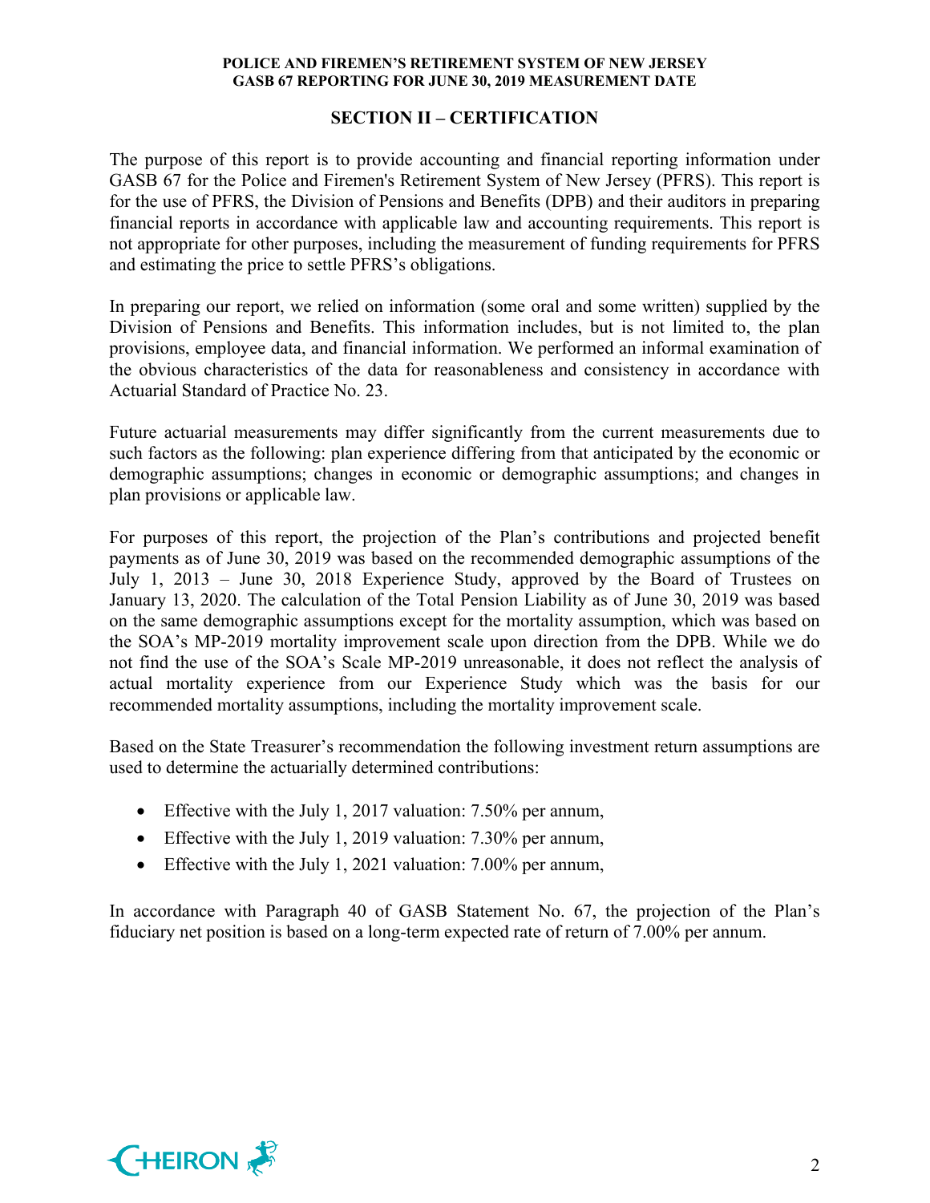## SECTION II – CERTIFICATION

The purpose of this report is to provide accounting and financial reporting information under GASB 67 for the Police and Firemen's Retirement System of New Jersey (PFRS). This report is for the use of PFRS, the Division of Pensions and Benefits (DPB) and their auditors in preparing financial reports in accordance with applicable law and accounting requirements. This report is not appropriate for other purposes, including the measurement of funding requirements for PFRS and estimating the price to settle PFRS's obligations.

In preparing our report, we relied on information (some oral and some written) supplied by the Division of Pensions and Benefits. This information includes, but is not limited to, the plan provisions, employee data, and financial information. We performed an informal examination of the obvious characteristics of the data for reasonableness and consistency in accordance with Actuarial Standard of Practice No. 23.

Future actuarial measurements may differ significantly from the current measurements due to such factors as the following: plan experience differing from that anticipated by the economic or demographic assumptions; changes in economic or demographic assumptions; and changes in plan provisions or applicable law.

For purposes of this report, the projection of the Plan's contributions and projected benefit payments as of June 30, 2019 was based on the recommended demographic assumptions of the July 1, 2013 – June 30, 2018 Experience Study, approved by the Board of Trustees on January 13, 2020. The calculation of the Total Pension Liability as of June 30, 2019 was based on the same demographic assumptions except for the mortality assumption, which was based on the SOA's MP-2019 mortality improvement scale upon direction from the DPB. While we do not find the use of the SOA's Scale MP-2019 unreasonable, it does not reflect the analysis of actual mortality experience from our Experience Study which was the basis for our recommended mortality assumptions, including the mortality improvement scale.

Based on the State Treasurer's recommendation the following investment return assumptions are used to determine the actuarially determined contributions:

- Effective with the July 1, 2017 valuation: 7.50% per annum,
- Effective with the July 1, 2019 valuation: 7.30% per annum,
- Effective with the July 1, 2021 valuation: 7.00% per annum,

In accordance with Paragraph 40 of GASB Statement No. 67, the projection of the Plan's fiduciary net position is based on a long-term expected rate of return of 7.00% per annum.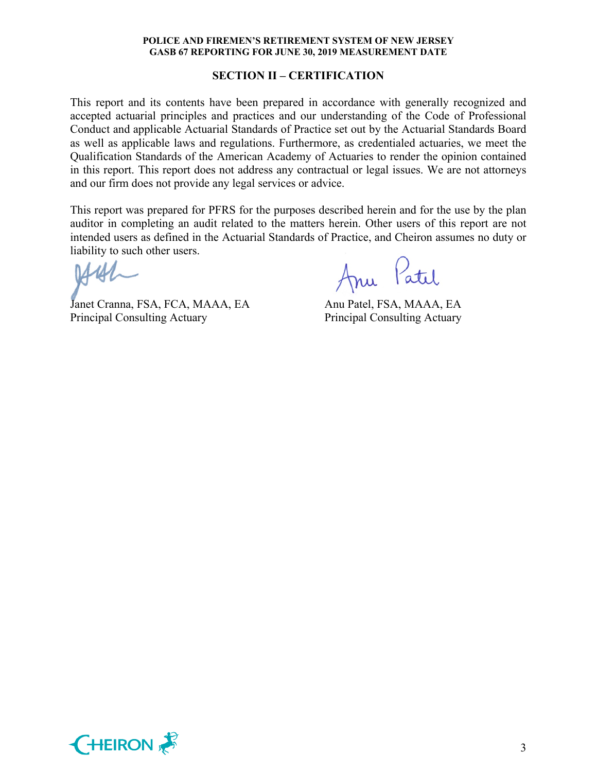## SECTION II – CERTIFICATION

This report and its contents have been prepared in accordance with generally recognized and accepted actuarial principles and practices and our understanding of the Code of Professional Conduct and applicable Actuarial Standards of Practice set out by the Actuarial Standards Board as well as applicable laws and regulations. Furthermore, as credentialed actuaries, we meet the Qualification Standards of the American Academy of Actuaries to render the opinion contained in this report. This report does not address any contractual or legal issues. We are not attorneys and our firm does not provide any legal services or advice.

This report was prepared for PFRS for the purposes described herein and for the use by the plan auditor in completing an audit related to the matters herein. Other users of this report are not intended users as defined in the Actuarial Standards of Practice, and Cheiron assumes no duty or liability to such other users.

Janet Cranna, FSA, FCA, MAAA, EA
Principal Consulting Actuary

Anu Patel, FSA, MAAA, EA
Principal Consulting Actuary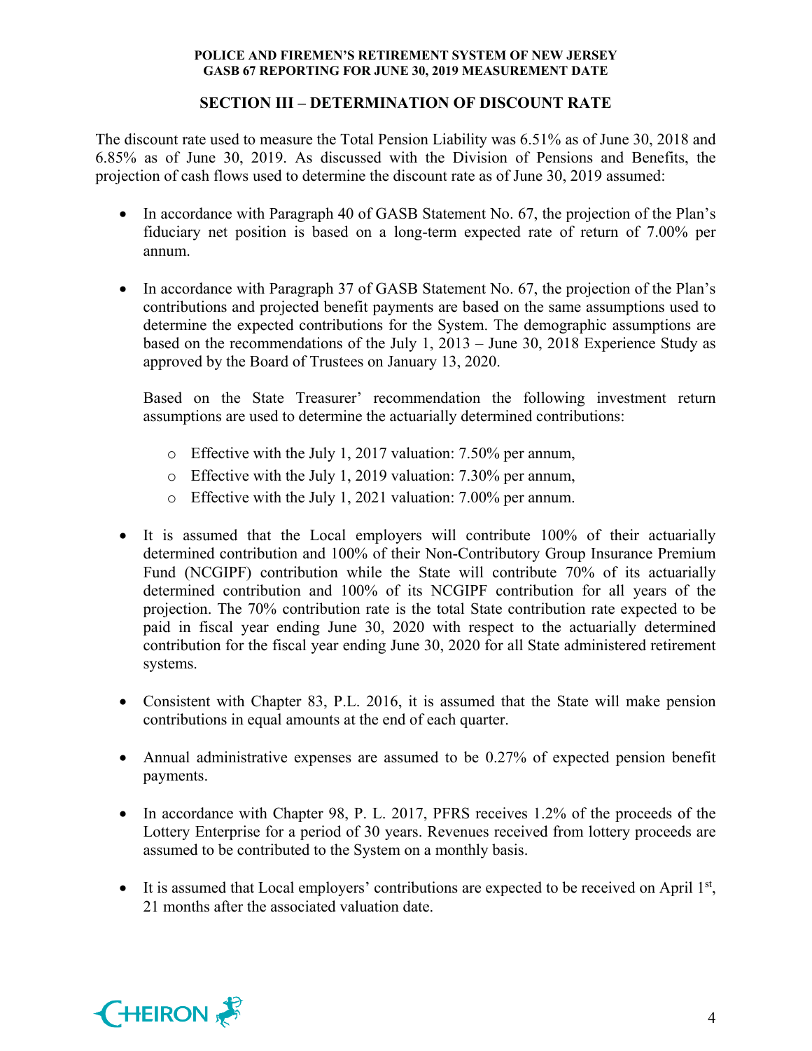## SECTION III – DETERMINATION OF DISCOUNT RATE

The discount rate used to measure the Total Pension Liability was 6.51% as of June 30, 2018 and 6.85% as of June 30, 2019. As discussed with the Division of Pensions and Benefits, the projection of cash flows used to determine the discount rate as of June 30, 2019 assumed:

- In accordance with Paragraph 40 of GASB Statement No. 67, the projection of the Plan's fiduciary net position is based on a long-term expected rate of return of 7.00% per annum.

- In accordance with Paragraph 37 of GASB Statement No. 67, the projection of the Plan's contributions and projected benefit payments are based on the same assumptions used to determine the expected contributions for the System. The demographic assumptions are based on the recommendations of the July 1, 2013 – June 30, 2018 Experience Study as approved by the Board of Trustees on January 13, 2020.

  Based on the State Treasurer' recommendation the following investment return assumptions are used to determine the actuarially determined contributions:

  - Effective with the July 1, 2017 valuation: 7.50% per annum,
  - Effective with the July 1, 2019 valuation: 7.30% per annum,
  - Effective with the July 1, 2021 valuation: 7.00% per annum.

- It is assumed that the Local employers will contribute 100% of their actuarially determined contribution and 100% of their Non-Contributory Group Insurance Premium Fund (NCGIPF) contribution while the State will contribute 70% of its actuarially determined contribution and 100% of its NCGIPF contribution for all years of the projection. The 70% contribution rate is the total State contribution rate expected to be paid in fiscal year ending June 30, 2020 with respect to the actuarially determined contribution for the fiscal year ending June 30, 2020 for all State administered retirement systems.

- Consistent with Chapter 83, P.L. 2016, it is assumed that the State will make pension contributions in equal amounts at the end of each quarter.

- Annual administrative expenses are assumed to be 0.27% of expected pension benefit payments.

- In accordance with Chapter 98, P. L. 2017, PFRS receives 1.2% of the proceeds of the Lottery Enterprise for a period of 30 years. Revenues received from lottery proceeds are assumed to be contributed to the System on a monthly basis.

- It is assumed that Local employers' contributions are expected to be received on April 1st, 21 months after the associated valuation date.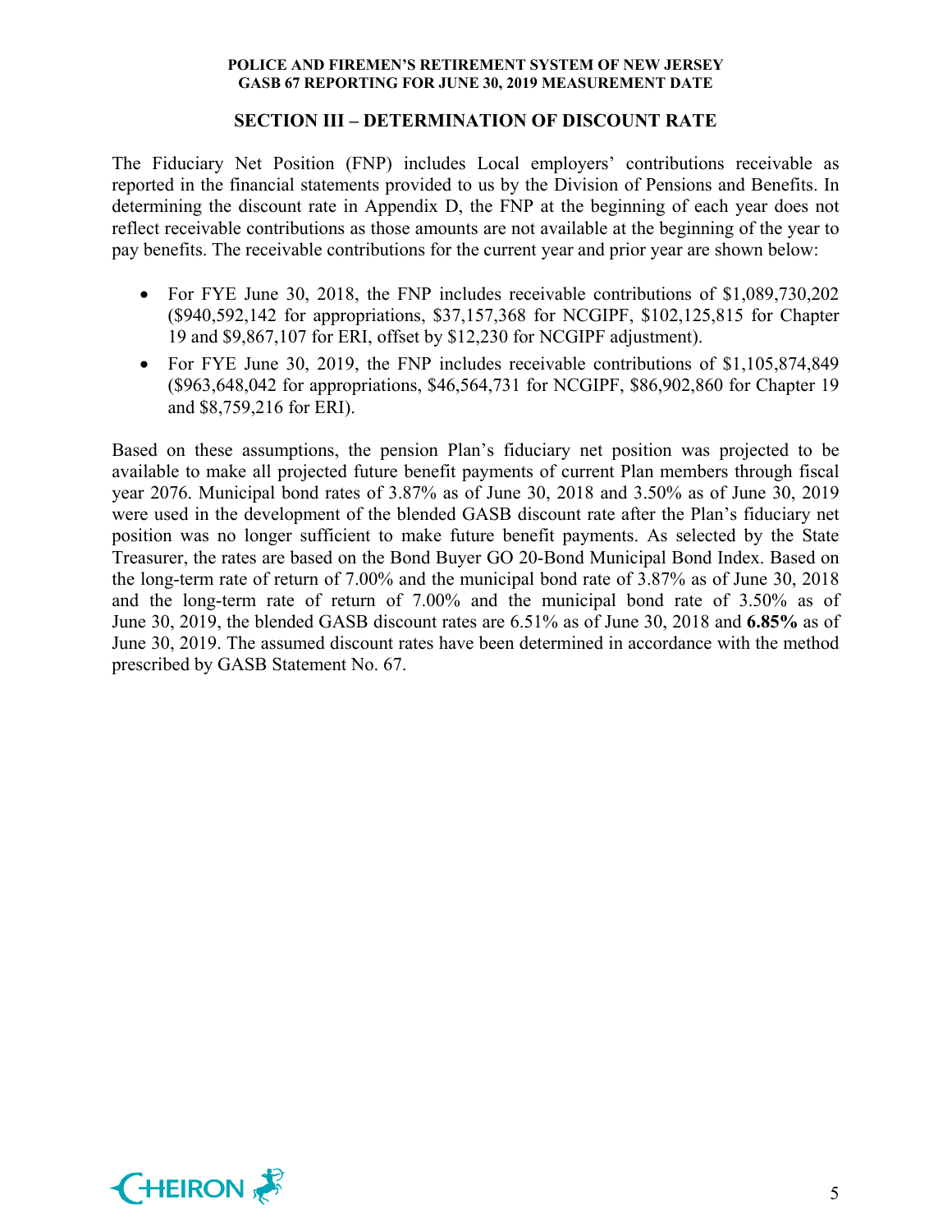## SECTION III – DETERMINATION OF DISCOUNT RATE

The Fiduciary Net Position (FNP) includes Local employers' contributions receivable as reported in the financial statements provided to us by the Division of Pensions and Benefits. In determining the discount rate in Appendix D, the FNP at the beginning of each year does not reflect receivable contributions as those amounts are not available at the beginning of the year to pay benefits. The receivable contributions for the current year and prior year are shown below:

- For FYE June 30, 2018, the FNP includes receivable contributions of $1,089,730,202 ($940,592,142 for appropriations, $37,157,368 for NCGIPF, $102,125,815 for Chapter 19 and $9,867,107 for ERI, offset by $12,230 for NCGIPF adjustment).
- For FYE June 30, 2019, the FNP includes receivable contributions of $1,105,874,849 ($963,648,042 for appropriations, $46,564,731 for NCGIPF, $86,902,860 for Chapter 19 and $8,759,216 for ERI).

Based on these assumptions, the pension Plan's fiduciary net position was projected to be available to make all projected future benefit payments of current Plan members through fiscal year 2076. Municipal bond rates of 3.87% as of June 30, 2018 and 3.50% as of June 30, 2019 were used in the development of the blended GASB discount rate after the Plan's fiduciary net position was no longer sufficient to make future benefit payments. As selected by the State Treasurer, the rates are based on the Bond Buyer GO 20-Bond Municipal Bond Index. Based on the long-term rate of return of 7.00% and the municipal bond rate of 3.87% as of June 30, 2018 and the long-term rate of return of 7.00% and the municipal bond rate of 3.50% as of June 30, 2019, the blended GASB discount rates are 6.51% as of June 30, 2018 and **6.85%** as of June 30, 2019. The assumed discount rates have been determined in accordance with the method prescribed by GASB Statement No. 67.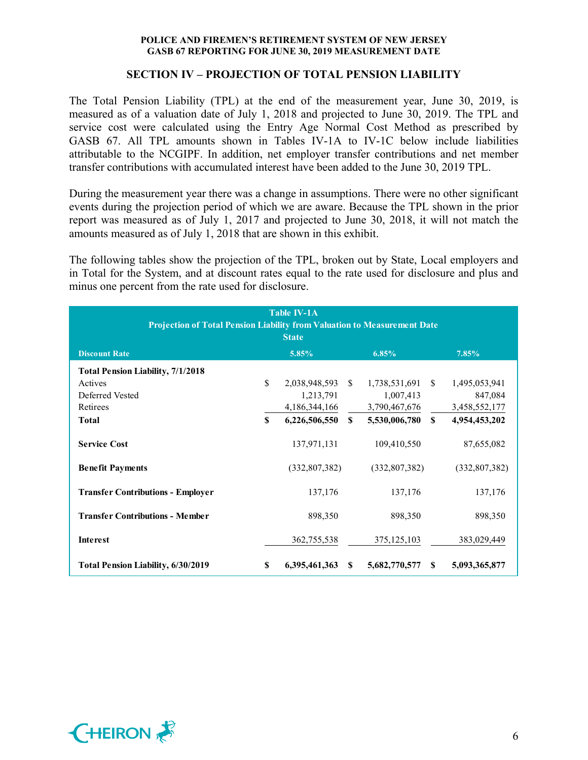## SECTION IV – PROJECTION OF TOTAL PENSION LIABILITY

The Total Pension Liability (TPL) at the end of the measurement year, June 30, 2019, is measured as of a valuation date of July 1, 2018 and projected to June 30, 2019. The TPL and service cost were calculated using the Entry Age Normal Cost Method as prescribed by GASB 67. All TPL amounts shown in Tables IV-1A to IV-1C below include liabilities attributable to the NCGIPF. In addition, net employer transfer contributions and net member transfer contributions with accumulated interest have been added to the June 30, 2019 TPL.

During the measurement year there was a change in assumptions. There were no other significant events during the projection period of which we are aware. Because the TPL shown in the prior report was measured as of July 1, 2017 and projected to June 30, 2018, it will not match the amounts measured as of July 1, 2018 that are shown in this exhibit.

The following tables show the projection of the TPL, broken out by State, Local employers and in Total for the System, and at discount rates equal to the rate used for disclosure and plus and minus one percent from the rate used for disclosure.

**Table IV-1A**
**Projection of Total Pension Liability from Valuation to Measurement Date**
**State**

| Discount Rate | 5.85% | 6.85% | 7.85% |
|---|---|---|---|
| **Total Pension Liability, 7/1/2018** | | | |
| Actives | $ 2,038,948,593 | $ 1,738,531,691 | $ 1,495,053,941 |
| Deferred Vested | 1,213,791 | 1,007,413 | 847,084 |
| Retirees | 4,186,344,166 | 3,790,467,676 | 3,458,552,177 |
| **Total** | **$ 6,226,506,550** | **$ 5,530,006,780** | **$ 4,954,453,202** |
| **Service Cost** | 137,971,131 | 109,410,550 | 87,655,082 |
| **Benefit Payments** | (332,807,382) | (332,807,382) | (332,807,382) |
| **Transfer Contributions - Employer** | 137,176 | 137,176 | 137,176 |
| **Transfer Contributions - Member** | 898,350 | 898,350 | 898,350 |
| **Interest** | 362,755,538 | 375,125,103 | 383,029,449 |
| **Total Pension Liability, 6/30/2019** | **$ 6,395,461,363** | **$ 5,682,770,577** | **$ 5,093,365,877** |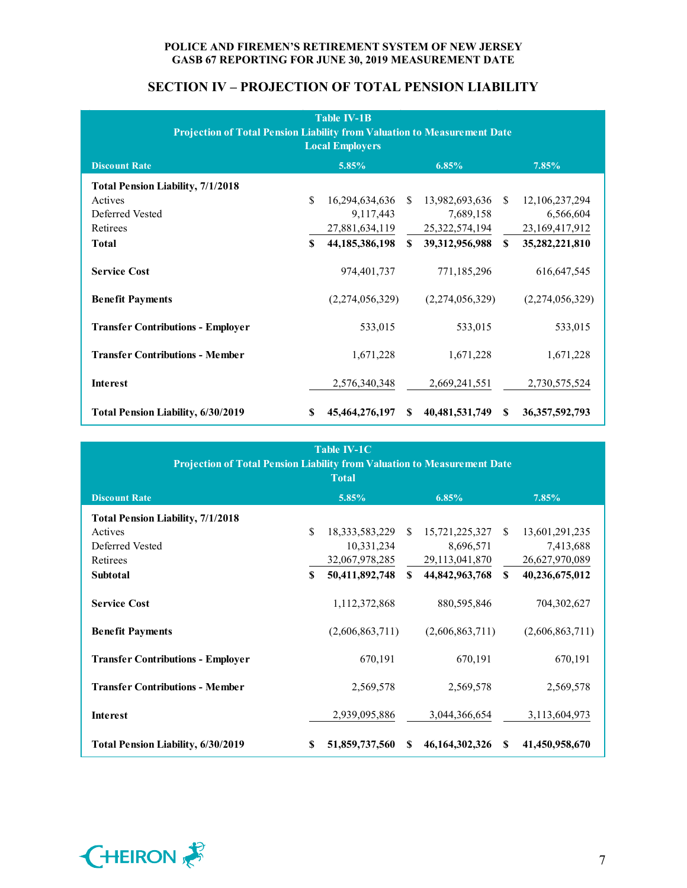## SECTION IV – PROJECTION OF TOTAL PENSION LIABILITY

**Table IV-1B**
**Projection of Total Pension Liability from Valuation to Measurement Date**
**Local Employers**

| Discount Rate | 5.85% | 6.85% | 7.85% |
|---|---|---|---|
| **Total Pension Liability, 7/1/2018** | | | |
| Actives | $ 16,294,634,636 | $ 13,982,693,636 | $ 12,106,237,294 |
| Deferred Vested | 9,117,443 | 7,689,158 | 6,566,604 |
| Retirees | 27,881,634,119 | 25,322,574,194 | 23,169,417,912 |
| **Total** | **$ 44,185,386,198** | **$ 39,312,956,988** | **$ 35,282,221,810** |
| **Service Cost** | 974,401,737 | 771,185,296 | 616,647,545 |
| **Benefit Payments** | (2,274,056,329) | (2,274,056,329) | (2,274,056,329) |
| **Transfer Contributions - Employer** | 533,015 | 533,015 | 533,015 |
| **Transfer Contributions - Member** | 1,671,228 | 1,671,228 | 1,671,228 |
| **Interest** | 2,576,340,348 | 2,669,241,551 | 2,730,575,524 |
| **Total Pension Liability, 6/30/2019** | **$ 45,464,276,197** | **$ 40,481,531,749** | **$ 36,357,592,793** |

**Table IV-1C**
**Projection of Total Pension Liability from Valuation to Measurement Date**
**Total**

| Discount Rate | 5.85% | 6.85% | 7.85% |
|---|---|---|---|
| **Total Pension Liability, 7/1/2018** | | | |
| Actives | $ 18,333,583,229 | $ 15,721,225,327 | $ 13,601,291,235 |
| Deferred Vested | 10,331,234 | 8,696,571 | 7,413,688 |
| Retirees | 32,067,978,285 | 29,113,041,870 | 26,627,970,089 |
| **Subtotal** | **$ 50,411,892,748** | **$ 44,842,963,768** | **$ 40,236,675,012** |
| **Service Cost** | 1,112,372,868 | 880,595,846 | 704,302,627 |
| **Benefit Payments** | (2,606,863,711) | (2,606,863,711) | (2,606,863,711) |
| **Transfer Contributions - Employer** | 670,191 | 670,191 | 670,191 |
| **Transfer Contributions - Member** | 2,569,578 | 2,569,578 | 2,569,578 |
| **Interest** | 2,939,095,886 | 3,044,366,654 | 3,113,604,973 |
| **Total Pension Liability, 6/30/2019** | **$ 51,859,737,560** | **$ 46,164,302,326** | **$ 41,450,958,670** |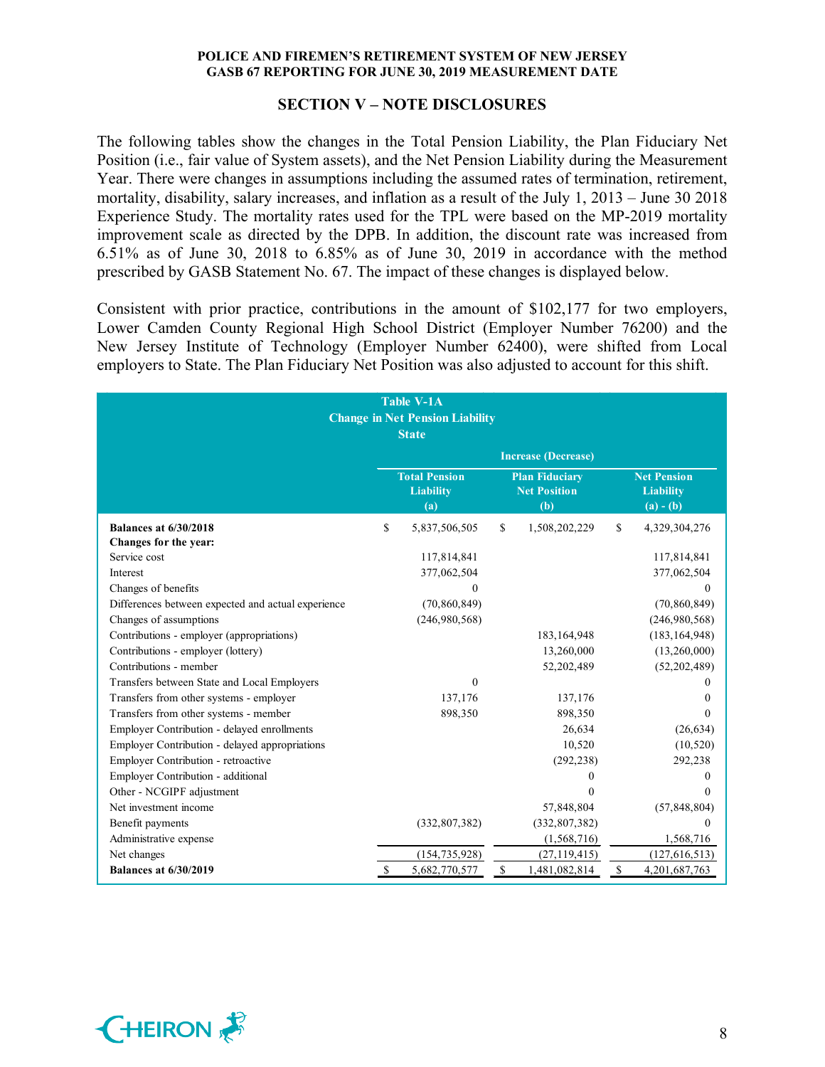## SECTION V – NOTE DISCLOSURES

The following tables show the changes in the Total Pension Liability, the Plan Fiduciary Net Position (i.e., fair value of System assets), and the Net Pension Liability during the Measurement Year. There were changes in assumptions including the assumed rates of termination, retirement, mortality, disability, salary increases, and inflation as a result of the July 1, 2013 – June 30 2018 Experience Study. The mortality rates used for the TPL were based on the MP-2019 mortality improvement scale as directed by the DPB. In addition, the discount rate was increased from 6.51% as of June 30, 2018 to 6.85% as of June 30, 2019 in accordance with the method prescribed by GASB Statement No. 67. The impact of these changes is displayed below.

Consistent with prior practice, contributions in the amount of $102,177 for two employers, Lower Camden County Regional High School District (Employer Number 76200) and the New Jersey Institute of Technology (Employer Number 62400), were shifted from Local employers to State. The Plan Fiduciary Net Position was also adjusted to account for this shift.

**Table V-1A**
**Change in Net Pension Liability**
**State**

| | Increase (Decrease) | | |
|---|---|---|---|
| | **Total Pension Liability (a)** | **Plan Fiduciary Net Position (b)** | **Net Pension Liability (a) - (b)** |
| **Balances at 6/30/2018** | $ 5,837,506,505 | $ 1,508,202,229 | $ 4,329,304,276 |
| **Changes for the year:** | | | |
| Service cost | 117,814,841 | | 117,814,841 |
| Interest | 377,062,504 | | 377,062,504 |
| Changes of benefits | 0 | | 0 |
| Differences between expected and actual experience | (70,860,849) | | (70,860,849) |
| Changes of assumptions | (246,980,568) | | (246,980,568) |
| Contributions - employer (appropriations) | | 183,164,948 | (183,164,948) |
| Contributions - employer (lottery) | | 13,260,000 | (13,260,000) |
| Contributions - member | | 52,202,489 | (52,202,489) |
| Transfers between State and Local Employers | 0 | | 0 |
| Transfers from other systems - employer | 137,176 | 137,176 | 0 |
| Transfers from other systems - member | 898,350 | 898,350 | 0 |
| Employer Contribution - delayed enrollments | | 26,634 | (26,634) |
| Employer Contribution - delayed appropriations | | 10,520 | (10,520) |
| Employer Contribution - retroactive | | (292,238) | 292,238 |
| Employer Contribution - additional | | 0 | 0 |
| Other - NCGIPF adjustment | | 0 | 0 |
| Net investment income | | 57,848,804 | (57,848,804) |
| Benefit payments | (332,807,382) | (332,807,382) | 0 |
| Administrative expense | | (1,568,716) | 1,568,716 |
| Net changes | (154,735,928) | (27,119,415) | (127,616,513) |
| **Balances at 6/30/2019** | $ 5,682,770,577 | $ 1,481,082,814 | $ 4,201,687,763 |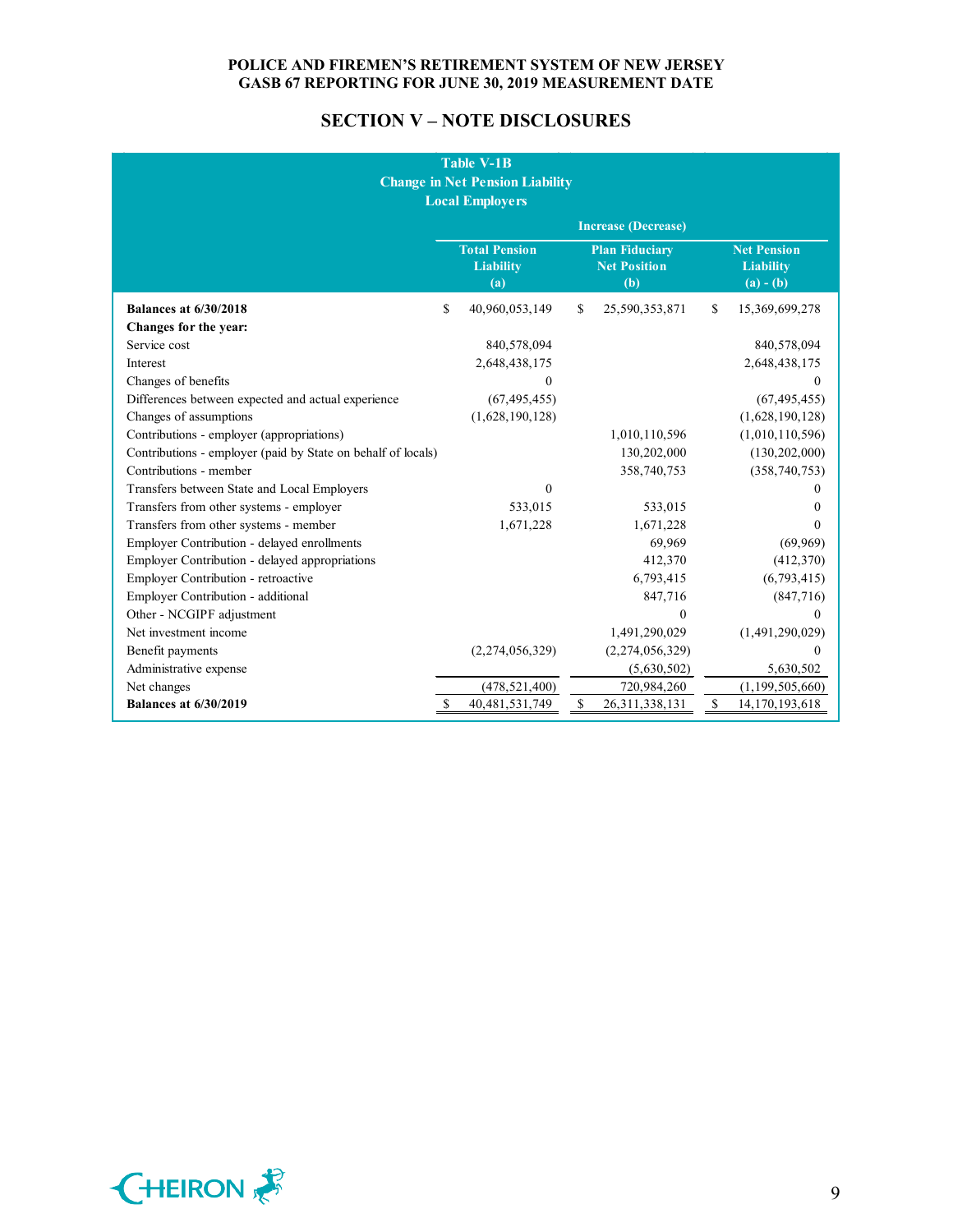## SECTION V – NOTE DISCLOSURES

**Table V-1B**
**Change in Net Pension Liability**
**Local Employers**

| | Increase (Decrease) | | |
|---|---|---|---|
| | **Total Pension Liability (a)** | **Plan Fiduciary Net Position (b)** | **Net Pension Liability (a) - (b)** |
| **Balances at 6/30/2018** | $ 40,960,053,149 | $ 25,590,353,871 | $ 15,369,699,278 |
| **Changes for the year:** | | | |
| Service cost | 840,578,094 | | 840,578,094 |
| Interest | 2,648,438,175 | | 2,648,438,175 |
| Changes of benefits | 0 | | 0 |
| Differences between expected and actual experience | (67,495,455) | | (67,495,455) |
| Changes of assumptions | (1,628,190,128) | | (1,628,190,128) |
| Contributions - employer (appropriations) | | 1,010,110,596 | (1,010,110,596) |
| Contributions - employer (paid by State on behalf of locals) | | 130,202,000 | (130,202,000) |
| Contributions - member | | 358,740,753 | (358,740,753) |
| Transfers between State and Local Employers | 0 | | 0 |
| Transfers from other systems - employer | 533,015 | 533,015 | 0 |
| Transfers from other systems - member | 1,671,228 | 1,671,228 | 0 |
| Employer Contribution - delayed enrollments | | 69,969 | (69,969) |
| Employer Contribution - delayed appropriations | | 412,370 | (412,370) |
| Employer Contribution - retroactive | | 6,793,415 | (6,793,415) |
| Employer Contribution - additional | | 847,716 | (847,716) |
| Other - NCGIPF adjustment | | 0 | 0 |
| Net investment income | | 1,491,290,029 | (1,491,290,029) |
| Benefit payments | (2,274,056,329) | (2,274,056,329) | 0 |
| Administrative expense | | (5,630,502) | 5,630,502 |
| Net changes | (478,521,400) | 720,984,260 | (1,199,505,660) |
| **Balances at 6/30/2019** | $ 40,481,531,749 | $ 26,311,338,131 | $ 14,170,193,618 |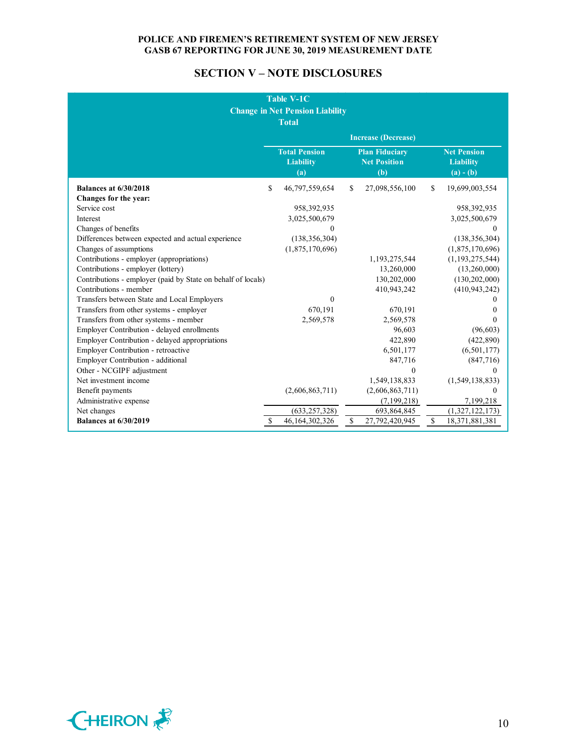## SECTION V – NOTE DISCLOSURES

**Table V-1C**
**Change in Net Pension Liability**
**Total**

| | Increase (Decrease) | | |
|---|---|---|---|
| | **Total Pension Liability (a)** | **Plan Fiduciary Net Position (b)** | **Net Pension Liability (a) - (b)** |
| **Balances at 6/30/2018** | $ 46,797,559,654 | $ 27,098,556,100 | $ 19,699,003,554 |
| **Changes for the year:** | | | |
| Service cost | 958,392,935 | | 958,392,935 |
| Interest | 3,025,500,679 | | 3,025,500,679 |
| Changes of benefits | 0 | | 0 |
| Differences between expected and actual experience | (138,356,304) | | (138,356,304) |
| Changes of assumptions | (1,875,170,696) | | (1,875,170,696) |
| Contributions - employer (appropriations) | | 1,193,275,544 | (1,193,275,544) |
| Contributions - employer (lottery) | | 13,260,000 | (13,260,000) |
| Contributions - employer (paid by State on behalf of locals) | | 130,202,000 | (130,202,000) |
| Contributions - member | | 410,943,242 | (410,943,242) |
| Transfers between State and Local Employers | 0 | | 0 |
| Transfers from other systems - employer | 670,191 | 670,191 | 0 |
| Transfers from other systems - member | 2,569,578 | 2,569,578 | 0 |
| Employer Contribution - delayed enrollments | | 96,603 | (96,603) |
| Employer Contribution - delayed appropriations | | 422,890 | (422,890) |
| Employer Contribution - retroactive | | 6,501,177 | (6,501,177) |
| Employer Contribution - additional | | 847,716 | (847,716) |
| Other - NCGIPF adjustment | | 0 | 0 |
| Net investment income | | 1,549,138,833 | (1,549,138,833) |
| Benefit payments | (2,606,863,711) | (2,606,863,711) | 0 |
| Administrative expense | | (7,199,218) | 7,199,218 |
| Net changes | (633,257,328) | 693,864,845 | (1,327,122,173) |
| **Balances at 6/30/2019** | $ 46,164,302,326 | $ 27,792,420,945 | $ 18,371,881,381 |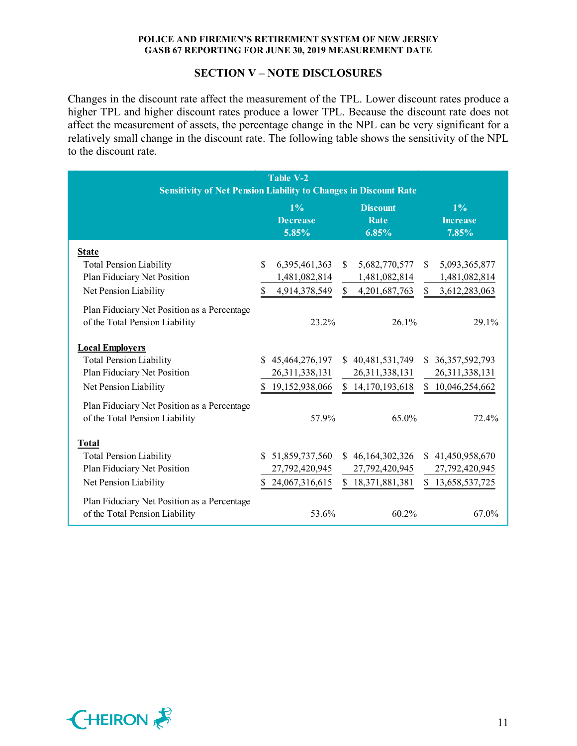## SECTION V – NOTE DISCLOSURES

Changes in the discount rate affect the measurement of the TPL. Lower discount rates produce a higher TPL and higher discount rates produce a lower TPL. Because the discount rate does not affect the measurement of assets, the percentage change in the NPL can be very significant for a relatively small change in the discount rate. The following table shows the sensitivity of the NPL to the discount rate.

**Table V-2**
**Sensitivity of Net Pension Liability to Changes in Discount Rate**

| | 1% Decrease 5.85% | Discount Rate 6.85% | 1% Increase 7.85% |
|---|---|---|---|
| **State** | | | |
| Total Pension Liability | $ 6,395,461,363 | $ 5,682,770,577 | $ 5,093,365,877 |
| Plan Fiduciary Net Position | 1,481,082,814 | 1,481,082,814 | 1,481,082,814 |
| Net Pension Liability | $ 4,914,378,549 | $ 4,201,687,763 | $ 3,612,283,063 |
| Plan Fiduciary Net Position as a Percentage of the Total Pension Liability | 23.2% | 26.1% | 29.1% |
| **Local Employers** | | | |
| Total Pension Liability | $ 45,464,276,197 | $ 40,481,531,749 | $ 36,357,592,793 |
| Plan Fiduciary Net Position | 26,311,338,131 | 26,311,338,131 | 26,311,338,131 |
| Net Pension Liability | $ 19,152,938,066 | $ 14,170,193,618 | $ 10,046,254,662 |
| Plan Fiduciary Net Position as a Percentage of the Total Pension Liability | 57.9% | 65.0% | 72.4% |
| **Total** | | | |
| Total Pension Liability | $ 51,859,737,560 | $ 46,164,302,326 | $ 41,450,958,670 |
| Plan Fiduciary Net Position | 27,792,420,945 | 27,792,420,945 | 27,792,420,945 |
| Net Pension Liability | $ 24,067,316,615 | $ 18,371,881,381 | $ 13,658,537,725 |
| Plan Fiduciary Net Position as a Percentage of the Total Pension Liability | 53.6% | 60.2% | 67.0% |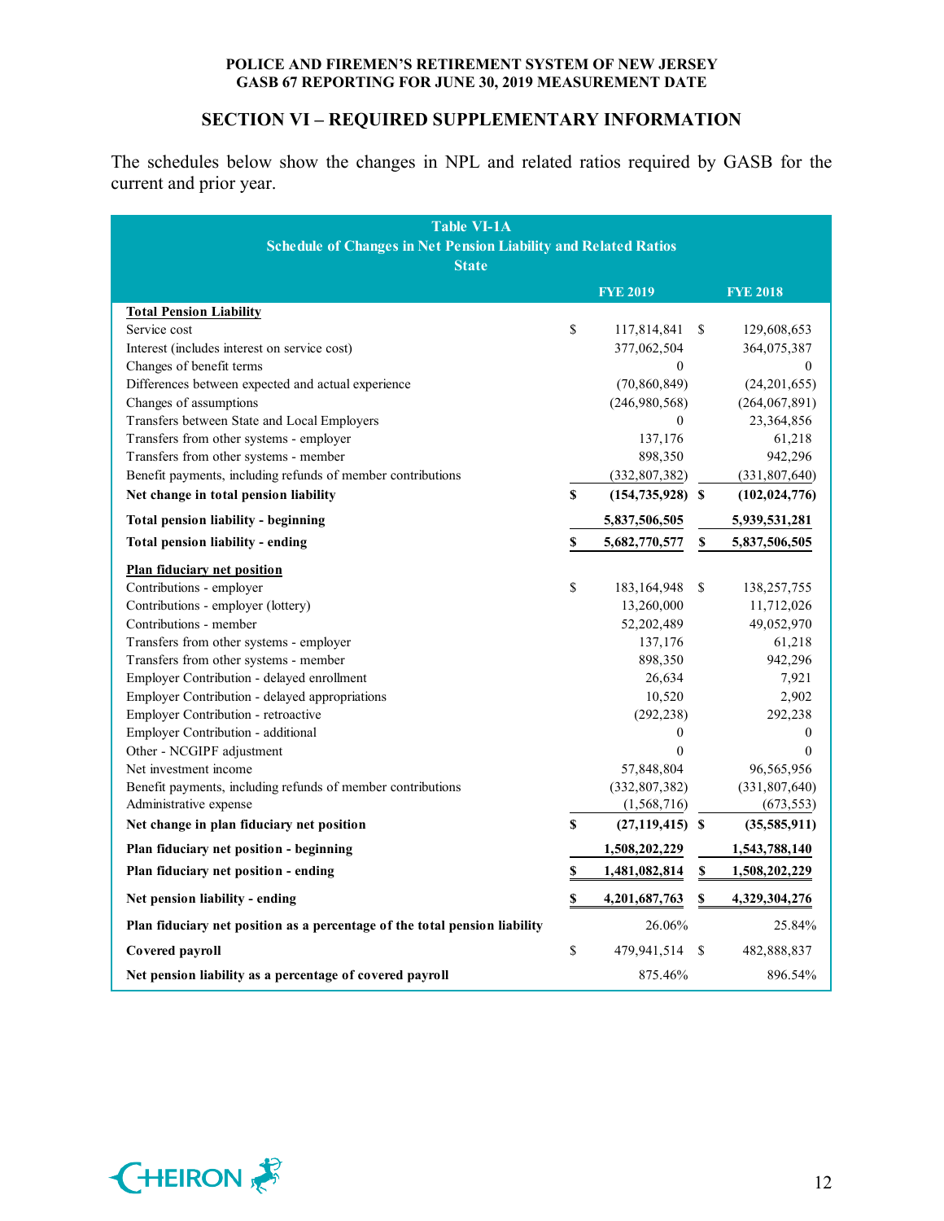## SECTION VI – REQUIRED SUPPLEMENTARY INFORMATION

The schedules below show the changes in NPL and related ratios required by GASB for the current and prior year.

**Table VI-1A**
**Schedule of Changes in Net Pension Liability and Related Ratios**
**State**

| | FYE 2019 | FYE 2018 |
|---|---|---|
| **Total Pension Liability** | | |
| Service cost | $ 117,814,841 | $ 129,608,653 |
| Interest (includes interest on service cost) | 377,062,504 | 364,075,387 |
| Changes of benefit terms | 0 | 0 |
| Differences between expected and actual experience | (70,860,849) | (24,201,655) |
| Changes of assumptions | (246,980,568) | (264,067,891) |
| Transfers between State and Local Employers | 0 | 23,364,856 |
| Transfers from other systems - employer | 137,176 | 61,218 |
| Transfers from other systems - member | 898,350 | 942,296 |
| Benefit payments, including refunds of member contributions | (332,807,382) | (331,807,640) |
| **Net change in total pension liability** | **$ (154,735,928)** | **$ (102,024,776)** |
| **Total pension liability - beginning** | **5,837,506,505** | **5,939,531,281** |
| **Total pension liability - ending** | **$ 5,682,770,577** | **$ 5,837,506,505** |
| **Plan fiduciary net position** | | |
| Contributions - employer | $ 183,164,948 | $ 138,257,755 |
| Contributions - employer (lottery) | 13,260,000 | 11,712,026 |
| Contributions - member | 52,202,489 | 49,052,970 |
| Transfers from other systems - employer | 137,176 | 61,218 |
| Transfers from other systems - member | 898,350 | 942,296 |
| Employer Contribution - delayed enrollment | 26,634 | 7,921 |
| Employer Contribution - delayed appropriations | 10,520 | 2,902 |
| Employer Contribution - retroactive | (292,238) | 292,238 |
| Employer Contribution - additional | 0 | 0 |
| Other - NCGIPF adjustment | 0 | 0 |
| Net investment income | 57,848,804 | 96,565,956 |
| Benefit payments, including refunds of member contributions | (332,807,382) | (331,807,640) |
| Administrative expense | (1,568,716) | (673,553) |
| **Net change in plan fiduciary net position** | **$ (27,119,415)** | **$ (35,585,911)** |
| **Plan fiduciary net position - beginning** | **1,508,202,229** | **1,543,788,140** |
| **Plan fiduciary net position - ending** | **$ 1,481,082,814** | **$ 1,508,202,229** |
| **Net pension liability - ending** | **$ 4,201,687,763** | **$ 4,329,304,276** |
| **Plan fiduciary net position as a percentage of the total pension liability** | 26.06% | 25.84% |
| **Covered payroll** | $ 479,941,514 | $ 482,888,837 |
| **Net pension liability as a percentage of covered payroll** | 875.46% | 896.54% |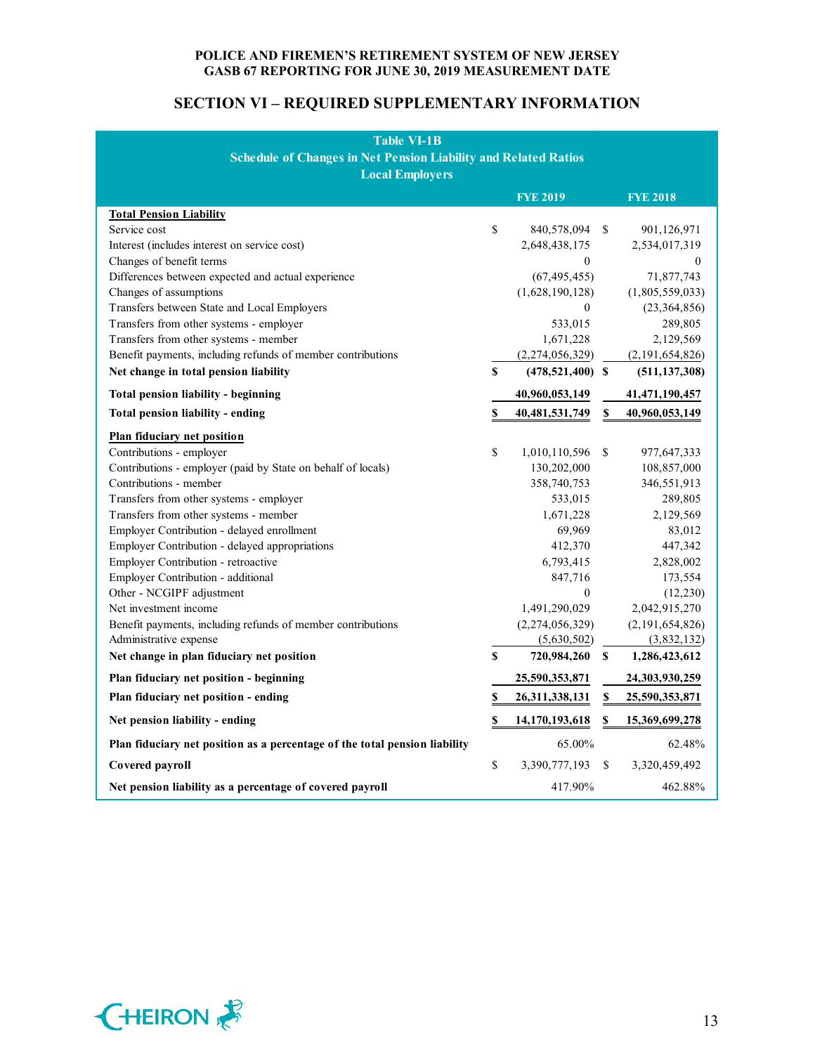# POLICE AND FIREMEN'S RETIREMENT SYSTEM OF NEW JERSEY
## GASB 67 REPORTING FOR JUNE 30, 2019 MEASUREMENT DATE

## SECTION VI – REQUIRED SUPPLEMENTARY INFORMATION

**Table VI-1B**
**Schedule of Changes in Net Pension Liability and Related Ratios**
**Local Employers**

| | FYE 2019 | FYE 2018 |
|---|---|---|
| **Total Pension Liability** | | |
| Service cost | $ 840,578,094 | $ 901,126,971 |
| Interest (includes interest on service cost) | 2,648,438,175 | 2,534,017,319 |
| Changes of benefit terms | 0 | 0 |
| Differences between expected and actual experience | (67,495,455) | 71,877,743 |
| Changes of assumptions | (1,628,190,128) | (1,805,559,033) |
| Transfers between State and Local Employers | 0 | (23,364,856) |
| Transfers from other systems - employer | 533,015 | 289,805 |
| Transfers from other systems - member | 1,671,228 | 2,129,569 |
| Benefit payments, including refunds of member contributions | (2,274,056,329) | (2,191,654,826) |
| **Net change in total pension liability** | **$ (478,521,400)** | **$ (511,137,308)** |
| **Total pension liability - beginning** | **40,960,053,149** | **41,471,190,457** |
| **Total pension liability - ending** | **$ 40,481,531,749** | **$ 40,960,053,149** |
| **Plan fiduciary net position** | | |
| Contributions - employer | $ 1,010,110,596 | $ 977,647,333 |
| Contributions - employer (paid by State on behalf of locals) | 130,202,000 | 108,857,000 |
| Contributions - member | 358,740,753 | 346,551,913 |
| Transfers from other systems - employer | 533,015 | 289,805 |
| Transfers from other systems - member | 1,671,228 | 2,129,569 |
| Employer Contribution - delayed enrollment | 69,969 | 83,012 |
| Employer Contribution - delayed appropriations | 412,370 | 447,342 |
| Employer Contribution - retroactive | 6,793,415 | 2,828,002 |
| Employer Contribution - additional | 847,716 | 173,554 |
| Other - NCGIPF adjustment | 0 | (12,230) |
| Net investment income | 1,491,290,029 | 2,042,915,270 |
| Benefit payments, including refunds of member contributions | (2,274,056,329) | (2,191,654,826) |
| Administrative expense | (5,630,502) | (3,832,132) |
| **Net change in plan fiduciary net position** | **$ 720,984,260** | **$ 1,286,423,612** |
| **Plan fiduciary net position - beginning** | **25,590,353,871** | **24,303,930,259** |
| **Plan fiduciary net position - ending** | **$ 26,311,338,131** | **$ 25,590,353,871** |
| **Net pension liability - ending** | **$ 14,170,193,618** | **$ 15,369,699,278** |
| **Plan fiduciary net position as a percentage of the total pension liability** | 65.00% | 62.48% |
| **Covered payroll** | $ 3,390,777,193 | $ 3,320,459,492 |
| **Net pension liability as a percentage of covered payroll** | 417.90% | 462.88% |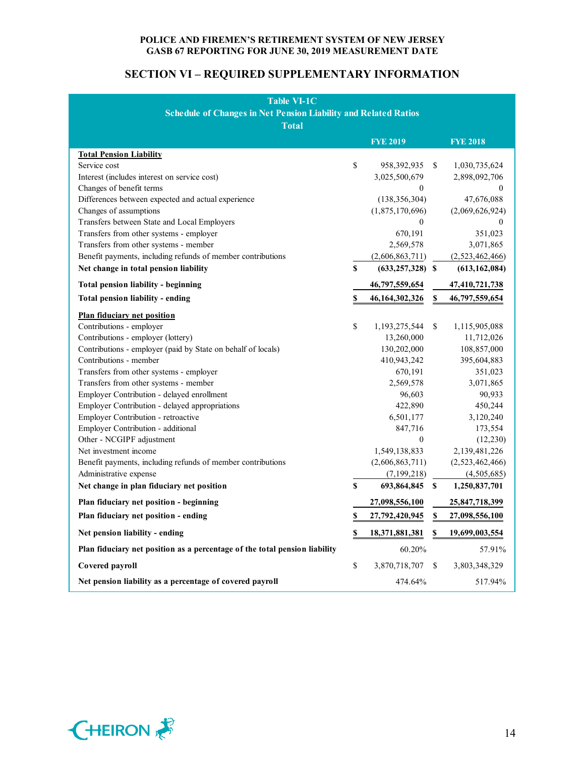# SECTION VI – REQUIRED SUPPLEMENTARY INFORMATION

**Table VI-1C**
**Schedule of Changes in Net Pension Liability and Related Ratios**
**Total**

| | FYE 2019 | FYE 2018 |
|---|---|---|
| **Total Pension Liability** | | |
| Service cost | $ 958,392,935 | $ 1,030,735,624 |
| Interest (includes interest on service cost) | 3,025,500,679 | 2,898,092,706 |
| Changes of benefit terms | 0 | 0 |
| Differences between expected and actual experience | (138,356,304) | 47,676,088 |
| Changes of assumptions | (1,875,170,696) | (2,069,626,924) |
| Transfers between State and Local Employers | 0 | 0 |
| Transfers from other systems - employer | 670,191 | 351,023 |
| Transfers from other systems - member | 2,569,578 | 3,071,865 |
| Benefit payments, including refunds of member contributions | (2,606,863,711) | (2,523,462,466) |
| **Net change in total pension liability** | **$ (633,257,328)** | **$ (613,162,084)** |
| **Total pension liability - beginning** | **46,797,559,654** | **47,410,721,738** |
| **Total pension liability - ending** | **$ 46,164,302,326** | **$ 46,797,559,654** |
| **Plan fiduciary net position** | | |
| Contributions - employer | $ 1,193,275,544 | $ 1,115,905,088 |
| Contributions - employer (lottery) | 13,260,000 | 11,712,026 |
| Contributions - employer (paid by State on behalf of locals) | 130,202,000 | 108,857,000 |
| Contributions - member | 410,943,242 | 395,604,883 |
| Transfers from other systems - employer | 670,191 | 351,023 |
| Transfers from other systems - member | 2,569,578 | 3,071,865 |
| Employer Contribution - delayed enrollment | 96,603 | 90,933 |
| Employer Contribution - delayed appropriations | 422,890 | 450,244 |
| Employer Contribution - retroactive | 6,501,177 | 3,120,240 |
| Employer Contribution - additional | 847,716 | 173,554 |
| Other - NCGIPF adjustment | 0 | (12,230) |
| Net investment income | 1,549,138,833 | 2,139,481,226 |
| Benefit payments, including refunds of member contributions | (2,606,863,711) | (2,523,462,466) |
| Administrative expense | (7,199,218) | (4,505,685) |
| **Net change in plan fiduciary net position** | **$ 693,864,845** | **$ 1,250,837,701** |
| **Plan fiduciary net position - beginning** | **27,098,556,100** | **25,847,718,399** |
| **Plan fiduciary net position - ending** | **$ 27,792,420,945** | **$ 27,098,556,100** |
| **Net pension liability - ending** | **$ 18,371,881,381** | **$ 19,699,003,554** |
| **Plan fiduciary net position as a percentage of the total pension liability** | 60.20% | 57.91% |
| **Covered payroll** | $ 3,870,718,707 | $ 3,803,348,329 |
| **Net pension liability as a percentage of covered payroll** | 474.64% | 517.94% |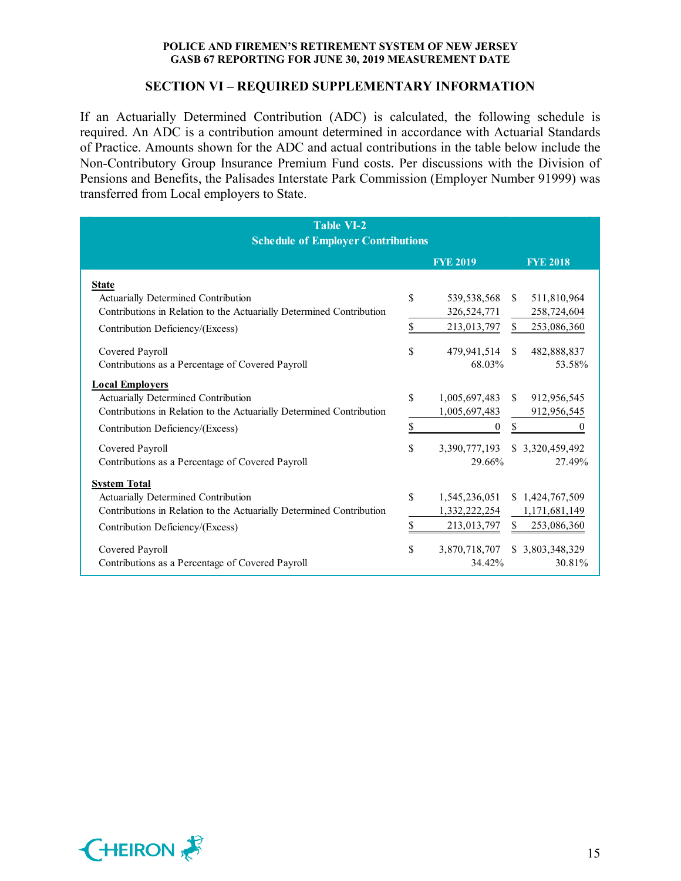## SECTION VI – REQUIRED SUPPLEMENTARY INFORMATION

If an Actuarially Determined Contribution (ADC) is calculated, the following schedule is required. An ADC is a contribution amount determined in accordance with Actuarial Standards of Practice. Amounts shown for the ADC and actual contributions in the table below include the Non-Contributory Group Insurance Premium Fund costs. Per discussions with the Division of Pensions and Benefits, the Palisades Interstate Park Commission (Employer Number 91999) was transferred from Local employers to State.

**Table VI-2**
**Schedule of Employer Contributions**

| | FYE 2019 | FYE 2018 |
|---|---|---|
| **State** | | |
| Actuarially Determined Contribution | $ 539,538,568 | $ 511,810,964 |
| Contributions in Relation to the Actuarially Determined Contribution | 326,524,771 | 258,724,604 |
| Contribution Deficiency/(Excess) | $ 213,013,797 | $ 253,086,360 |
| Covered Payroll | $ 479,941,514 | $ 482,888,837 |
| Contributions as a Percentage of Covered Payroll | 68.03% | 53.58% |
| **Local Employers** | | |
| Actuarially Determined Contribution | $ 1,005,697,483 | $ 912,956,545 |
| Contributions in Relation to the Actuarially Determined Contribution | 1,005,697,483 | 912,956,545 |
| Contribution Deficiency/(Excess) | $ 0 | $ 0 |
| Covered Payroll | $ 3,390,777,193 | $ 3,320,459,492 |
| Contributions as a Percentage of Covered Payroll | 29.66% | 27.49% |
| **System Total** | | |
| Actuarially Determined Contribution | $ 1,545,236,051 | $ 1,424,767,509 |
| Contributions in Relation to the Actuarially Determined Contribution | 1,332,222,254 | 1,171,681,149 |
| Contribution Deficiency/(Excess) | $ 213,013,797 | $ 253,086,360 |
| Covered Payroll | $ 3,870,718,707 | $ 3,803,348,329 |
| Contributions as a Percentage of Covered Payroll | 34.42% | 30.81% |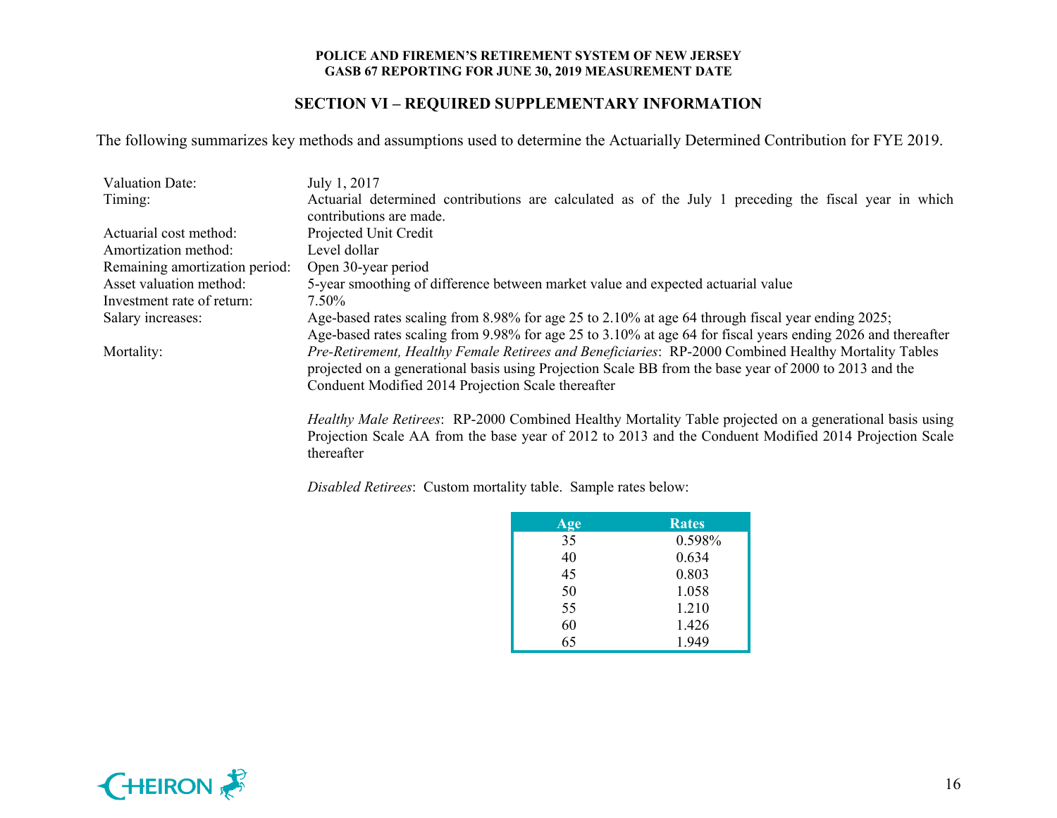## SECTION VI – REQUIRED SUPPLEMENTARY INFORMATION

The following summarizes key methods and assumptions used to determine the Actuarially Determined Contribution for FYE 2019.

| | |
|---|---|
| Valuation Date: | July 1, 2017 |
| Timing: | Actuarial determined contributions are calculated as of the July 1 preceding the fiscal year in which contributions are made. |
| Actuarial cost method: | Projected Unit Credit |
| Amortization method: | Level dollar |
| Remaining amortization period: | Open 30-year period |
| Asset valuation method: | 5-year smoothing of difference between market value and expected actuarial value |
| Investment rate of return: | 7.50% |
| Salary increases: | Age-based rates scaling from 8.98% for age 25 to 2.10% at age 64 through fiscal year ending 2025; Age-based rates scaling from 9.98% for age 25 to 3.10% at age 64 for fiscal years ending 2026 and thereafter |
| Mortality: | *Pre-Retirement, Healthy Female Retirees and Beneficiaries*: RP-2000 Combined Healthy Mortality Tables projected on a generational basis using Projection Scale BB from the base year of 2000 to 2013 and the Conduent Modified 2014 Projection Scale thereafter |

*Healthy Male Retirees*: RP-2000 Combined Healthy Mortality Table projected on a generational basis using Projection Scale AA from the base year of 2012 to 2013 and the Conduent Modified 2014 Projection Scale thereafter

*Disabled Retirees*: Custom mortality table. Sample rates below:

| Age | Rates |
|---|---|
| 35 | 0.598% |
| 40 | 0.634 |
| 45 | 0.803 |
| 50 | 1.058 |
| 55 | 1.210 |
| 60 | 1.426 |
| 65 | 1.949 |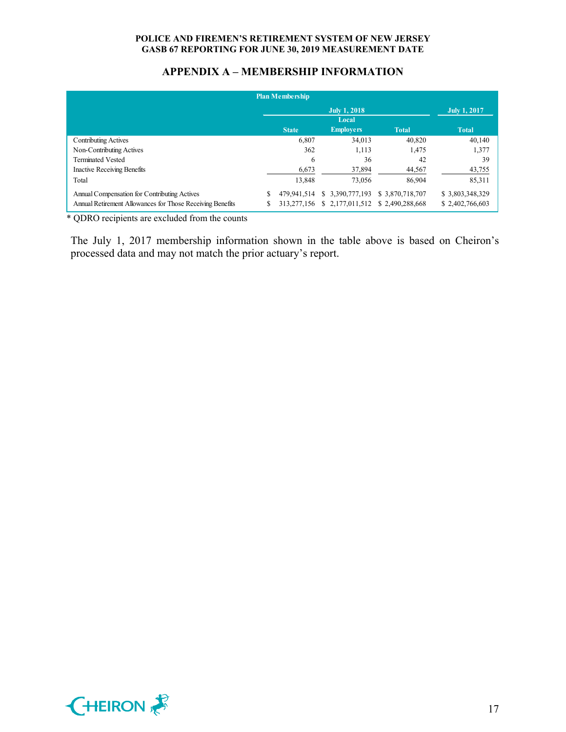## APPENDIX A – MEMBERSHIP INFORMATION

| Plan Membership | | | | |
|---|---|---|---|---|
| | July 1, 2018 | | | July 1, 2017 |
| | State | Local Employers | Total | Total |
| Contributing Actives | 6,807 | 34,013 | 40,820 | 40,140 |
| Non-Contributing Actives | 362 | 1,113 | 1,475 | 1,377 |
| Terminated Vested | 6 | 36 | 42 | 39 |
| Inactive Receiving Benefits | 6,673 | 37,894 | 44,567 | 43,755 |
| Total | 13,848 | 73,056 | 86,904 | 85,311 |
| Annual Compensation for Contributing Actives | $ 479,941,514 | $ 3,390,777,193 | $ 3,870,718,707 | $ 3,803,348,329 |
| Annual Retirement Allowances for Those Receiving Benefits | $ 313,277,156 | $ 2,177,011,512 | $ 2,490,288,668 | $ 2,402,766,603 |

* QDRO recipients are excluded from the counts

The July 1, 2017 membership information shown in the table above is based on Cheiron's processed data and may not match the prior actuary's report.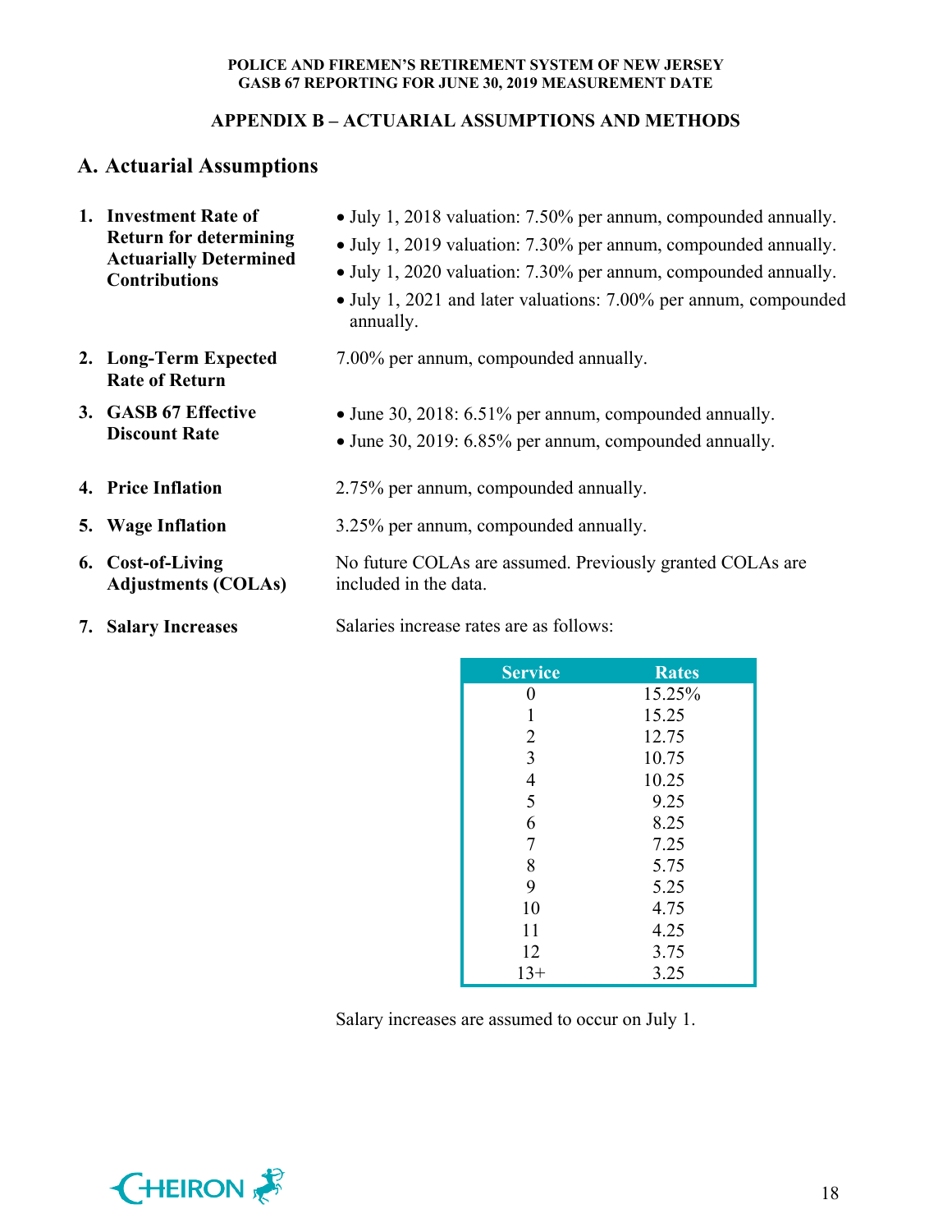## APPENDIX B – ACTUARIAL ASSUMPTIONS AND METHODS

## A. Actuarial Assumptions

1. **Investment Rate of Return for determining Actuarially Determined Contributions**
   - July 1, 2018 valuation: 7.50% per annum, compounded annually.
   - July 1, 2019 valuation: 7.30% per annum, compounded annually.
   - July 1, 2020 valuation: 7.30% per annum, compounded annually.
   - July 1, 2021 and later valuations: 7.00% per annum, compounded annually.

2. **Long-Term Expected Rate of Return**

   7.00% per annum, compounded annually.

3. **GASB 67 Effective Discount Rate**
   - June 30, 2018: 6.51% per annum, compounded annually.
   - June 30, 2019: 6.85% per annum, compounded annually.

4. **Price Inflation**

   2.75% per annum, compounded annually.

5. **Wage Inflation**

   3.25% per annum, compounded annually.

6. **Cost-of-Living Adjustments (COLAs)**

   No future COLAs are assumed. Previously granted COLAs are included in the data.

7. **Salary Increases**

   Salaries increase rates are as follows:

| Service | Rates |
|---|---|
| 0 | 15.25% |
| 1 | 15.25 |
| 2 | 12.75 |
| 3 | 10.75 |
| 4 | 10.25 |
| 5 | 9.25 |
| 6 | 8.25 |
| 7 | 7.25 |
| 8 | 5.75 |
| 9 | 5.25 |
| 10 | 4.75 |
| 11 | 4.25 |
| 12 | 3.75 |
| 13+ | 3.25 |

Salary increases are assumed to occur on July 1.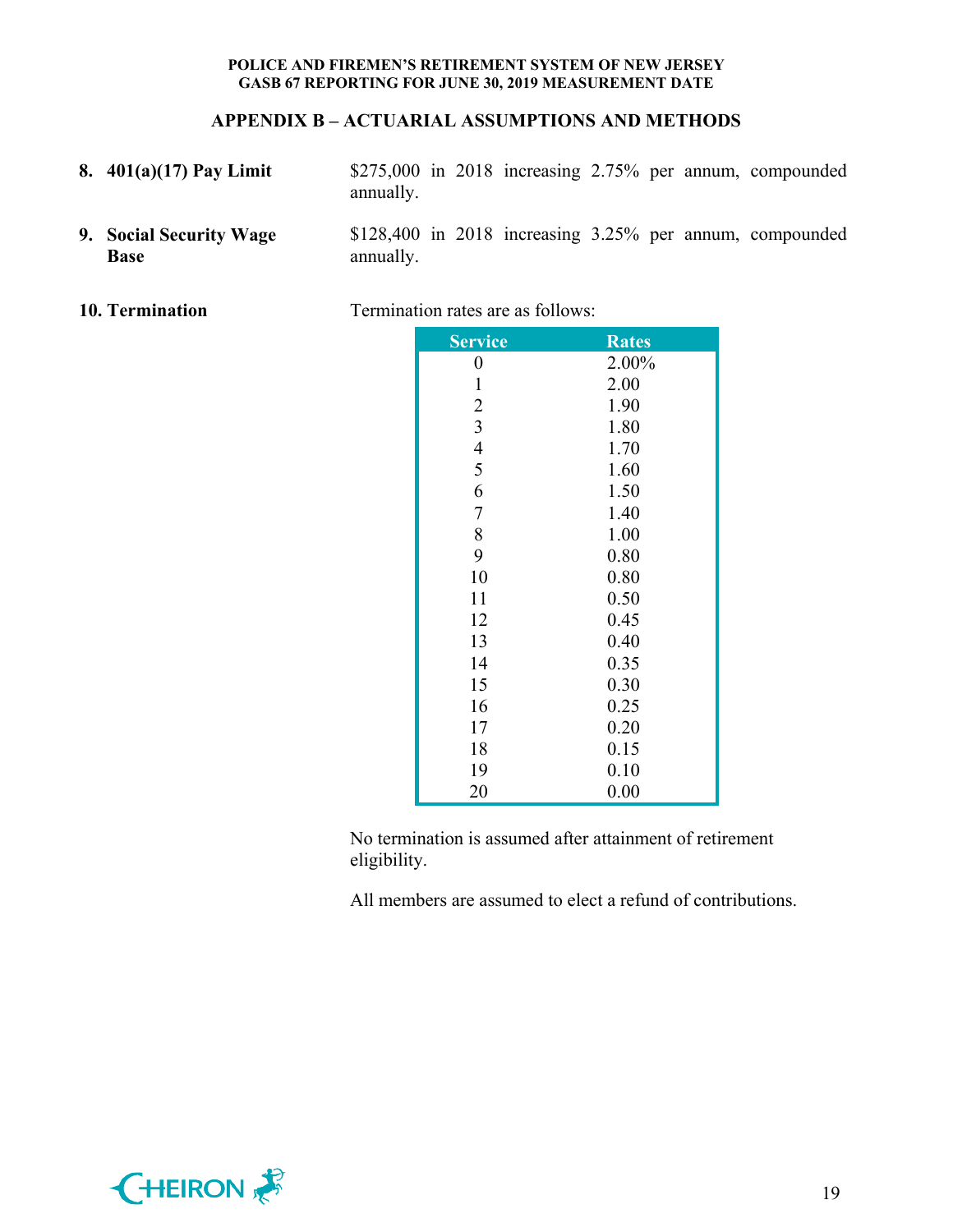## APPENDIX B – ACTUARIAL ASSUMPTIONS AND METHODS

**8. 401(a)(17) Pay Limit**

$275,000 in 2018 increasing 2.75% per annum, compounded annually.

**9. Social Security Wage Base**

$128,400 in 2018 increasing 3.25% per annum, compounded annually.

**10. Termination**

Termination rates are as follows:

| Service | Rates |
|---|---|
| 0 | 2.00% |
| 1 | 2.00 |
| 2 | 1.90 |
| 3 | 1.80 |
| 4 | 1.70 |
| 5 | 1.60 |
| 6 | 1.50 |
| 7 | 1.40 |
| 8 | 1.00 |
| 9 | 0.80 |
| 10 | 0.80 |
| 11 | 0.50 |
| 12 | 0.45 |
| 13 | 0.40 |
| 14 | 0.35 |
| 15 | 0.30 |
| 16 | 0.25 |
| 17 | 0.20 |
| 18 | 0.15 |
| 19 | 0.10 |
| 20 | 0.00 |

No termination is assumed after attainment of retirement eligibility.

All members are assumed to elect a refund of contributions.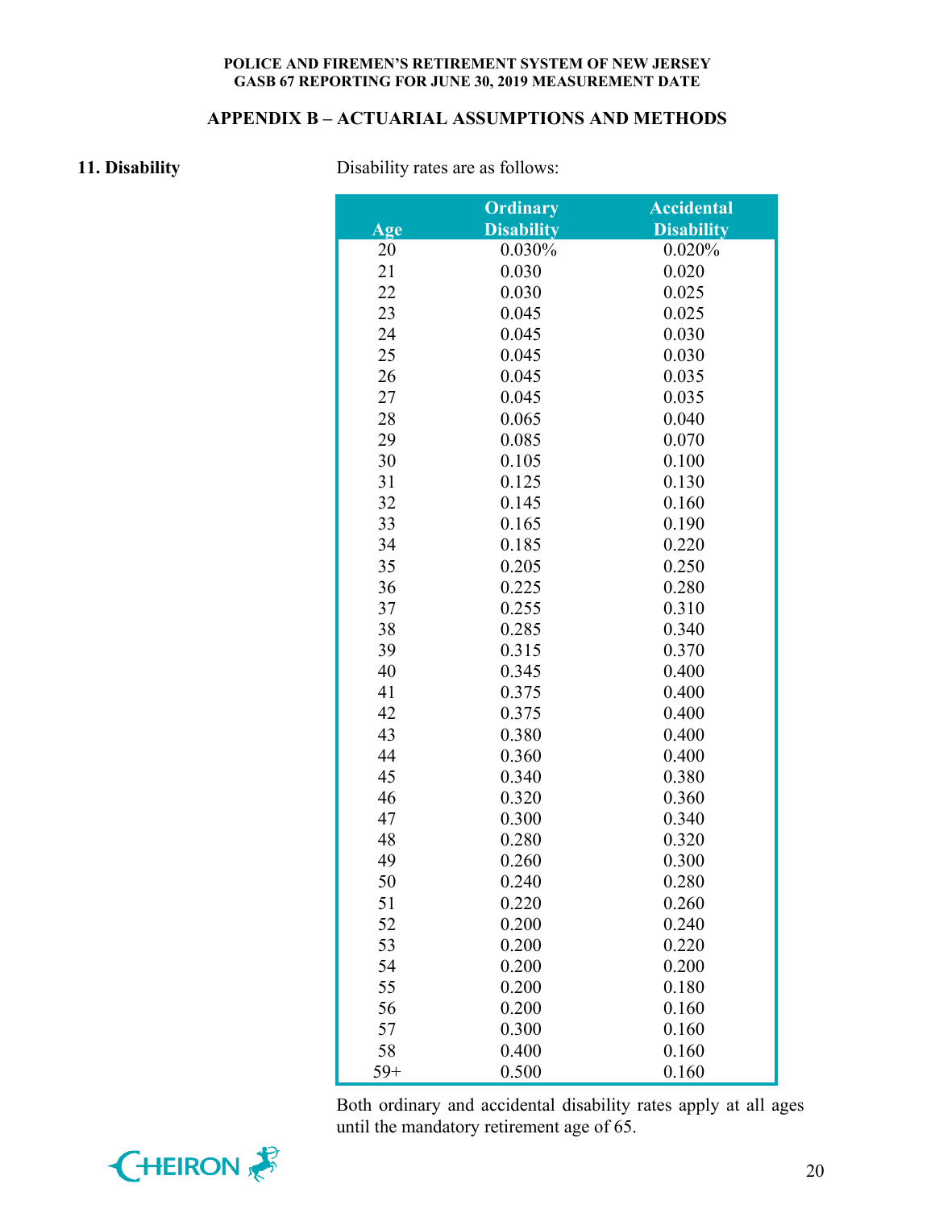## APPENDIX B – ACTUARIAL ASSUMPTIONS AND METHODS

**11. Disability**

Disability rates are as follows:

| Age | Ordinary Disability | Accidental Disability |
|---|---|---|
| 20 | 0.030% | 0.020% |
| 21 | 0.030 | 0.020 |
| 22 | 0.030 | 0.025 |
| 23 | 0.045 | 0.025 |
| 24 | 0.045 | 0.030 |
| 25 | 0.045 | 0.030 |
| 26 | 0.045 | 0.035 |
| 27 | 0.045 | 0.035 |
| 28 | 0.065 | 0.040 |
| 29 | 0.085 | 0.070 |
| 30 | 0.105 | 0.100 |
| 31 | 0.125 | 0.130 |
| 32 | 0.145 | 0.160 |
| 33 | 0.165 | 0.190 |
| 34 | 0.185 | 0.220 |
| 35 | 0.205 | 0.250 |
| 36 | 0.225 | 0.280 |
| 37 | 0.255 | 0.310 |
| 38 | 0.285 | 0.340 |
| 39 | 0.315 | 0.370 |
| 40 | 0.345 | 0.400 |
| 41 | 0.375 | 0.400 |
| 42 | 0.375 | 0.400 |
| 43 | 0.380 | 0.400 |
| 44 | 0.360 | 0.400 |
| 45 | 0.340 | 0.380 |
| 46 | 0.320 | 0.360 |
| 47 | 0.300 | 0.340 |
| 48 | 0.280 | 0.320 |
| 49 | 0.260 | 0.300 |
| 50 | 0.240 | 0.280 |
| 51 | 0.220 | 0.260 |
| 52 | 0.200 | 0.240 |
| 53 | 0.200 | 0.220 |
| 54 | 0.200 | 0.200 |
| 55 | 0.200 | 0.180 |
| 56 | 0.200 | 0.160 |
| 57 | 0.300 | 0.160 |
| 58 | 0.400 | 0.160 |
| 59+ | 0.500 | 0.160 |

Both ordinary and accidental disability rates apply at all ages until the mandatory retirement age of 65.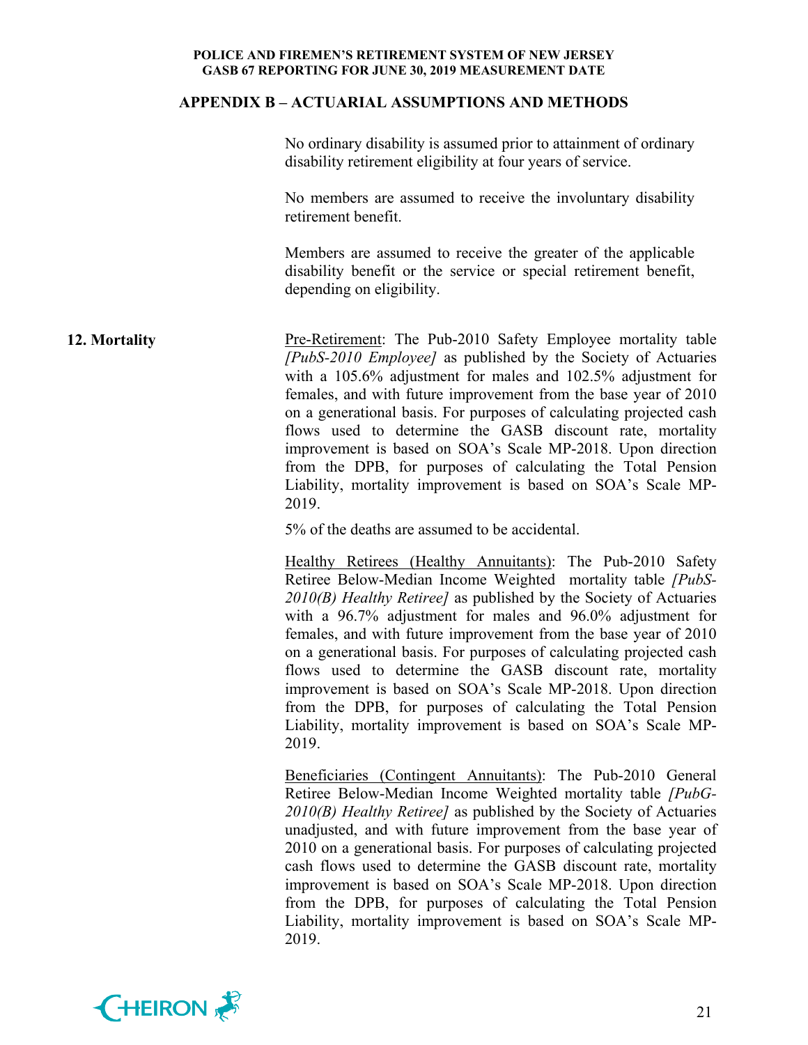## APPENDIX B – ACTUARIAL ASSUMPTIONS AND METHODS

No ordinary disability is assumed prior to attainment of ordinary disability retirement eligibility at four years of service.

No members are assumed to receive the involuntary disability retirement benefit.

Members are assumed to receive the greater of the applicable disability benefit or the service or special retirement benefit, depending on eligibility.

**12. Mortality**

Pre-Retirement: The Pub-2010 Safety Employee mortality table *[PubS-2010 Employee]* as published by the Society of Actuaries with a 105.6% adjustment for males and 102.5% adjustment for females, and with future improvement from the base year of 2010 on a generational basis. For purposes of calculating projected cash flows used to determine the GASB discount rate, mortality improvement is based on SOA's Scale MP-2018. Upon direction from the DPB, for purposes of calculating the Total Pension Liability, mortality improvement is based on SOA's Scale MP-2019.

5% of the deaths are assumed to be accidental.

Healthy Retirees (Healthy Annuitants): The Pub-2010 Safety Retiree Below-Median Income Weighted mortality table *[PubS-2010(B) Healthy Retiree]* as published by the Society of Actuaries with a 96.7% adjustment for males and 96.0% adjustment for females, and with future improvement from the base year of 2010 on a generational basis. For purposes of calculating projected cash flows used to determine the GASB discount rate, mortality improvement is based on SOA's Scale MP-2018. Upon direction from the DPB, for purposes of calculating the Total Pension Liability, mortality improvement is based on SOA's Scale MP-2019.

Beneficiaries (Contingent Annuitants): The Pub-2010 General Retiree Below-Median Income Weighted mortality table *[PubG-2010(B) Healthy Retiree]* as published by the Society of Actuaries unadjusted, and with future improvement from the base year of 2010 on a generational basis. For purposes of calculating projected cash flows used to determine the GASB discount rate, mortality improvement is based on SOA's Scale MP-2018. Upon direction from the DPB, for purposes of calculating the Total Pension Liability, mortality improvement is based on SOA's Scale MP-2019.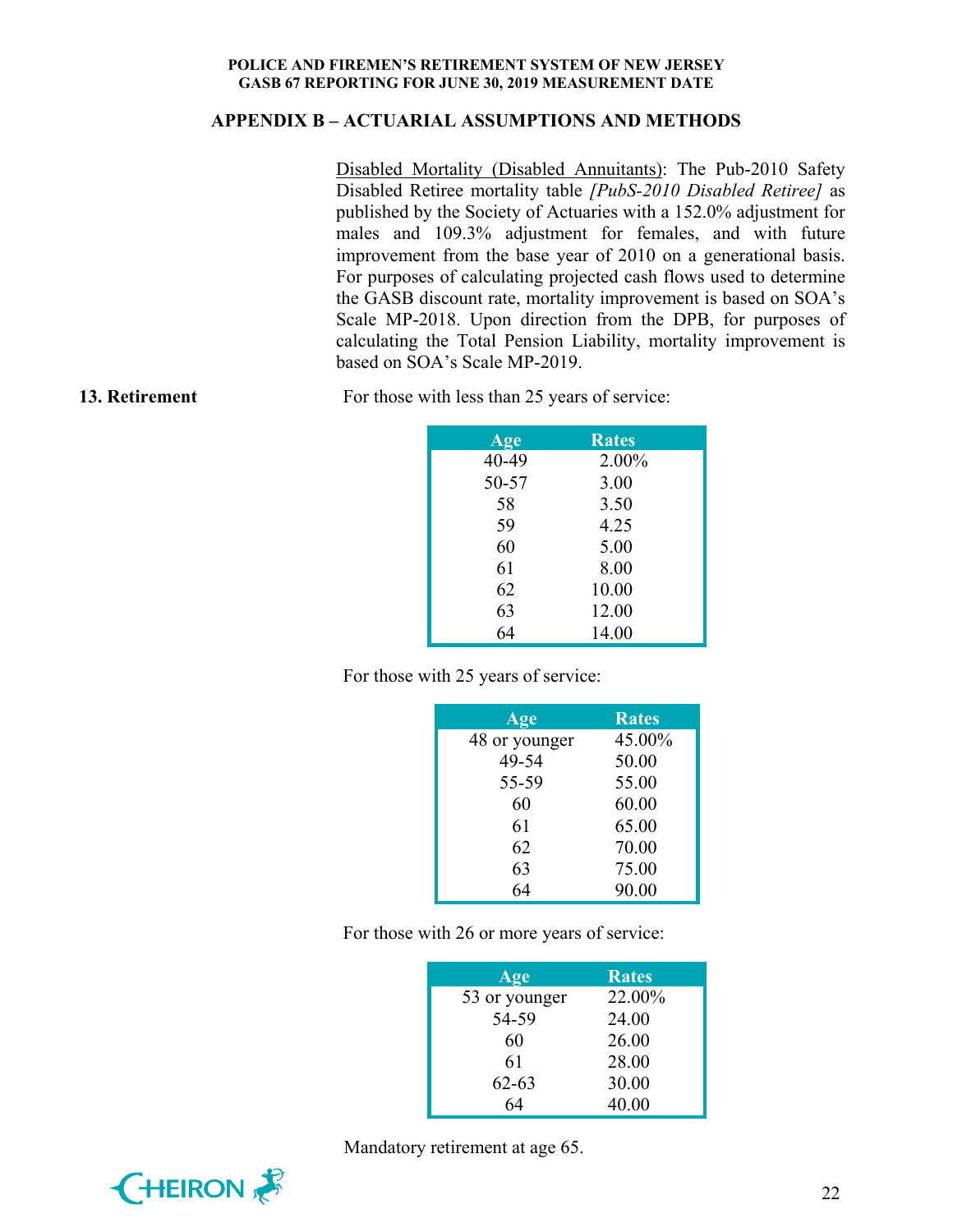## APPENDIX B – ACTUARIAL ASSUMPTIONS AND METHODS

<u>Disabled Mortality (Disabled Annuitants)</u>: The Pub-2010 Safety Disabled Retiree mortality table *[PubS-2010 Disabled Retiree]* as published by the Society of Actuaries with a 152.0% adjustment for males and 109.3% adjustment for females, and with future improvement from the base year of 2010 on a generational basis. For purposes of calculating projected cash flows used to determine the GASB discount rate, mortality improvement is based on SOA's Scale MP-2018. Upon direction from the DPB, for purposes of calculating the Total Pension Liability, mortality improvement is based on SOA's Scale MP-2019.

**13. Retirement**

For those with less than 25 years of service:

| Age | Rates |
|---|---|
| 40-49 | 2.00% |
| 50-57 | 3.00 |
| 58 | 3.50 |
| 59 | 4.25 |
| 60 | 5.00 |
| 61 | 8.00 |
| 62 | 10.00 |
| 63 | 12.00 |
| 64 | 14.00 |

For those with 25 years of service:

| Age | Rates |
|---|---|
| 48 or younger | 45.00% |
| 49-54 | 50.00 |
| 55-59 | 55.00 |
| 60 | 60.00 |
| 61 | 65.00 |
| 62 | 70.00 |
| 63 | 75.00 |
| 64 | 90.00 |

For those with 26 or more years of service:

| Age | Rates |
|---|---|
| 53 or younger | 22.00% |
| 54-59 | 24.00 |
| 60 | 26.00 |
| 61 | 28.00 |
| 62-63 | 30.00 |
| 64 | 40.00 |

Mandatory retirement at age 65.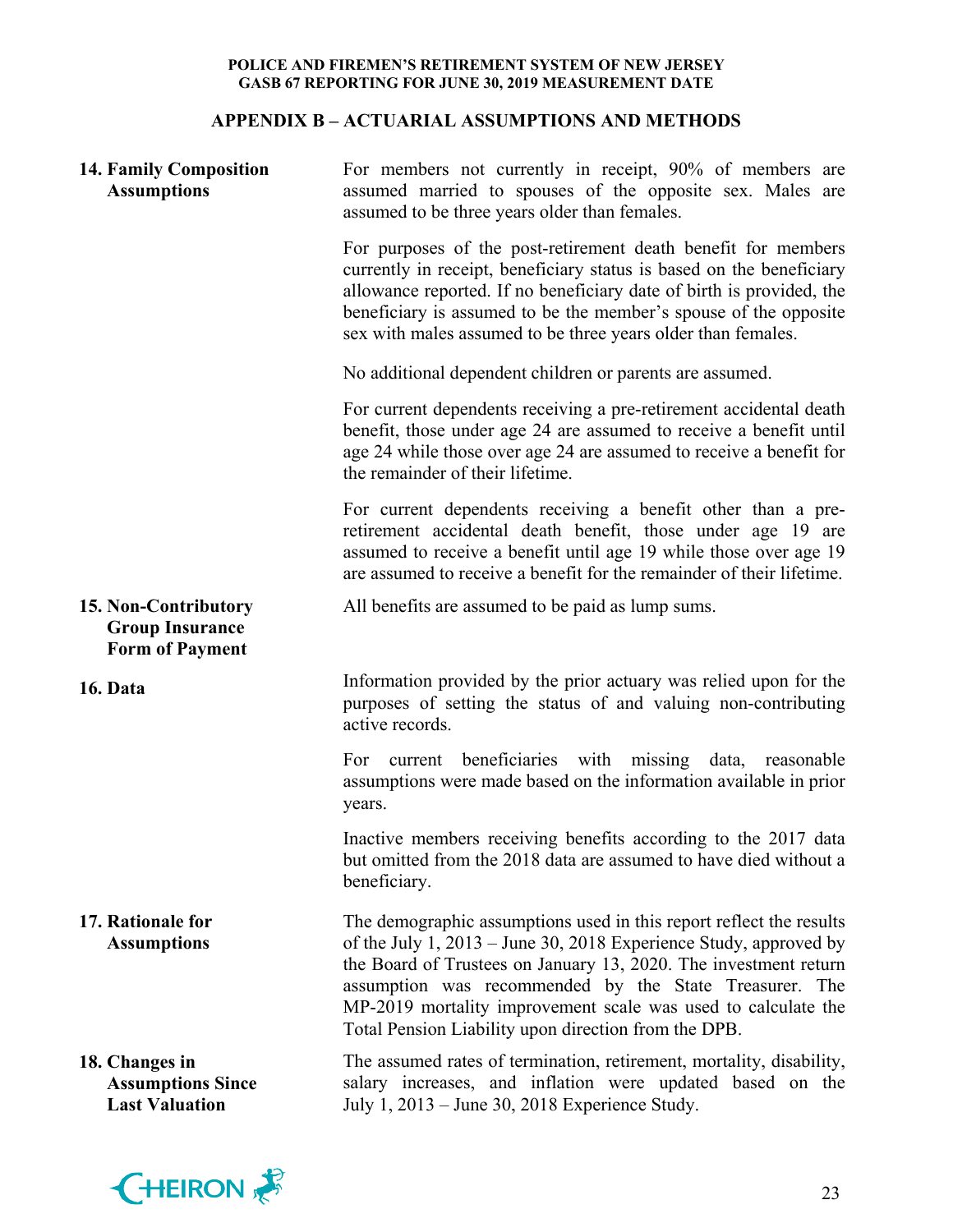## APPENDIX B – ACTUARIAL ASSUMPTIONS AND METHODS

**14. Family Composition Assumptions**

For members not currently in receipt, 90% of members are assumed married to spouses of the opposite sex. Males are assumed to be three years older than females.

For purposes of the post-retirement death benefit for members currently in receipt, beneficiary status is based on the beneficiary allowance reported. If no beneficiary date of birth is provided, the beneficiary is assumed to be the member's spouse of the opposite sex with males assumed to be three years older than females.

No additional dependent children or parents are assumed.

For current dependents receiving a pre-retirement accidental death benefit, those under age 24 are assumed to receive a benefit until age 24 while those over age 24 are assumed to receive a benefit for the remainder of their lifetime.

For current dependents receiving a benefit other than a pre-retirement accidental death benefit, those under age 19 are assumed to receive a benefit until age 19 while those over age 19 are assumed to receive a benefit for the remainder of their lifetime.

**15. Non-Contributory Group Insurance Form of Payment**

All benefits are assumed to be paid as lump sums.

**16. Data**

Information provided by the prior actuary was relied upon for the purposes of setting the status of and valuing non-contributing active records.

For current beneficiaries with missing data, reasonable assumptions were made based on the information available in prior years.

Inactive members receiving benefits according to the 2017 data but omitted from the 2018 data are assumed to have died without a beneficiary.

**17. Rationale for Assumptions**

The demographic assumptions used in this report reflect the results of the July 1, 2013 – June 30, 2018 Experience Study, approved by the Board of Trustees on January 13, 2020. The investment return assumption was recommended by the State Treasurer. The MP-2019 mortality improvement scale was used to calculate the Total Pension Liability upon direction from the DPB.

**18. Changes in Assumptions Since Last Valuation**

The assumed rates of termination, retirement, mortality, disability, salary increases, and inflation were updated based on the July 1, 2013 – June 30, 2018 Experience Study.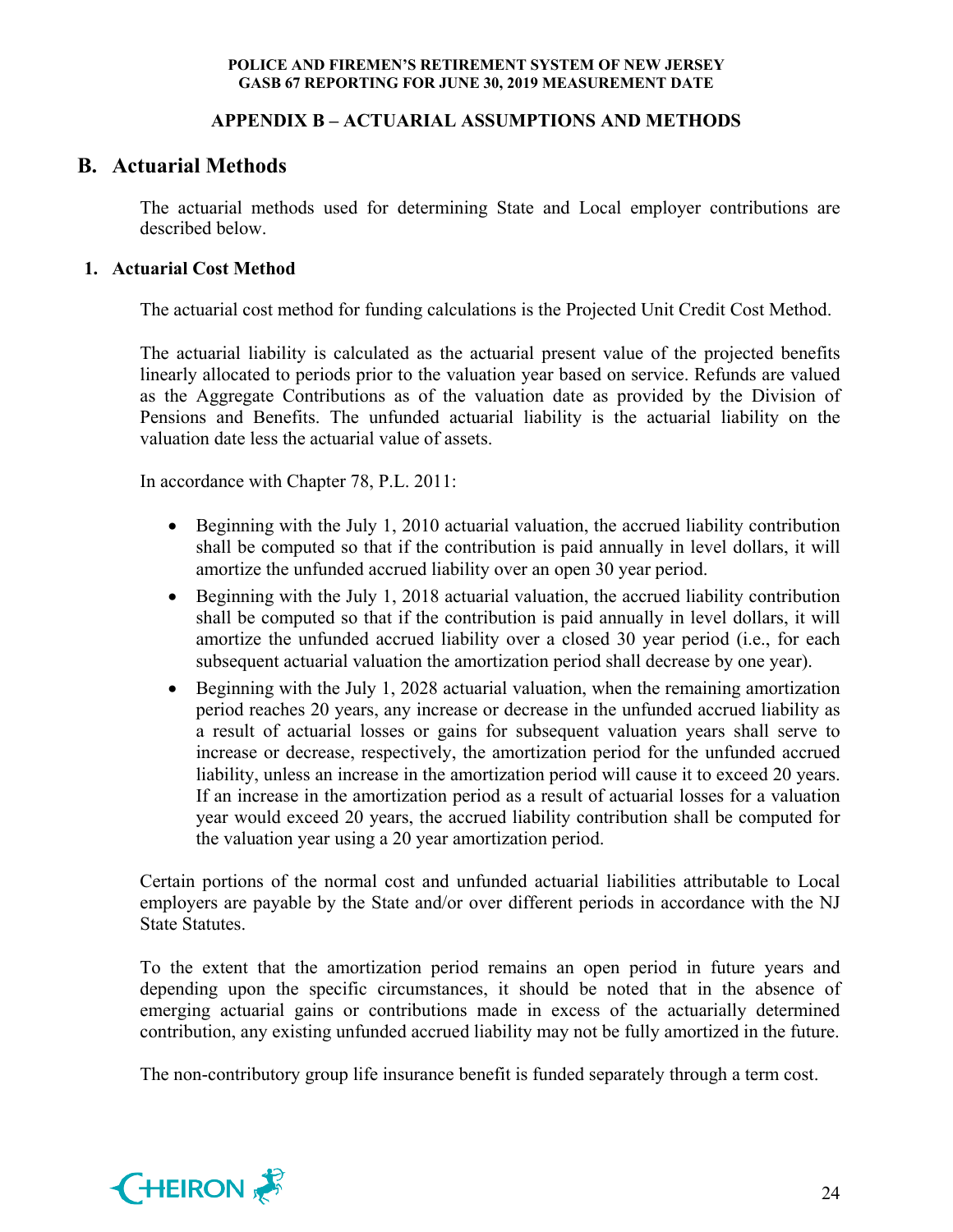## APPENDIX B – ACTUARIAL ASSUMPTIONS AND METHODS

## B. Actuarial Methods

The actuarial methods used for determining State and Local employer contributions are described below.

### 1. Actuarial Cost Method

The actuarial cost method for funding calculations is the Projected Unit Credit Cost Method.

The actuarial liability is calculated as the actuarial present value of the projected benefits linearly allocated to periods prior to the valuation year based on service. Refunds are valued as the Aggregate Contributions as of the valuation date as provided by the Division of Pensions and Benefits. The unfunded actuarial liability is the actuarial liability on the valuation date less the actuarial value of assets.

In accordance with Chapter 78, P.L. 2011:

- Beginning with the July 1, 2010 actuarial valuation, the accrued liability contribution shall be computed so that if the contribution is paid annually in level dollars, it will amortize the unfunded accrued liability over an open 30 year period.
- Beginning with the July 1, 2018 actuarial valuation, the accrued liability contribution shall be computed so that if the contribution is paid annually in level dollars, it will amortize the unfunded accrued liability over a closed 30 year period (i.e., for each subsequent actuarial valuation the amortization period shall decrease by one year).
- Beginning with the July 1, 2028 actuarial valuation, when the remaining amortization period reaches 20 years, any increase or decrease in the unfunded accrued liability as a result of actuarial losses or gains for subsequent valuation years shall serve to increase or decrease, respectively, the amortization period for the unfunded accrued liability, unless an increase in the amortization period will cause it to exceed 20 years. If an increase in the amortization period as a result of actuarial losses for a valuation year would exceed 20 years, the accrued liability contribution shall be computed for the valuation year using a 20 year amortization period.

Certain portions of the normal cost and unfunded actuarial liabilities attributable to Local employers are payable by the State and/or over different periods in accordance with the NJ State Statutes.

To the extent that the amortization period remains an open period in future years and depending upon the specific circumstances, it should be noted that in the absence of emerging actuarial gains or contributions made in excess of the actuarially determined contribution, any existing unfunded accrued liability may not be fully amortized in the future.

The non-contributory group life insurance benefit is funded separately through a term cost.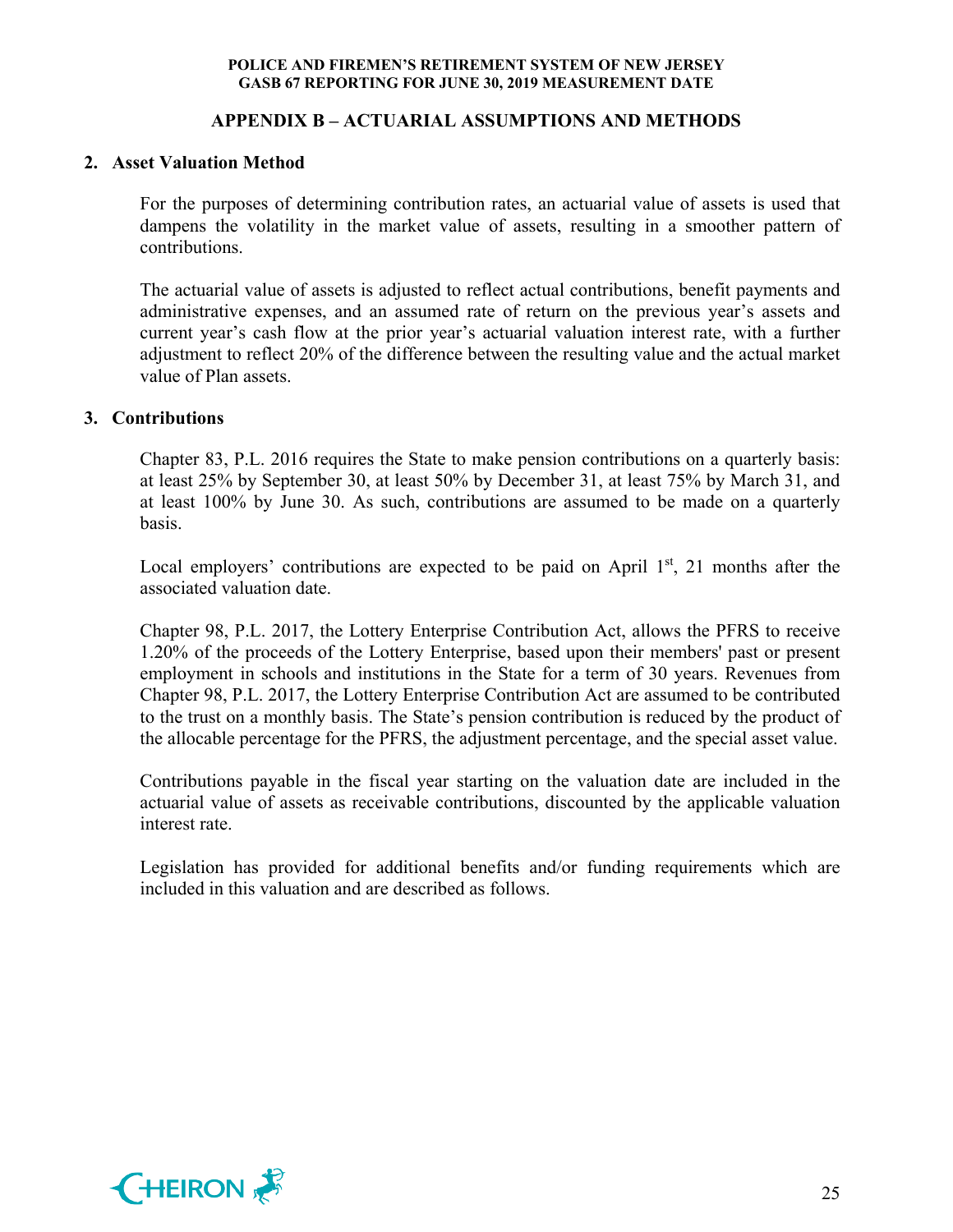## APPENDIX B – ACTUARIAL ASSUMPTIONS AND METHODS

### 2. Asset Valuation Method

For the purposes of determining contribution rates, an actuarial value of assets is used that dampens the volatility in the market value of assets, resulting in a smoother pattern of contributions.

The actuarial value of assets is adjusted to reflect actual contributions, benefit payments and administrative expenses, and an assumed rate of return on the previous year's assets and current year's cash flow at the prior year's actuarial valuation interest rate, with a further adjustment to reflect 20% of the difference between the resulting value and the actual market value of Plan assets.

### 3. Contributions

Chapter 83, P.L. 2016 requires the State to make pension contributions on a quarterly basis: at least 25% by September 30, at least 50% by December 31, at least 75% by March 31, and at least 100% by June 30. As such, contributions are assumed to be made on a quarterly basis.

Local employers' contributions are expected to be paid on April 1st, 21 months after the associated valuation date.

Chapter 98, P.L. 2017, the Lottery Enterprise Contribution Act, allows the PFRS to receive 1.20% of the proceeds of the Lottery Enterprise, based upon their members' past or present employment in schools and institutions in the State for a term of 30 years. Revenues from Chapter 98, P.L. 2017, the Lottery Enterprise Contribution Act are assumed to be contributed to the trust on a monthly basis. The State's pension contribution is reduced by the product of the allocable percentage for the PFRS, the adjustment percentage, and the special asset value.

Contributions payable in the fiscal year starting on the valuation date are included in the actuarial value of assets as receivable contributions, discounted by the applicable valuation interest rate.

Legislation has provided for additional benefits and/or funding requirements which are included in this valuation and are described as follows.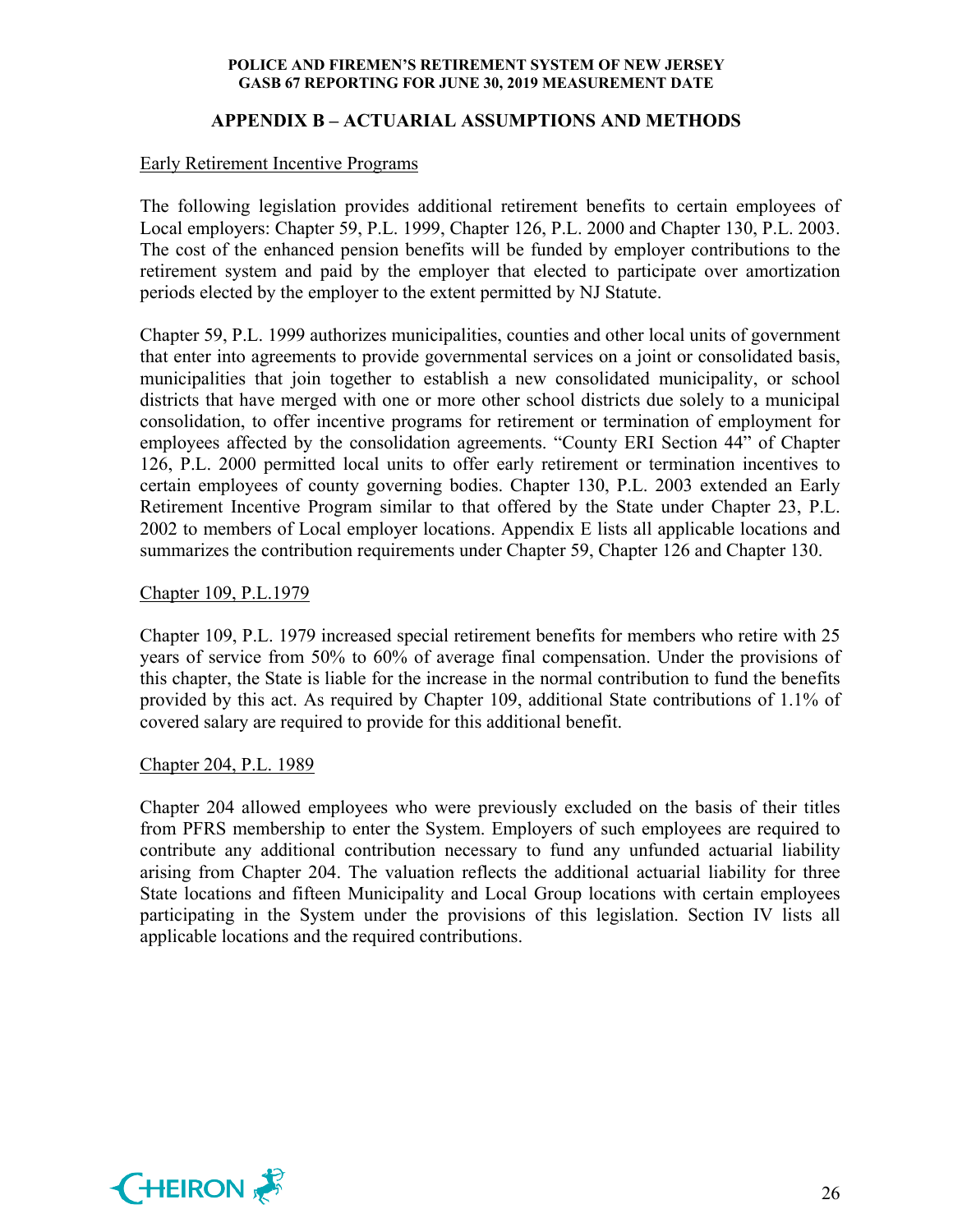## APPENDIX B – ACTUARIAL ASSUMPTIONS AND METHODS

Early Retirement Incentive Programs

The following legislation provides additional retirement benefits to certain employees of Local employers: Chapter 59, P.L. 1999, Chapter 126, P.L. 2000 and Chapter 130, P.L. 2003. The cost of the enhanced pension benefits will be funded by employer contributions to the retirement system and paid by the employer that elected to participate over amortization periods elected by the employer to the extent permitted by NJ Statute.

Chapter 59, P.L. 1999 authorizes municipalities, counties and other local units of government that enter into agreements to provide governmental services on a joint or consolidated basis, municipalities that join together to establish a new consolidated municipality, or school districts that have merged with one or more other school districts due solely to a municipal consolidation, to offer incentive programs for retirement or termination of employment for employees affected by the consolidation agreements. "County ERI Section 44" of Chapter 126, P.L. 2000 permitted local units to offer early retirement or termination incentives to certain employees of county governing bodies. Chapter 130, P.L. 2003 extended an Early Retirement Incentive Program similar to that offered by the State under Chapter 23, P.L. 2002 to members of Local employer locations. Appendix E lists all applicable locations and summarizes the contribution requirements under Chapter 59, Chapter 126 and Chapter 130.

Chapter 109, P.L.1979

Chapter 109, P.L. 1979 increased special retirement benefits for members who retire with 25 years of service from 50% to 60% of average final compensation. Under the provisions of this chapter, the State is liable for the increase in the normal contribution to fund the benefits provided by this act. As required by Chapter 109, additional State contributions of 1.1% of covered salary are required to provide for this additional benefit.

Chapter 204, P.L. 1989

Chapter 204 allowed employees who were previously excluded on the basis of their titles from PFRS membership to enter the System. Employers of such employees are required to contribute any additional contribution necessary to fund any unfunded actuarial liability arising from Chapter 204. The valuation reflects the additional actuarial liability for three State locations and fifteen Municipality and Local Group locations with certain employees participating in the System under the provisions of this legislation. Section IV lists all applicable locations and the required contributions.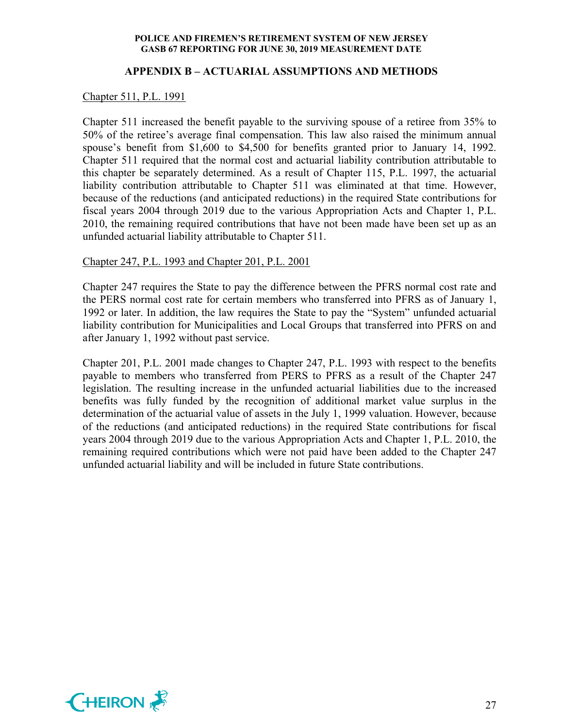## APPENDIX B – ACTUARIAL ASSUMPTIONS AND METHODS

Chapter 511, P.L. 1991

Chapter 511 increased the benefit payable to the surviving spouse of a retiree from 35% to 50% of the retiree's average final compensation. This law also raised the minimum annual spouse's benefit from $1,600 to $4,500 for benefits granted prior to January 14, 1992. Chapter 511 required that the normal cost and actuarial liability contribution attributable to this chapter be separately determined. As a result of Chapter 115, P.L. 1997, the actuarial liability contribution attributable to Chapter 511 was eliminated at that time. However, because of the reductions (and anticipated reductions) in the required State contributions for fiscal years 2004 through 2019 due to the various Appropriation Acts and Chapter 1, P.L. 2010, the remaining required contributions that have not been made have been set up as an unfunded actuarial liability attributable to Chapter 511.

Chapter 247, P.L. 1993 and Chapter 201, P.L. 2001

Chapter 247 requires the State to pay the difference between the PFRS normal cost rate and the PERS normal cost rate for certain members who transferred into PFRS as of January 1, 1992 or later. In addition, the law requires the State to pay the "System" unfunded actuarial liability contribution for Municipalities and Local Groups that transferred into PFRS on and after January 1, 1992 without past service.

Chapter 201, P.L. 2001 made changes to Chapter 247, P.L. 1993 with respect to the benefits payable to members who transferred from PERS to PFRS as a result of the Chapter 247 legislation. The resulting increase in the unfunded actuarial liabilities due to the increased benefits was fully funded by the recognition of additional market value surplus in the determination of the actuarial value of assets in the July 1, 1999 valuation. However, because of the reductions (and anticipated reductions) in the required State contributions for fiscal years 2004 through 2019 due to the various Appropriation Acts and Chapter 1, P.L. 2010, the remaining required contributions which were not paid have been added to the Chapter 247 unfunded actuarial liability and will be included in future State contributions.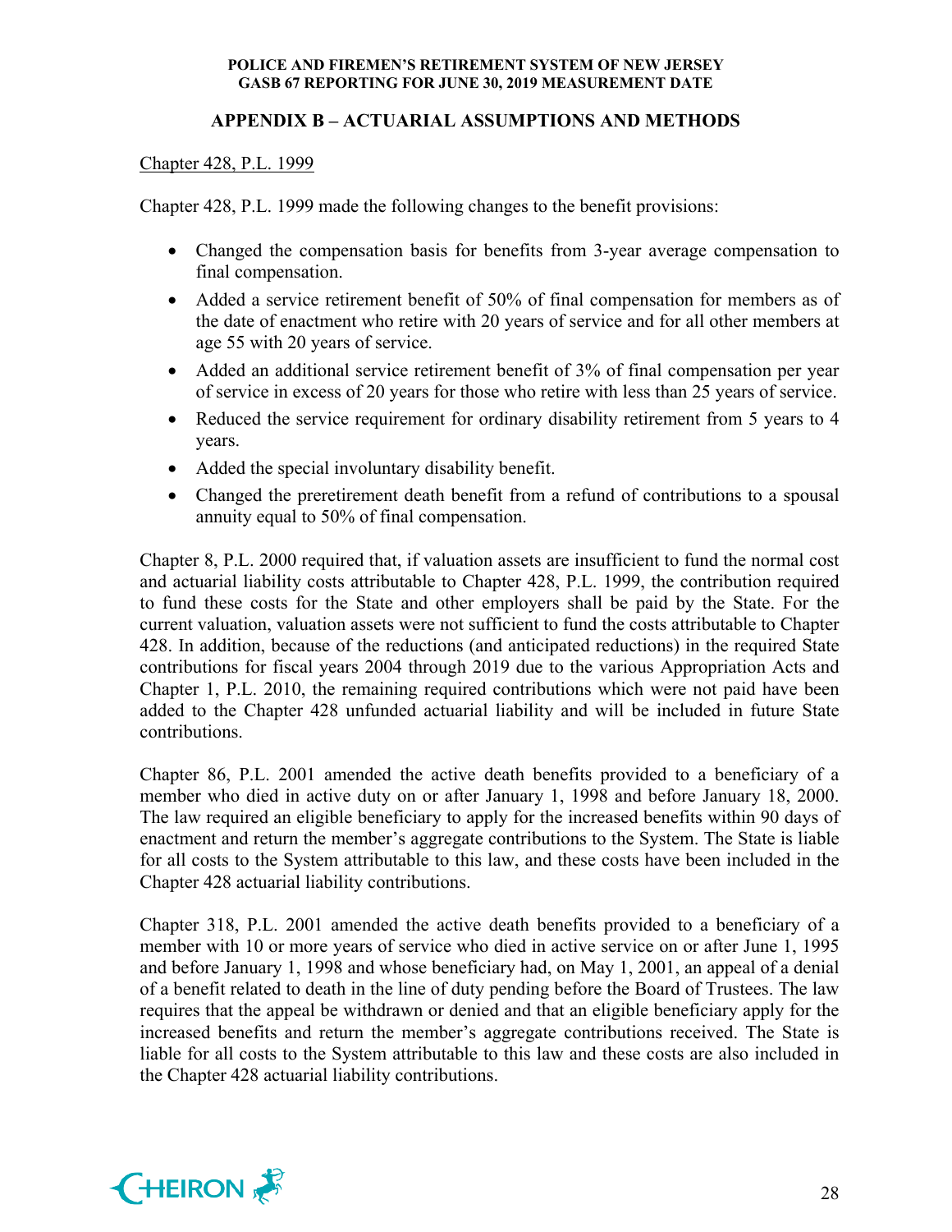## APPENDIX B – ACTUARIAL ASSUMPTIONS AND METHODS

Chapter 428, P.L. 1999

Chapter 428, P.L. 1999 made the following changes to the benefit provisions:

- Changed the compensation basis for benefits from 3-year average compensation to final compensation.
- Added a service retirement benefit of 50% of final compensation for members as of the date of enactment who retire with 20 years of service and for all other members at age 55 with 20 years of service.
- Added an additional service retirement benefit of 3% of final compensation per year of service in excess of 20 years for those who retire with less than 25 years of service.
- Reduced the service requirement for ordinary disability retirement from 5 years to 4 years.
- Added the special involuntary disability benefit.
- Changed the preretirement death benefit from a refund of contributions to a spousal annuity equal to 50% of final compensation.

Chapter 8, P.L. 2000 required that, if valuation assets are insufficient to fund the normal cost and actuarial liability costs attributable to Chapter 428, P.L. 1999, the contribution required to fund these costs for the State and other employers shall be paid by the State. For the current valuation, valuation assets were not sufficient to fund the costs attributable to Chapter 428. In addition, because of the reductions (and anticipated reductions) in the required State contributions for fiscal years 2004 through 2019 due to the various Appropriation Acts and Chapter 1, P.L. 2010, the remaining required contributions which were not paid have been added to the Chapter 428 unfunded actuarial liability and will be included in future State contributions.

Chapter 86, P.L. 2001 amended the active death benefits provided to a beneficiary of a member who died in active duty on or after January 1, 1998 and before January 18, 2000. The law required an eligible beneficiary to apply for the increased benefits within 90 days of enactment and return the member's aggregate contributions to the System. The State is liable for all costs to the System attributable to this law, and these costs have been included in the Chapter 428 actuarial liability contributions.

Chapter 318, P.L. 2001 amended the active death benefits provided to a beneficiary of a member with 10 or more years of service who died in active service on or after June 1, 1995 and before January 1, 1998 and whose beneficiary had, on May 1, 2001, an appeal of a denial of a benefit related to death in the line of duty pending before the Board of Trustees. The law requires that the appeal be withdrawn or denied and that an eligible beneficiary apply for the increased benefits and return the member's aggregate contributions received. The State is liable for all costs to the System attributable to this law and these costs are also included in the Chapter 428 actuarial liability contributions.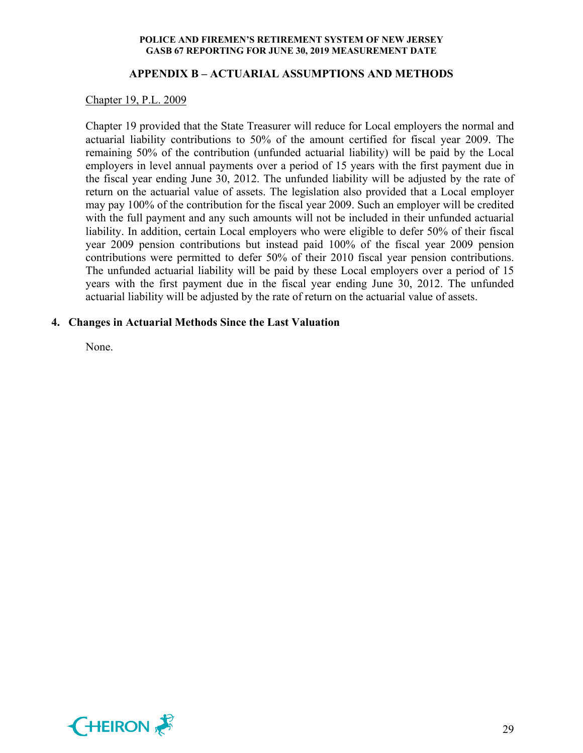## APPENDIX B – ACTUARIAL ASSUMPTIONS AND METHODS

Chapter 19, P.L. 2009

Chapter 19 provided that the State Treasurer will reduce for Local employers the normal and actuarial liability contributions to 50% of the amount certified for fiscal year 2009. The remaining 50% of the contribution (unfunded actuarial liability) will be paid by the Local employers in level annual payments over a period of 15 years with the first payment due in the fiscal year ending June 30, 2012. The unfunded liability will be adjusted by the rate of return on the actuarial value of assets. The legislation also provided that a Local employer may pay 100% of the contribution for the fiscal year 2009. Such an employer will be credited with the full payment and any such amounts will not be included in their unfunded actuarial liability. In addition, certain Local employers who were eligible to defer 50% of their fiscal year 2009 pension contributions but instead paid 100% of the fiscal year 2009 pension contributions were permitted to defer 50% of their 2010 fiscal year pension contributions. The unfunded actuarial liability will be paid by these Local employers over a period of 15 years with the first payment due in the fiscal year ending June 30, 2012. The unfunded actuarial liability will be adjusted by the rate of return on the actuarial value of assets.

### 4. Changes in Actuarial Methods Since the Last Valuation

None.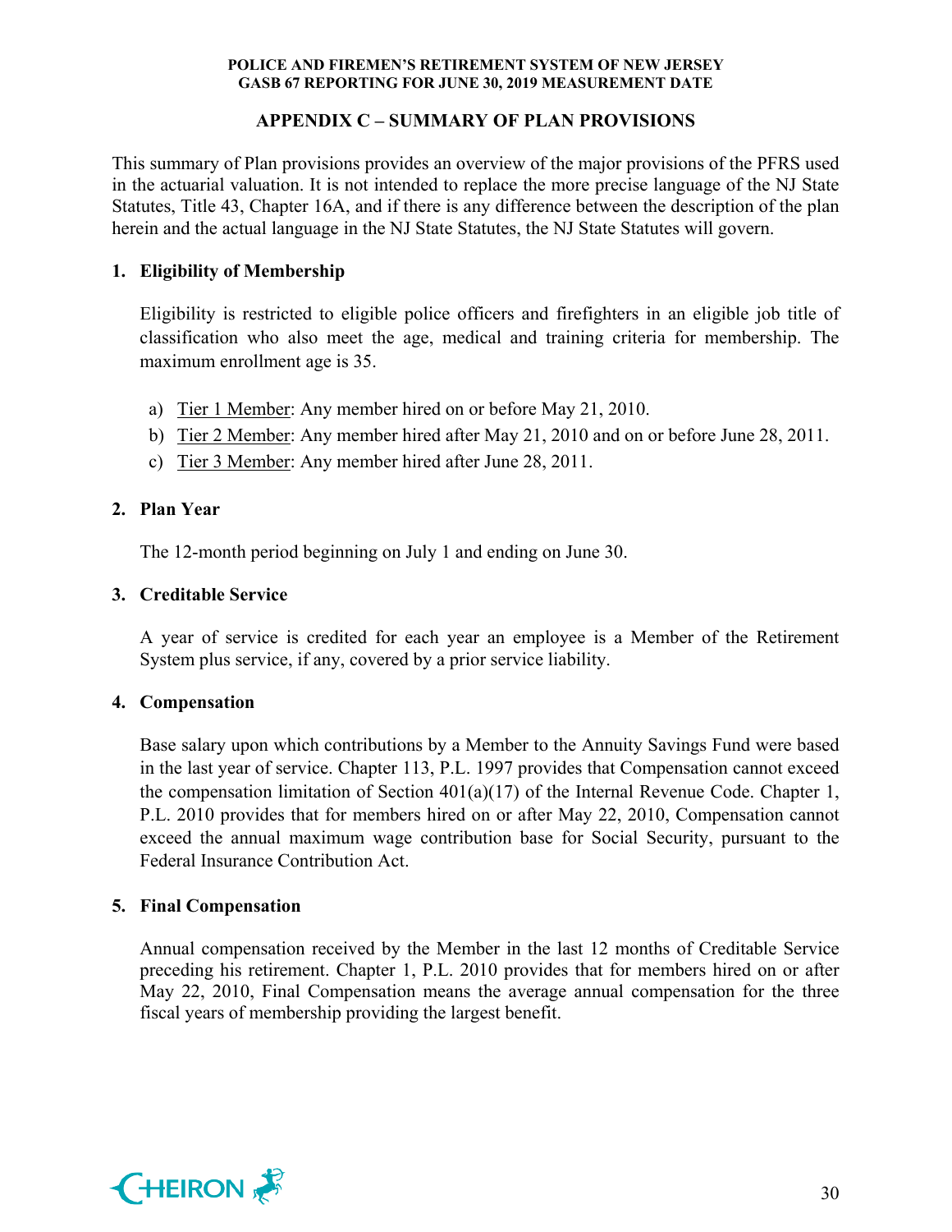## APPENDIX C – SUMMARY OF PLAN PROVISIONS

This summary of Plan provisions provides an overview of the major provisions of the PFRS used in the actuarial valuation. It is not intended to replace the more precise language of the NJ State Statutes, Title 43, Chapter 16A, and if there is any difference between the description of the plan herein and the actual language in the NJ State Statutes, the NJ State Statutes will govern.

### 1. Eligibility of Membership

Eligibility is restricted to eligible police officers and firefighters in an eligible job title of classification who also meet the age, medical and training criteria for membership. The maximum enrollment age is 35.

a) Tier 1 Member: Any member hired on or before May 21, 2010.
b) Tier 2 Member: Any member hired after May 21, 2010 and on or before June 28, 2011.
c) Tier 3 Member: Any member hired after June 28, 2011.

### 2. Plan Year

The 12-month period beginning on July 1 and ending on June 30.

### 3. Creditable Service

A year of service is credited for each year an employee is a Member of the Retirement System plus service, if any, covered by a prior service liability.

### 4. Compensation

Base salary upon which contributions by a Member to the Annuity Savings Fund were based in the last year of service. Chapter 113, P.L. 1997 provides that Compensation cannot exceed the compensation limitation of Section 401(a)(17) of the Internal Revenue Code. Chapter 1, P.L. 2010 provides that for members hired on or after May 22, 2010, Compensation cannot exceed the annual maximum wage contribution base for Social Security, pursuant to the Federal Insurance Contribution Act.

### 5. Final Compensation

Annual compensation received by the Member in the last 12 months of Creditable Service preceding his retirement. Chapter 1, P.L. 2010 provides that for members hired on or after May 22, 2010, Final Compensation means the average annual compensation for the three fiscal years of membership providing the largest benefit.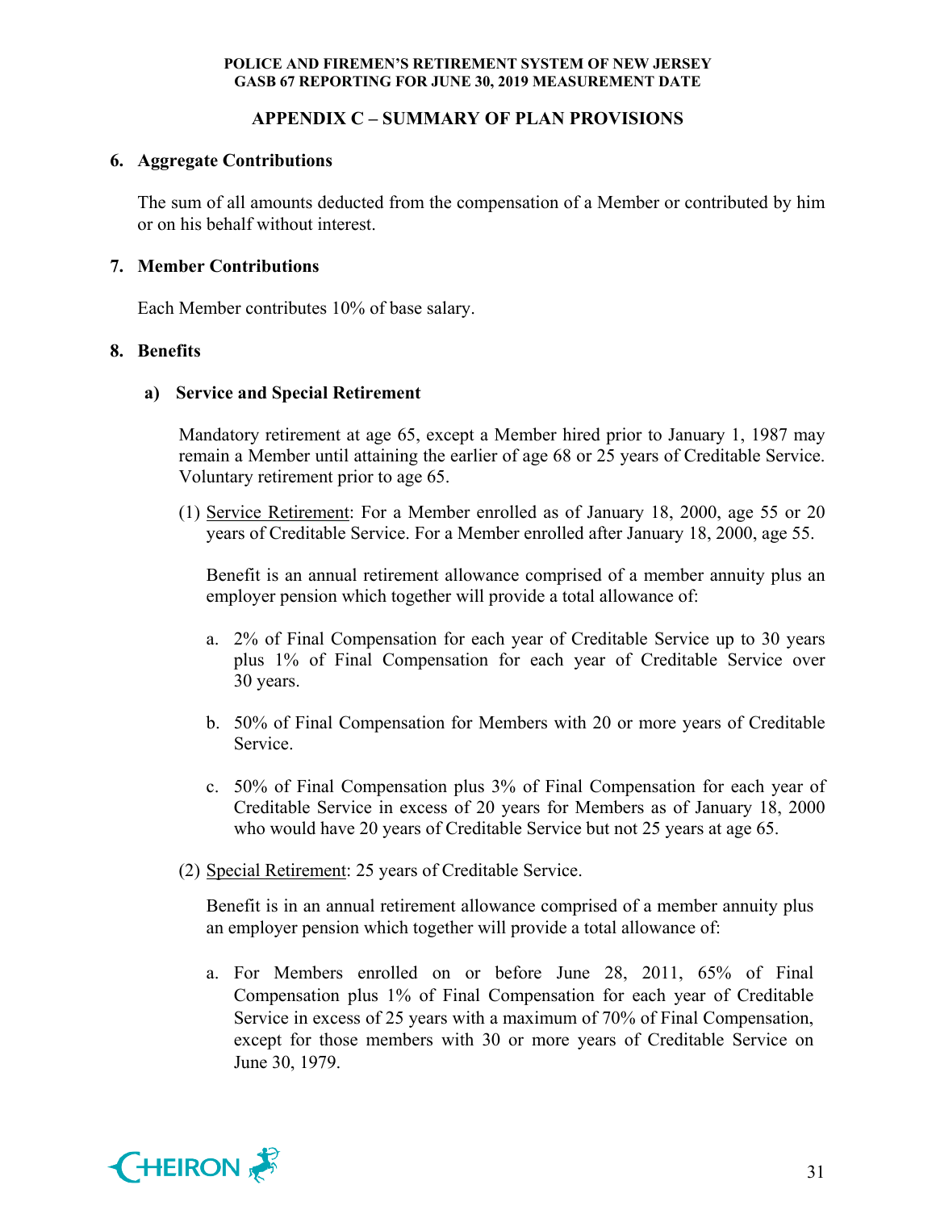## APPENDIX C – SUMMARY OF PLAN PROVISIONS

### 6. Aggregate Contributions

The sum of all amounts deducted from the compensation of a Member or contributed by him or on his behalf without interest.

### 7. Member Contributions

Each Member contributes 10% of base salary.

### 8. Benefits

#### a) Service and Special Retirement

Mandatory retirement at age 65, except a Member hired prior to January 1, 1987 may remain a Member until attaining the earlier of age 68 or 25 years of Creditable Service. Voluntary retirement prior to age 65.

(1) Service Retirement: For a Member enrolled as of January 18, 2000, age 55 or 20 years of Creditable Service. For a Member enrolled after January 18, 2000, age 55.

Benefit is an annual retirement allowance comprised of a member annuity plus an employer pension which together will provide a total allowance of:

a. 2% of Final Compensation for each year of Creditable Service up to 30 years plus 1% of Final Compensation for each year of Creditable Service over 30 years.

b. 50% of Final Compensation for Members with 20 or more years of Creditable Service.

c. 50% of Final Compensation plus 3% of Final Compensation for each year of Creditable Service in excess of 20 years for Members as of January 18, 2000 who would have 20 years of Creditable Service but not 25 years at age 65.

(2) Special Retirement: 25 years of Creditable Service.

Benefit is in an annual retirement allowance comprised of a member annuity plus an employer pension which together will provide a total allowance of:

a. For Members enrolled on or before June 28, 2011, 65% of Final Compensation plus 1% of Final Compensation for each year of Creditable Service in excess of 25 years with a maximum of 70% of Final Compensation, except for those members with 30 or more years of Creditable Service on June 30, 1979.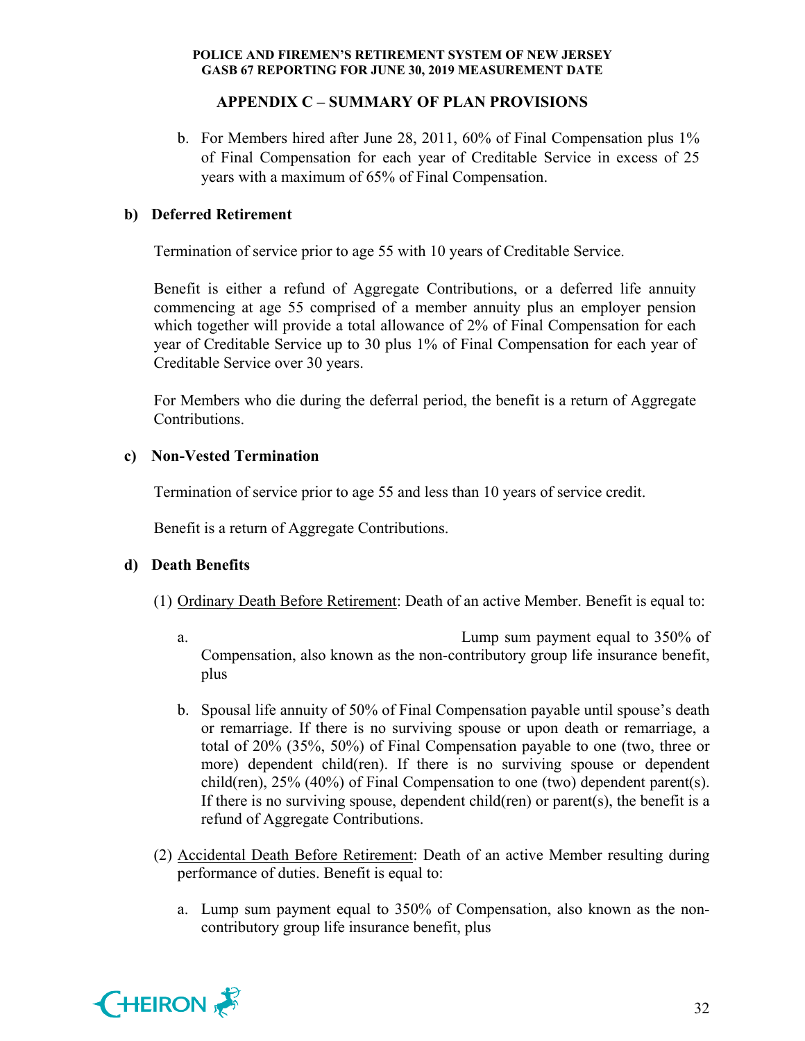## APPENDIX C – SUMMARY OF PLAN PROVISIONS

b. For Members hired after June 28, 2011, 60% of Final Compensation plus 1% of Final Compensation for each year of Creditable Service in excess of 25 years with a maximum of 65% of Final Compensation.

### b) Deferred Retirement

Termination of service prior to age 55 with 10 years of Creditable Service.

Benefit is either a refund of Aggregate Contributions, or a deferred life annuity commencing at age 55 comprised of a member annuity plus an employer pension which together will provide a total allowance of 2% of Final Compensation for each year of Creditable Service up to 30 plus 1% of Final Compensation for each year of Creditable Service over 30 years.

For Members who die during the deferral period, the benefit is a return of Aggregate Contributions.

### c) Non-Vested Termination

Termination of service prior to age 55 and less than 10 years of service credit.

Benefit is a return of Aggregate Contributions.

### d) Death Benefits

(1) Ordinary Death Before Retirement: Death of an active Member. Benefit is equal to:

a. Lump sum payment equal to 350% of Compensation, also known as the non-contributory group life insurance benefit, plus

b. Spousal life annuity of 50% of Final Compensation payable until spouse's death or remarriage. If there is no surviving spouse or upon death or remarriage, a total of 20% (35%, 50%) of Final Compensation payable to one (two, three or more) dependent child(ren). If there is no surviving spouse or dependent child(ren), 25% (40%) of Final Compensation to one (two) dependent parent(s). If there is no surviving spouse, dependent child(ren) or parent(s), the benefit is a refund of Aggregate Contributions.

(2) Accidental Death Before Retirement: Death of an active Member resulting during performance of duties. Benefit is equal to:

a. Lump sum payment equal to 350% of Compensation, also known as the non-contributory group life insurance benefit, plus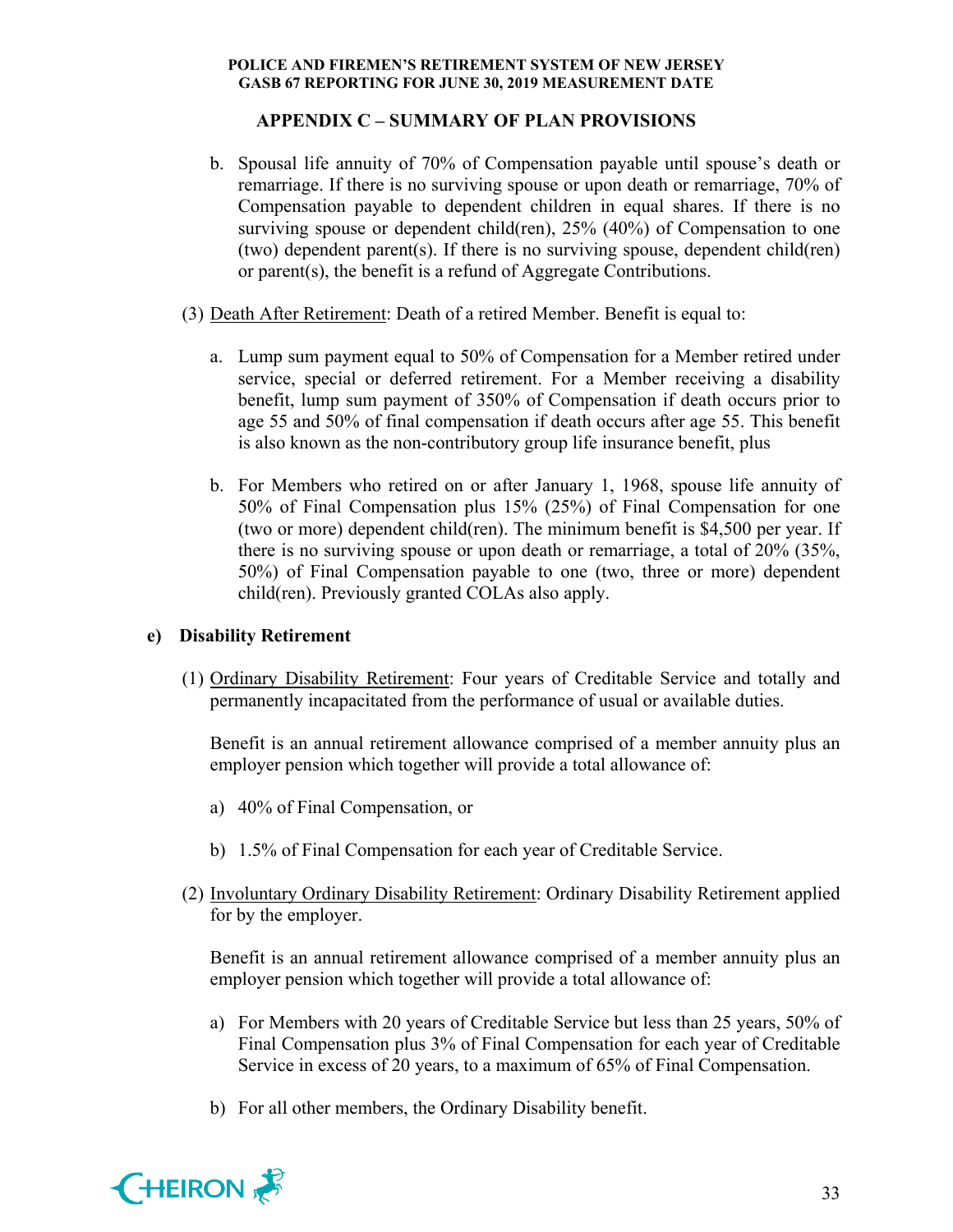## APPENDIX C – SUMMARY OF PLAN PROVISIONS

b. Spousal life annuity of 70% of Compensation payable until spouse's death or remarriage. If there is no surviving spouse or upon death or remarriage, 70% of Compensation payable to dependent children in equal shares. If there is no surviving spouse or dependent child(ren), 25% (40%) of Compensation to one (two) dependent parent(s). If there is no surviving spouse, dependent child(ren) or parent(s), the benefit is a refund of Aggregate Contributions.

(3) Death After Retirement: Death of a retired Member. Benefit is equal to:

a. Lump sum payment equal to 50% of Compensation for a Member retired under service, special or deferred retirement. For a Member receiving a disability benefit, lump sum payment of 350% of Compensation if death occurs prior to age 55 and 50% of final compensation if death occurs after age 55. This benefit is also known as the non-contributory group life insurance benefit, plus

b. For Members who retired on or after January 1, 1968, spouse life annuity of 50% of Final Compensation plus 15% (25%) of Final Compensation for one (two or more) dependent child(ren). The minimum benefit is $4,500 per year. If there is no surviving spouse or upon death or remarriage, a total of 20% (35%, 50%) of Final Compensation payable to one (two, three or more) dependent child(ren). Previously granted COLAs also apply.

### e) Disability Retirement

(1) Ordinary Disability Retirement: Four years of Creditable Service and totally and permanently incapacitated from the performance of usual or available duties.

Benefit is an annual retirement allowance comprised of a member annuity plus an employer pension which together will provide a total allowance of:

a) 40% of Final Compensation, or

b) 1.5% of Final Compensation for each year of Creditable Service.

(2) Involuntary Ordinary Disability Retirement: Ordinary Disability Retirement applied for by the employer.

Benefit is an annual retirement allowance comprised of a member annuity plus an employer pension which together will provide a total allowance of:

a) For Members with 20 years of Creditable Service but less than 25 years, 50% of Final Compensation plus 3% of Final Compensation for each year of Creditable Service in excess of 20 years, to a maximum of 65% of Final Compensation.

b) For all other members, the Ordinary Disability benefit.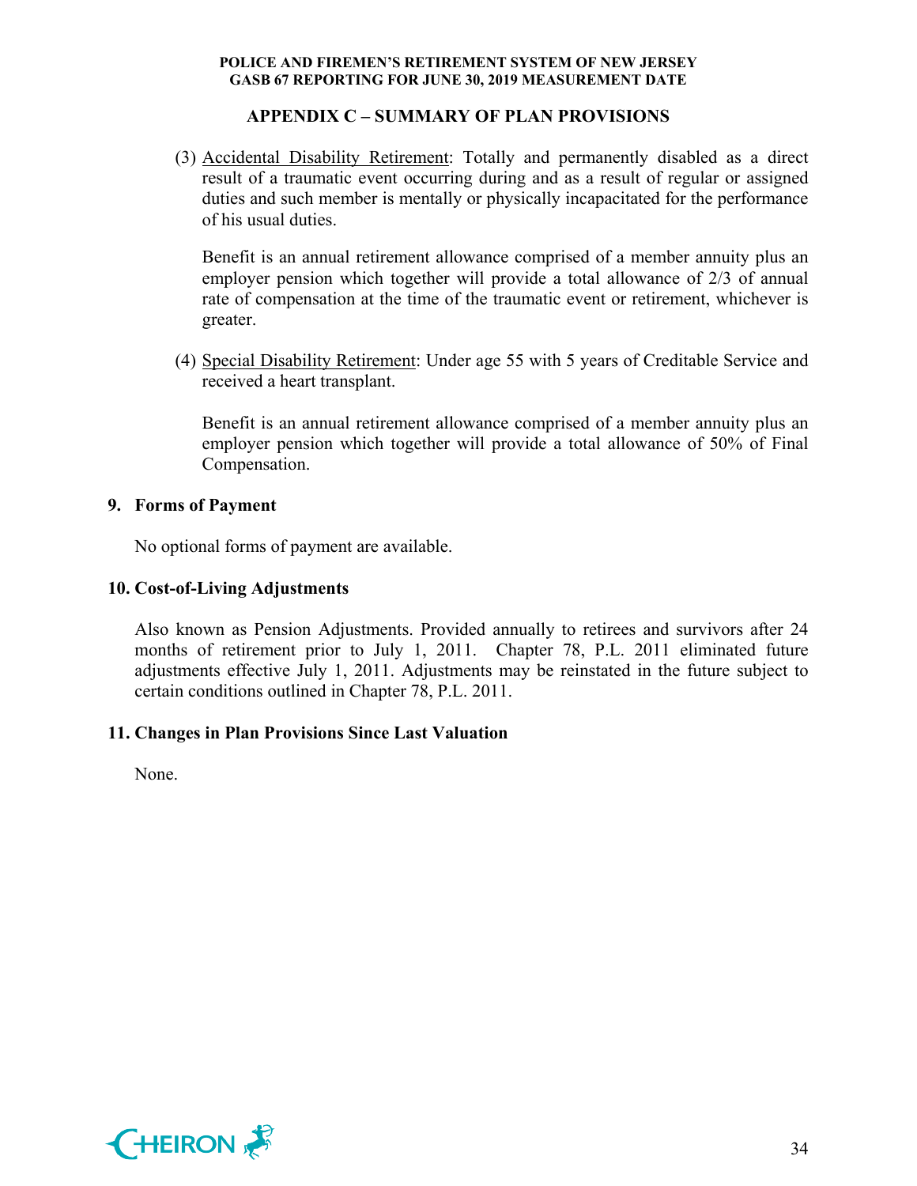## APPENDIX C – SUMMARY OF PLAN PROVISIONS

(3) Accidental Disability Retirement: Totally and permanently disabled as a direct result of a traumatic event occurring during and as a result of regular or assigned duties and such member is mentally or physically incapacitated for the performance of his usual duties.

Benefit is an annual retirement allowance comprised of a member annuity plus an employer pension which together will provide a total allowance of 2/3 of annual rate of compensation at the time of the traumatic event or retirement, whichever is greater.

(4) Special Disability Retirement: Under age 55 with 5 years of Creditable Service and received a heart transplant.

Benefit is an annual retirement allowance comprised of a member annuity plus an employer pension which together will provide a total allowance of 50% of Final Compensation.

### 9. Forms of Payment

No optional forms of payment are available.

### 10. Cost-of-Living Adjustments

Also known as Pension Adjustments. Provided annually to retirees and survivors after 24 months of retirement prior to July 1, 2011. Chapter 78, P.L. 2011 eliminated future adjustments effective July 1, 2011. Adjustments may be reinstated in the future subject to certain conditions outlined in Chapter 78, P.L. 2011.

### 11. Changes in Plan Provisions Since Last Valuation

None.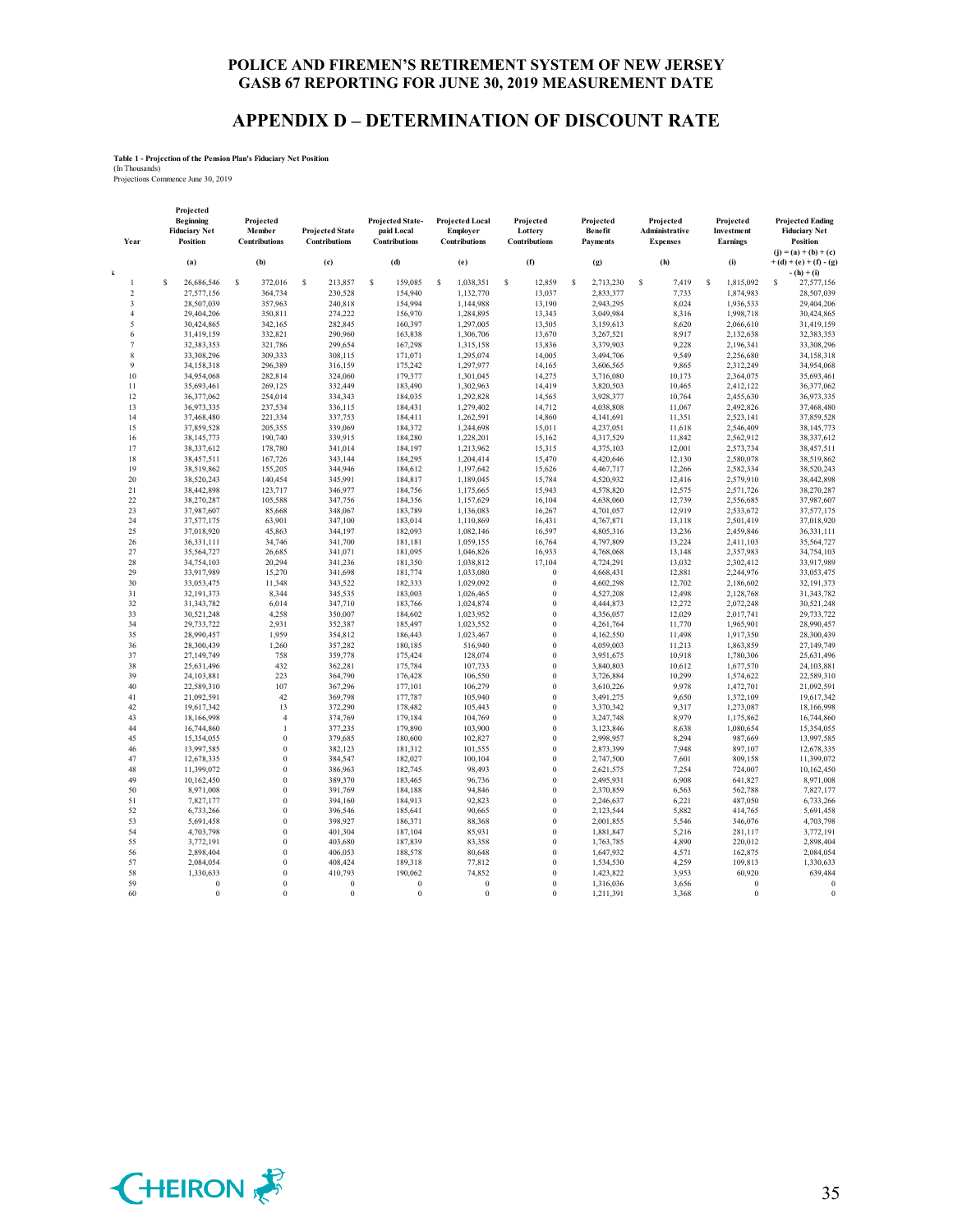# POLICE AND FIREMEN'S RETIREMENT SYSTEM OF NEW JERSEY
# GASB 67 REPORTING FOR JUNE 30, 2019 MEASUREMENT DATE

## APPENDIX D – DETERMINATION OF DISCOUNT RATE

**Table 1 - Projection of the Pension Plan's Fiduciary Net Position**
(In Thousands)
Projections Commence June 30, 2019

| Year | Projected Beginning Fiduciary Net Position | Projected Member Contributions | Projected State Contributions | Projected State-paid Local Contributions | Projected Local Employer Contributions | Projected Lottery Contributions | Projected Benefit Payments | Projected Administrative Expenses | Projected Investment Earnings | Projected Ending Fiduciary Net Position |
|---|---|---|---|---|---|---|---|---|---|---|
| k | (a) | (b) | (c) | (d) | (e) | (f) | (g) | (h) | (i) | (j) = (a) + (b) + (c) + (d) + (e) + (f) - (g) - (h) + (i) |
| 1 | $ 26,686,546 | $ 372,016 | $ 213,857 | $ 159,085 | $ 1,038,351 | $ 12,859 | $ 2,713,230 | $ 7,419 | $ 1,815,092 | $ 27,577,156 |
| 2 | 27,577,156 | 364,734 | 230,528 | 154,940 | 1,132,770 | 13,037 | 2,833,377 | 7,733 | 1,874,983 | 28,507,039 |
| 3 | 28,507,039 | 357,963 | 240,818 | 154,994 | 1,144,988 | 13,190 | 2,943,295 | 8,024 | 1,936,533 | 29,404,206 |
| 4 | 29,404,206 | 350,811 | 274,222 | 156,970 | 1,284,895 | 13,343 | 3,049,984 | 8,316 | 1,998,718 | 30,424,865 |
| 5 | 30,424,865 | 342,165 | 282,845 | 160,397 | 1,297,005 | 13,505 | 3,159,613 | 8,620 | 2,066,610 | 31,419,159 |
| 6 | 31,419,159 | 332,821 | 290,960 | 163,838 | 1,306,706 | 13,670 | 3,267,521 | 8,917 | 2,132,638 | 32,383,353 |
| 7 | 32,383,353 | 321,786 | 299,654 | 167,298 | 1,315,158 | 13,836 | 3,379,903 | 9,228 | 2,196,341 | 33,308,296 |
| 8 | 33,308,296 | 309,333 | 308,115 | 171,071 | 1,295,074 | 14,005 | 3,494,706 | 9,549 | 2,256,680 | 34,158,318 |
| 9 | 34,158,318 | 296,389 | 316,159 | 175,242 | 1,297,977 | 14,165 | 3,606,565 | 9,865 | 2,312,249 | 34,954,068 |
| 10 | 34,954,068 | 282,814 | 324,060 | 179,377 | 1,301,045 | 14,275 | 3,716,080 | 10,173 | 2,364,075 | 35,693,461 |
| 11 | 35,693,461 | 269,125 | 332,449 | 183,490 | 1,302,963 | 14,419 | 3,820,503 | 10,465 | 2,412,122 | 36,377,062 |
| 12 | 36,377,062 | 254,014 | 334,343 | 184,035 | 1,292,828 | 14,565 | 3,928,377 | 10,764 | 2,455,630 | 36,973,335 |
| 13 | 36,973,335 | 237,534 | 336,115 | 184,431 | 1,279,402 | 14,712 | 4,038,808 | 11,067 | 2,492,826 | 37,468,480 |
| 14 | 37,468,480 | 221,334 | 337,753 | 184,411 | 1,262,591 | 14,860 | 4,141,691 | 11,351 | 2,523,141 | 37,859,528 |
| 15 | 37,859,528 | 205,355 | 339,069 | 184,372 | 1,244,698 | 15,011 | 4,237,051 | 11,618 | 2,546,409 | 38,145,773 |
| 16 | 38,145,773 | 190,740 | 339,915 | 184,280 | 1,228,201 | 15,162 | 4,317,529 | 11,842 | 2,562,912 | 38,337,612 |
| 17 | 38,337,612 | 178,780 | 341,014 | 184,197 | 1,213,962 | 15,315 | 4,375,103 | 12,001 | 2,573,734 | 38,457,511 |
| 18 | 38,457,511 | 167,726 | 343,144 | 184,295 | 1,204,414 | 15,470 | 4,420,646 | 12,130 | 2,580,078 | 38,519,862 |
| 19 | 38,519,862 | 155,205 | 344,946 | 184,612 | 1,197,642 | 15,626 | 4,467,717 | 12,266 | 2,582,334 | 38,520,243 |
| 20 | 38,520,243 | 140,454 | 345,991 | 184,817 | 1,189,045 | 15,784 | 4,520,932 | 12,416 | 2,579,910 | 38,442,898 |
| 21 | 38,442,898 | 123,717 | 346,977 | 184,756 | 1,175,665 | 15,943 | 4,578,820 | 12,575 | 2,571,726 | 38,270,287 |
| 22 | 38,270,287 | 105,588 | 347,756 | 184,356 | 1,157,629 | 16,104 | 4,638,060 | 12,739 | 2,556,685 | 37,987,607 |
| 23 | 37,987,607 | 85,668 | 348,067 | 183,789 | 1,136,083 | 16,267 | 4,701,057 | 12,919 | 2,533,672 | 37,577,175 |
| 24 | 37,577,175 | 63,901 | 347,100 | 183,014 | 1,110,869 | 16,431 | 4,767,871 | 13,118 | 2,501,419 | 37,018,920 |
| 25 | 37,018,920 | 45,863 | 344,197 | 182,093 | 1,082,146 | 16,597 | 4,805,316 | 13,236 | 2,459,846 | 36,331,111 |
| 26 | 36,331,111 | 34,746 | 341,700 | 181,181 | 1,059,155 | 16,764 | 4,797,809 | 13,224 | 2,411,103 | 35,564,727 |
| 27 | 35,564,727 | 26,685 | 341,071 | 181,095 | 1,046,826 | 16,933 | 4,768,068 | 13,148 | 2,357,983 | 34,754,103 |
| 28 | 34,754,103 | 20,294 | 341,236 | 181,350 | 1,038,812 | 17,104 | 4,724,291 | 13,032 | 2,302,412 | 33,917,989 |
| 29 | 33,917,989 | 15,270 | 341,698 | 181,774 | 1,033,080 | 0 | 4,668,431 | 12,881 | 2,244,976 | 33,053,475 |
| 30 | 33,053,475 | 11,348 | 343,522 | 182,333 | 1,029,092 | 0 | 4,602,298 | 12,702 | 2,186,602 | 32,191,373 |
| 31 | 32,191,373 | 8,344 | 345,535 | 183,003 | 1,026,465 | 0 | 4,527,208 | 12,498 | 2,128,768 | 31,343,782 |
| 32 | 31,343,782 | 6,014 | 347,710 | 183,766 | 1,024,874 | 0 | 4,444,873 | 12,272 | 2,072,248 | 30,521,248 |
| 33 | 30,521,248 | 4,258 | 350,007 | 184,602 | 1,023,952 | 0 | 4,356,057 | 12,029 | 2,017,741 | 29,733,722 |
| 34 | 29,733,722 | 2,931 | 352,387 | 185,497 | 1,023,552 | 0 | 4,261,764 | 11,770 | 1,965,901 | 28,990,457 |
| 35 | 28,990,457 | 1,959 | 354,812 | 186,443 | 1,023,467 | 0 | 4,162,550 | 11,498 | 1,917,350 | 28,300,439 |
| 36 | 28,300,439 | 1,260 | 357,282 | 180,185 | 516,940 | 0 | 4,059,003 | 11,213 | 1,863,859 | 27,149,749 |
| 37 | 27,149,749 | 758 | 359,778 | 175,424 | 128,074 | 0 | 3,951,675 | 10,918 | 1,780,306 | 25,631,496 |
| 38 | 25,631,496 | 432 | 362,281 | 175,784 | 107,733 | 0 | 3,840,803 | 10,612 | 1,677,570 | 24,103,881 |
| 39 | 24,103,881 | 223 | 364,790 | 176,428 | 106,550 | 0 | 3,726,884 | 10,299 | 1,574,622 | 22,589,310 |
| 40 | 22,589,310 | 107 | 367,296 | 177,101 | 106,279 | 0 | 3,610,226 | 9,978 | 1,472,701 | 21,092,591 |
| 41 | 21,092,591 | 42 | 369,798 | 177,787 | 105,940 | 0 | 3,491,275 | 9,650 | 1,372,109 | 19,617,342 |
| 42 | 19,617,342 | 13 | 372,290 | 178,482 | 105,443 | 0 | 3,370,342 | 9,317 | 1,273,087 | 18,166,998 |
| 43 | 18,166,998 | 4 | 374,769 | 179,184 | 104,769 | 0 | 3,247,748 | 8,979 | 1,175,862 | 16,744,860 |
| 44 | 16,744,860 | 1 | 377,235 | 179,890 | 103,900 | 0 | 3,123,846 | 8,638 | 1,080,654 | 15,354,055 |
| 45 | 15,354,055 | 0 | 379,685 | 180,600 | 102,827 | 0 | 2,998,957 | 8,294 | 987,669 | 13,997,585 |
| 46 | 13,997,585 | 0 | 382,123 | 181,312 | 101,555 | 0 | 2,873,399 | 7,948 | 897,107 | 12,678,335 |
| 47 | 12,678,335 | 0 | 384,547 | 182,027 | 100,104 | 0 | 2,747,500 | 7,601 | 809,158 | 11,399,072 |
| 48 | 11,399,072 | 0 | 386,963 | 182,745 | 98,493 | 0 | 2,621,575 | 7,254 | 724,007 | 10,162,450 |
| 49 | 10,162,450 | 0 | 389,370 | 183,465 | 96,736 | 0 | 2,495,931 | 6,908 | 641,827 | 8,971,008 |
| 50 | 8,971,008 | 0 | 391,769 | 184,188 | 94,846 | 0 | 2,370,859 | 6,563 | 562,788 | 7,827,177 |
| 51 | 7,827,177 | 0 | 394,160 | 184,913 | 92,823 | 0 | 2,246,637 | 6,221 | 487,050 | 6,733,266 |
| 52 | 6,733,266 | 0 | 396,546 | 185,641 | 90,665 | 0 | 2,123,544 | 5,882 | 414,765 | 5,691,458 |
| 53 | 5,691,458 | 0 | 398,927 | 186,371 | 88,368 | 0 | 2,001,855 | 5,546 | 346,076 | 4,703,798 |
| 54 | 4,703,798 | 0 | 401,304 | 187,104 | 85,931 | 0 | 1,881,847 | 5,216 | 281,117 | 3,772,191 |
| 55 | 3,772,191 | 0 | 403,680 | 187,839 | 83,358 | 0 | 1,763,785 | 4,890 | 220,012 | 2,898,404 |
| 56 | 2,898,404 | 0 | 406,053 | 188,578 | 80,648 | 0 | 1,647,932 | 4,571 | 162,875 | 2,084,054 |
| 57 | 2,084,054 | 0 | 408,424 | 189,318 | 77,812 | 0 | 1,534,530 | 4,259 | 109,813 | 1,330,633 |
| 58 | 1,330,633 | 0 | 410,793 | 190,062 | 74,852 | 0 | 1,423,822 | 3,953 | 60,920 | 639,484 |
| 59 | 0 | 0 | 0 | 0 | 0 | 0 | 1,316,036 | 3,656 | 0 | 0 |
| 60 | 0 | 0 | 0 | 0 | 0 | 0 | 1,211,391 | 3,368 | 0 | 0 |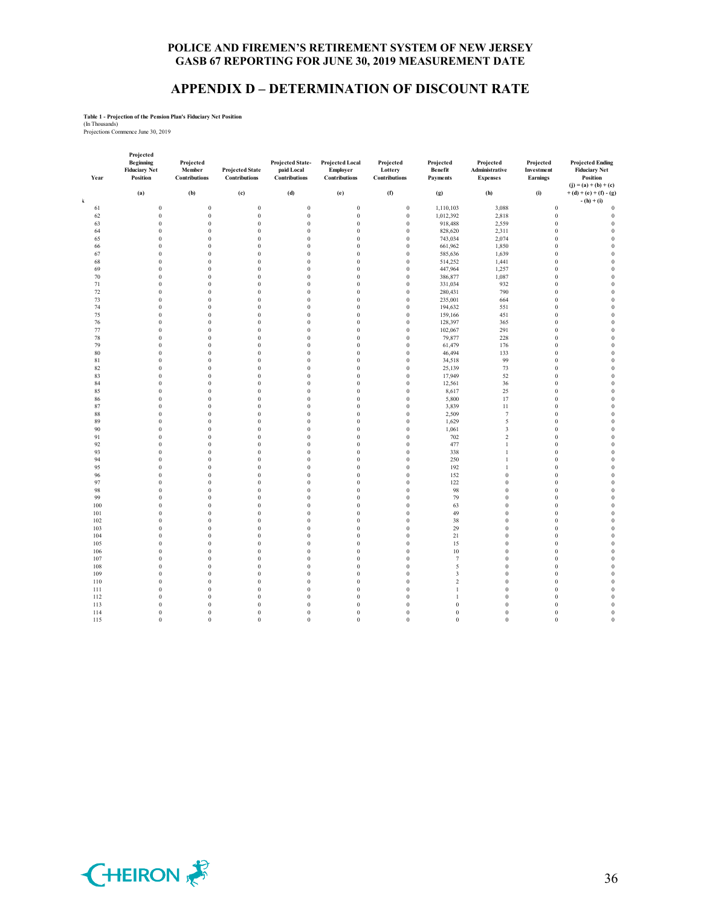# POLICE AND FIREMEN'S RETIREMENT SYSTEM OF NEW JERSEY
# GASB 67 REPORTING FOR JUNE 30, 2019 MEASUREMENT DATE

## APPENDIX D – DETERMINATION OF DISCOUNT RATE

**Table 1 - Projection of the Pension Plan's Fiduciary Net Position**
(In Thousands)
Projections Commence June 30, 2019

| Year | Projected Beginning Fiduciary Net Position | Projected Member Contributions | Projected State Contributions | Projected State-paid Local Contributions | Projected Local Employer Contributions | Projected Lottery Contributions | Projected Benefit Payments | Projected Administrative Expenses | Projected Investment Earnings | Projected Ending Fiduciary Net Position |
|---|---|---|---|---|---|---|---|---|---|---|
| k | (a) | (b) | (c) | (d) | (e) | (f) | (g) | (h) | (i) | (j) = (a) + (b) + (c) + (d) + (e) + (f) - (g) - (h) + (i) |
| 61 | 0 | 0 | 0 | 0 | 0 | 0 | 1,110,103 | 3,088 | 0 | 0 |
| 62 | 0 | 0 | 0 | 0 | 0 | 0 | 1,012,392 | 2,818 | 0 | 0 |
| 63 | 0 | 0 | 0 | 0 | 0 | 0 | 918,488 | 2,559 | 0 | 0 |
| 64 | 0 | 0 | 0 | 0 | 0 | 0 | 828,620 | 2,311 | 0 | 0 |
| 65 | 0 | 0 | 0 | 0 | 0 | 0 | 743,034 | 2,074 | 0 | 0 |
| 66 | 0 | 0 | 0 | 0 | 0 | 0 | 661,962 | 1,850 | 0 | 0 |
| 67 | 0 | 0 | 0 | 0 | 0 | 0 | 585,636 | 1,639 | 0 | 0 |
| 68 | 0 | 0 | 0 | 0 | 0 | 0 | 514,252 | 1,441 | 0 | 0 |
| 69 | 0 | 0 | 0 | 0 | 0 | 0 | 447,964 | 1,257 | 0 | 0 |
| 70 | 0 | 0 | 0 | 0 | 0 | 0 | 386,877 | 1,087 | 0 | 0 |
| 71 | 0 | 0 | 0 | 0 | 0 | 0 | 331,034 | 932 | 0 | 0 |
| 72 | 0 | 0 | 0 | 0 | 0 | 0 | 280,431 | 790 | 0 | 0 |
| 73 | 0 | 0 | 0 | 0 | 0 | 0 | 235,001 | 664 | 0 | 0 |
| 74 | 0 | 0 | 0 | 0 | 0 | 0 | 194,632 | 551 | 0 | 0 |
| 75 | 0 | 0 | 0 | 0 | 0 | 0 | 159,166 | 451 | 0 | 0 |
| 76 | 0 | 0 | 0 | 0 | 0 | 0 | 128,397 | 365 | 0 | 0 |
| 77 | 0 | 0 | 0 | 0 | 0 | 0 | 102,067 | 291 | 0 | 0 |
| 78 | 0 | 0 | 0 | 0 | 0 | 0 | 79,877 | 228 | 0 | 0 |
| 79 | 0 | 0 | 0 | 0 | 0 | 0 | 61,479 | 176 | 0 | 0 |
| 80 | 0 | 0 | 0 | 0 | 0 | 0 | 46,494 | 133 | 0 | 0 |
| 81 | 0 | 0 | 0 | 0 | 0 | 0 | 34,518 | 99 | 0 | 0 |
| 82 | 0 | 0 | 0 | 0 | 0 | 0 | 25,139 | 73 | 0 | 0 |
| 83 | 0 | 0 | 0 | 0 | 0 | 0 | 17,949 | 52 | 0 | 0 |
| 84 | 0 | 0 | 0 | 0 | 0 | 0 | 12,561 | 36 | 0 | 0 |
| 85 | 0 | 0 | 0 | 0 | 0 | 0 | 8,617 | 25 | 0 | 0 |
| 86 | 0 | 0 | 0 | 0 | 0 | 0 | 5,800 | 17 | 0 | 0 |
| 87 | 0 | 0 | 0 | 0 | 0 | 0 | 3,839 | 11 | 0 | 0 |
| 88 | 0 | 0 | 0 | 0 | 0 | 0 | 2,509 | 7 | 0 | 0 |
| 89 | 0 | 0 | 0 | 0 | 0 | 0 | 1,629 | 5 | 0 | 0 |
| 90 | 0 | 0 | 0 | 0 | 0 | 0 | 1,061 | 3 | 0 | 0 |
| 91 | 0 | 0 | 0 | 0 | 0 | 0 | 702 | 2 | 0 | 0 |
| 92 | 0 | 0 | 0 | 0 | 0 | 0 | 477 | 1 | 0 | 0 |
| 93 | 0 | 0 | 0 | 0 | 0 | 0 | 338 | 1 | 0 | 0 |
| 94 | 0 | 0 | 0 | 0 | 0 | 0 | 250 | 1 | 0 | 0 |
| 95 | 0 | 0 | 0 | 0 | 0 | 0 | 192 | 1 | 0 | 0 |
| 96 | 0 | 0 | 0 | 0 | 0 | 0 | 152 | 0 | 0 | 0 |
| 97 | 0 | 0 | 0 | 0 | 0 | 0 | 122 | 0 | 0 | 0 |
| 98 | 0 | 0 | 0 | 0 | 0 | 0 | 98 | 0 | 0 | 0 |
| 99 | 0 | 0 | 0 | 0 | 0 | 0 | 79 | 0 | 0 | 0 |
| 100 | 0 | 0 | 0 | 0 | 0 | 0 | 63 | 0 | 0 | 0 |
| 101 | 0 | 0 | 0 | 0 | 0 | 0 | 49 | 0 | 0 | 0 |
| 102 | 0 | 0 | 0 | 0 | 0 | 0 | 38 | 0 | 0 | 0 |
| 103 | 0 | 0 | 0 | 0 | 0 | 0 | 29 | 0 | 0 | 0 |
| 104 | 0 | 0 | 0 | 0 | 0 | 0 | 21 | 0 | 0 | 0 |
| 105 | 0 | 0 | 0 | 0 | 0 | 0 | 15 | 0 | 0 | 0 |
| 106 | 0 | 0 | 0 | 0 | 0 | 0 | 10 | 0 | 0 | 0 |
| 107 | 0 | 0 | 0 | 0 | 0 | 0 | 7 | 0 | 0 | 0 |
| 108 | 0 | 0 | 0 | 0 | 0 | 0 | 5 | 0 | 0 | 0 |
| 109 | 0 | 0 | 0 | 0 | 0 | 0 | 3 | 0 | 0 | 0 |
| 110 | 0 | 0 | 0 | 0 | 0 | 0 | 2 | 0 | 0 | 0 |
| 111 | 0 | 0 | 0 | 0 | 0 | 0 | 1 | 0 | 0 | 0 |
| 112 | 0 | 0 | 0 | 0 | 0 | 0 | 1 | 0 | 0 | 0 |
| 113 | 0 | 0 | 0 | 0 | 0 | 0 | 0 | 0 | 0 | 0 |
| 114 | 0 | 0 | 0 | 0 | 0 | 0 | 0 | 0 | 0 | 0 |
| 115 | 0 | 0 | 0 | 0 | 0 | 0 | 0 | 0 | 0 | 0 |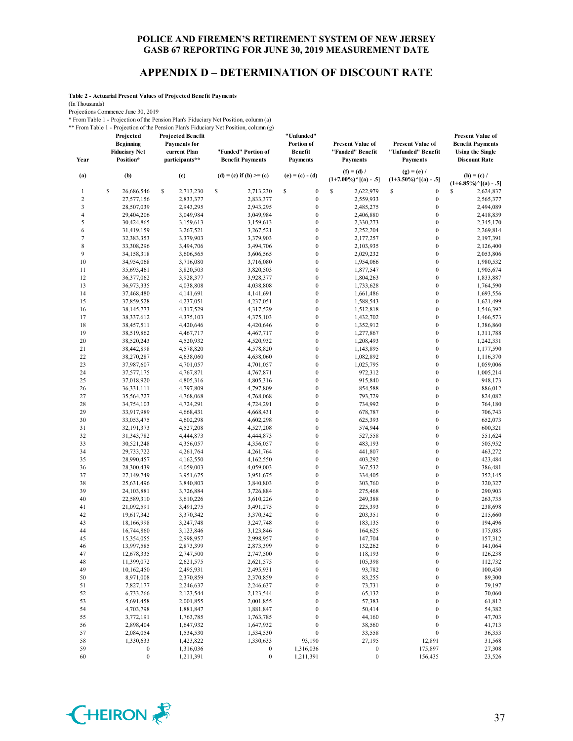## APPENDIX D – DETERMINATION OF DISCOUNT RATE

**Table 2 - Actuarial Present Values of Projected Benefit Payments**

(In Thousands)

Projections Commence June 30, 2019

\* From Table 1 - Projection of the Pension Plan's Fiduciary Net Position, column (a)

\*\* From Table 1 - Projection of the Pension Plan's Fiduciary Net Position, column (g)

| Year | Projected Beginning Fiduciary Net Position* | Projected Benefit Payments for current Plan participants** | "Funded" Portion of Benefit Payments | "Unfunded" Portion of Benefit Payments | Present Value of "Funded" Benefit Payments | Present Value of "Unfunded" Benefit Payments | Present Value of Benefit Payments Using the Single Discount Rate |
|---|---|---|---|---|---|---|---|
| (a) | (b) | (c) | (d) = (c) if (b) >= (c) | (e) = (c) - (d) | (f) = (d) / (1+7.00%)^[(a) - .5] | (g) = (e) / (1+3.50%)^[(a) - .5] | (h) = (c) / (1+6.85%)^[(a) - .5] |
| 1 | $ 26,686,546 | $ 2,713,230 | $ 2,713,230 | $ 0 | $ 2,622,979 | $ 0 | $ 2,624,837 |
| 2 | 27,577,156 | 2,833,377 | 2,833,377 | 0 | 2,559,933 | 0 | 2,565,377 |
| 3 | 28,507,039 | 2,943,295 | 2,943,295 | 0 | 2,485,275 | 0 | 2,494,089 |
| 4 | 29,404,206 | 3,049,984 | 3,049,984 | 0 | 2,406,880 | 0 | 2,418,839 |
| 5 | 30,424,865 | 3,159,613 | 3,159,613 | 0 | 2,330,273 | 0 | 2,345,170 |
| 6 | 31,419,159 | 3,267,521 | 3,267,521 | 0 | 2,252,204 | 0 | 2,269,814 |
| 7 | 32,383,353 | 3,379,903 | 3,379,903 | 0 | 2,177,257 | 0 | 2,197,391 |
| 8 | 33,308,296 | 3,494,706 | 3,494,706 | 0 | 2,103,935 | 0 | 2,126,400 |
| 9 | 34,158,318 | 3,606,565 | 3,606,565 | 0 | 2,029,232 | 0 | 2,053,806 |
| 10 | 34,954,068 | 3,716,080 | 3,716,080 | 0 | 1,954,066 | 0 | 1,980,532 |
| 11 | 35,693,461 | 3,820,503 | 3,820,503 | 0 | 1,877,547 | 0 | 1,905,674 |
| 12 | 36,377,062 | 3,928,377 | 3,928,377 | 0 | 1,804,263 | 0 | 1,833,887 |
| 13 | 36,973,335 | 4,038,808 | 4,038,808 | 0 | 1,733,628 | 0 | 1,764,590 |
| 14 | 37,468,480 | 4,141,691 | 4,141,691 | 0 | 1,661,486 | 0 | 1,693,556 |
| 15 | 37,859,528 | 4,237,051 | 4,237,051 | 0 | 1,588,543 | 0 | 1,621,499 |
| 16 | 38,145,773 | 4,317,529 | 4,317,529 | 0 | 1,512,818 | 0 | 1,546,392 |
| 17 | 38,337,612 | 4,375,103 | 4,375,103 | 0 | 1,432,702 | 0 | 1,466,573 |
| 18 | 38,457,511 | 4,420,646 | 4,420,646 | 0 | 1,352,912 | 0 | 1,386,860 |
| 19 | 38,519,862 | 4,467,717 | 4,467,717 | 0 | 1,277,867 | 0 | 1,311,788 |
| 20 | 38,520,243 | 4,520,932 | 4,520,932 | 0 | 1,208,493 | 0 | 1,242,331 |
| 21 | 38,442,898 | 4,578,820 | 4,578,820 | 0 | 1,143,895 | 0 | 1,177,590 |
| 22 | 38,270,287 | 4,638,060 | 4,638,060 | 0 | 1,082,892 | 0 | 1,116,370 |
| 23 | 37,987,607 | 4,701,057 | 4,701,057 | 0 | 1,025,795 | 0 | 1,059,006 |
| 24 | 37,577,175 | 4,767,871 | 4,767,871 | 0 | 972,312 | 0 | 1,005,214 |
| 25 | 37,018,920 | 4,805,316 | 4,805,316 | 0 | 915,840 | 0 | 948,173 |
| 26 | 36,331,111 | 4,797,809 | 4,797,809 | 0 | 854,588 | 0 | 886,012 |
| 27 | 35,564,727 | 4,768,068 | 4,768,068 | 0 | 793,729 | 0 | 824,082 |
| 28 | 34,754,103 | 4,724,291 | 4,724,291 | 0 | 734,992 | 0 | 764,180 |
| 29 | 33,917,989 | 4,668,431 | 4,668,431 | 0 | 678,787 | 0 | 706,743 |
| 30 | 33,053,475 | 4,602,298 | 4,602,298 | 0 | 625,393 | 0 | 652,073 |
| 31 | 32,191,373 | 4,527,208 | 4,527,208 | 0 | 574,944 | 0 | 600,321 |
| 32 | 31,343,782 | 4,444,873 | 4,444,873 | 0 | 527,558 | 0 | 551,624 |
| 33 | 30,521,248 | 4,356,057 | 4,356,057 | 0 | 483,193 | 0 | 505,952 |
| 34 | 29,733,722 | 4,261,764 | 4,261,764 | 0 | 441,807 | 0 | 463,272 |
| 35 | 28,990,457 | 4,162,550 | 4,162,550 | 0 | 403,292 | 0 | 423,484 |
| 36 | 28,300,439 | 4,059,003 | 4,059,003 | 0 | 367,532 | 0 | 386,481 |
| 37 | 27,149,749 | 3,951,675 | 3,951,675 | 0 | 334,405 | 0 | 352,145 |
| 38 | 25,631,496 | 3,840,803 | 3,840,803 | 0 | 303,760 | 0 | 320,327 |
| 39 | 24,103,881 | 3,726,884 | 3,726,884 | 0 | 275,468 | 0 | 290,903 |
| 40 | 22,589,310 | 3,610,226 | 3,610,226 | 0 | 249,388 | 0 | 263,735 |
| 41 | 21,092,591 | 3,491,275 | 3,491,275 | 0 | 225,393 | 0 | 238,698 |
| 42 | 19,617,342 | 3,370,342 | 3,370,342 | 0 | 203,351 | 0 | 215,660 |
| 43 | 18,166,998 | 3,247,748 | 3,247,748 | 0 | 183,135 | 0 | 194,496 |
| 44 | 16,744,860 | 3,123,846 | 3,123,846 | 0 | 164,625 | 0 | 175,085 |
| 45 | 15,354,055 | 2,998,957 | 2,998,957 | 0 | 147,704 | 0 | 157,312 |
| 46 | 13,997,585 | 2,873,399 | 2,873,399 | 0 | 132,262 | 0 | 141,064 |
| 47 | 12,678,335 | 2,747,500 | 2,747,500 | 0 | 118,193 | 0 | 126,238 |
| 48 | 11,399,072 | 2,621,575 | 2,621,575 | 0 | 105,398 | 0 | 112,732 |
| 49 | 10,162,450 | 2,495,931 | 2,495,931 | 0 | 93,782 | 0 | 100,450 |
| 50 | 8,971,008 | 2,370,859 | 2,370,859 | 0 | 83,255 | 0 | 89,300 |
| 51 | 7,827,177 | 2,246,637 | 2,246,637 | 0 | 73,731 | 0 | 79,197 |
| 52 | 6,733,266 | 2,123,544 | 2,123,544 | 0 | 65,132 | 0 | 70,060 |
| 53 | 5,691,458 | 2,001,855 | 2,001,855 | 0 | 57,383 | 0 | 61,812 |
| 54 | 4,703,798 | 1,881,847 | 1,881,847 | 0 | 50,414 | 0 | 54,382 |
| 55 | 3,772,191 | 1,763,785 | 1,763,785 | 0 | 44,160 | 0 | 47,703 |
| 56 | 2,898,404 | 1,647,932 | 1,647,932 | 0 | 38,560 | 0 | 41,713 |
| 57 | 2,084,054 | 1,534,530 | 1,534,530 | 0 | 33,558 | 0 | 36,353 |
| 58 | 1,330,633 | 1,423,822 | 1,330,633 | 93,190 | 27,195 | 12,891 | 31,568 |
| 59 | 0 | 1,316,036 | 0 | 1,316,036 | 0 | 175,897 | 27,308 |
| 60 | 0 | 1,211,391 | 0 | 1,211,391 | 0 | 156,435 | 23,526 |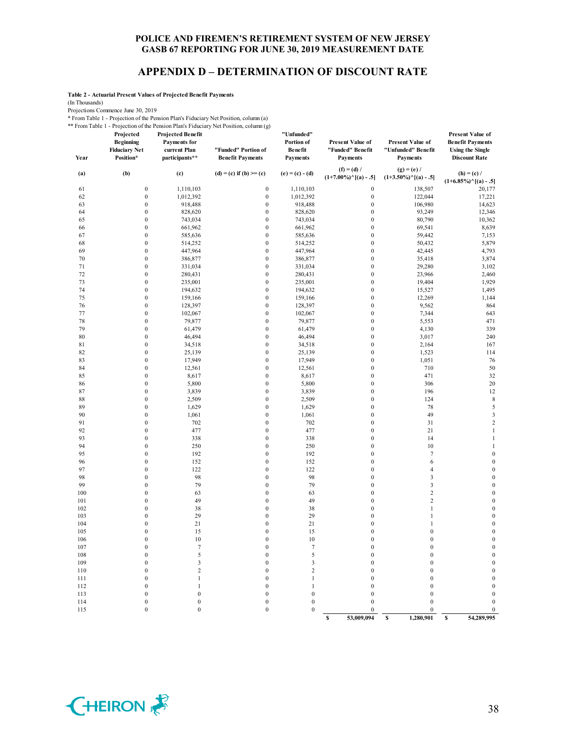# POLICE AND FIREMEN'S RETIREMENT SYSTEM OF NEW JERSEY
# GASB 67 REPORTING FOR JUNE 30, 2019 MEASUREMENT DATE

## APPENDIX D – DETERMINATION OF DISCOUNT RATE

**Table 2 - Actuarial Present Values of Projected Benefit Payments**

(In Thousands)

Projections Commence June 30, 2019

\* From Table 1 - Projection of the Pension Plan's Fiduciary Net Position, column (a)

\*\* From Table 1 - Projection of the Pension Plan's Fiduciary Net Position, column (g)

| Year | Projected Beginning Fiduciary Net Position* | Projected Benefit Payments for current Plan participants** | "Funded" Portion of Benefit Payments | "Unfunded" Portion of Benefit Payments | Present Value of "Funded" Benefit Payments | Present Value of "Unfunded" Benefit Payments | Present Value of Benefit Payments Using the Single Discount Rate |
|---|---|---|---|---|---|---|---|
| (a) | (b) | (c) | (d) = (c) if (b) >= (c) | (e) = (c) - (d) | (f) = (d) / (1+7.00%)^[(a) - .5] | (g) = (e) / (1+3.50%)^[(a) - .5] | (h) = (c) / (1+6.85%)^[(a) - .5] |
| 61 | 0 | 1,110,103 | 0 | 1,110,103 | 0 | 138,507 | 20,177 |
| 62 | 0 | 1,012,392 | 0 | 1,012,392 | 0 | 122,044 | 17,221 |
| 63 | 0 | 918,488 | 0 | 918,488 | 0 | 106,980 | 14,623 |
| 64 | 0 | 828,620 | 0 | 828,620 | 0 | 93,249 | 12,346 |
| 65 | 0 | 743,034 | 0 | 743,034 | 0 | 80,790 | 10,362 |
| 66 | 0 | 661,962 | 0 | 661,962 | 0 | 69,541 | 8,639 |
| 67 | 0 | 585,636 | 0 | 585,636 | 0 | 59,442 | 7,153 |
| 68 | 0 | 514,252 | 0 | 514,252 | 0 | 50,432 | 5,879 |
| 69 | 0 | 447,964 | 0 | 447,964 | 0 | 42,445 | 4,793 |
| 70 | 0 | 386,877 | 0 | 386,877 | 0 | 35,418 | 3,874 |
| 71 | 0 | 331,034 | 0 | 331,034 | 0 | 29,280 | 3,102 |
| 72 | 0 | 280,431 | 0 | 280,431 | 0 | 23,966 | 2,460 |
| 73 | 0 | 235,001 | 0 | 235,001 | 0 | 19,404 | 1,929 |
| 74 | 0 | 194,632 | 0 | 194,632 | 0 | 15,527 | 1,495 |
| 75 | 0 | 159,166 | 0 | 159,166 | 0 | 12,269 | 1,144 |
| 76 | 0 | 128,397 | 0 | 128,397 | 0 | 9,562 | 864 |
| 77 | 0 | 102,067 | 0 | 102,067 | 0 | 7,344 | 643 |
| 78 | 0 | 79,877 | 0 | 79,877 | 0 | 5,553 | 471 |
| 79 | 0 | 61,479 | 0 | 61,479 | 0 | 4,130 | 339 |
| 80 | 0 | 46,494 | 0 | 46,494 | 0 | 3,017 | 240 |
| 81 | 0 | 34,518 | 0 | 34,518 | 0 | 2,164 | 167 |
| 82 | 0 | 25,139 | 0 | 25,139 | 0 | 1,523 | 114 |
| 83 | 0 | 17,949 | 0 | 17,949 | 0 | 1,051 | 76 |
| 84 | 0 | 12,561 | 0 | 12,561 | 0 | 710 | 50 |
| 85 | 0 | 8,617 | 0 | 8,617 | 0 | 471 | 32 |
| 86 | 0 | 5,800 | 0 | 5,800 | 0 | 306 | 20 |
| 87 | 0 | 3,839 | 0 | 3,839 | 0 | 196 | 12 |
| 88 | 0 | 2,509 | 0 | 2,509 | 0 | 124 | 8 |
| 89 | 0 | 1,629 | 0 | 1,629 | 0 | 78 | 5 |
| 90 | 0 | 1,061 | 0 | 1,061 | 0 | 49 | 3 |
| 91 | 0 | 702 | 0 | 702 | 0 | 31 | 2 |
| 92 | 0 | 477 | 0 | 477 | 0 | 21 | 1 |
| 93 | 0 | 338 | 0 | 338 | 0 | 14 | 1 |
| 94 | 0 | 250 | 0 | 250 | 0 | 10 | 1 |
| 95 | 0 | 192 | 0 | 192 | 0 | 7 | 0 |
| 96 | 0 | 152 | 0 | 152 | 0 | 6 | 0 |
| 97 | 0 | 122 | 0 | 122 | 0 | 4 | 0 |
| 98 | 0 | 98 | 0 | 98 | 0 | 3 | 0 |
| 99 | 0 | 79 | 0 | 79 | 0 | 3 | 0 |
| 100 | 0 | 63 | 0 | 63 | 0 | 2 | 0 |
| 101 | 0 | 49 | 0 | 49 | 0 | 2 | 0 |
| 102 | 0 | 38 | 0 | 38 | 0 | 1 | 0 |
| 103 | 0 | 29 | 0 | 29 | 0 | 1 | 0 |
| 104 | 0 | 21 | 0 | 21 | 0 | 1 | 0 |
| 105 | 0 | 15 | 0 | 15 | 0 | 0 | 0 |
| 106 | 0 | 10 | 0 | 10 | 0 | 0 | 0 |
| 107 | 0 | 7 | 0 | 7 | 0 | 0 | 0 |
| 108 | 0 | 5 | 0 | 5 | 0 | 0 | 0 |
| 109 | 0 | 3 | 0 | 3 | 0 | 0 | 0 |
| 110 | 0 | 2 | 0 | 2 | 0 | 0 | 0 |
| 111 | 0 | 1 | 0 | 1 | 0 | 0 | 0 |
| 112 | 0 | 1 | 0 | 1 | 0 | 0 | 0 |
| 113 | 0 | 0 | 0 | 0 | 0 | 0 | 0 |
| 114 | 0 | 0 | 0 | 0 | 0 | 0 | 0 |
| 115 | 0 | 0 | 0 | 0 | 0 | 0 | 0 |
| | | | | | $ 53,009,094 | $ 1,280,901 | $ 54,289,995 |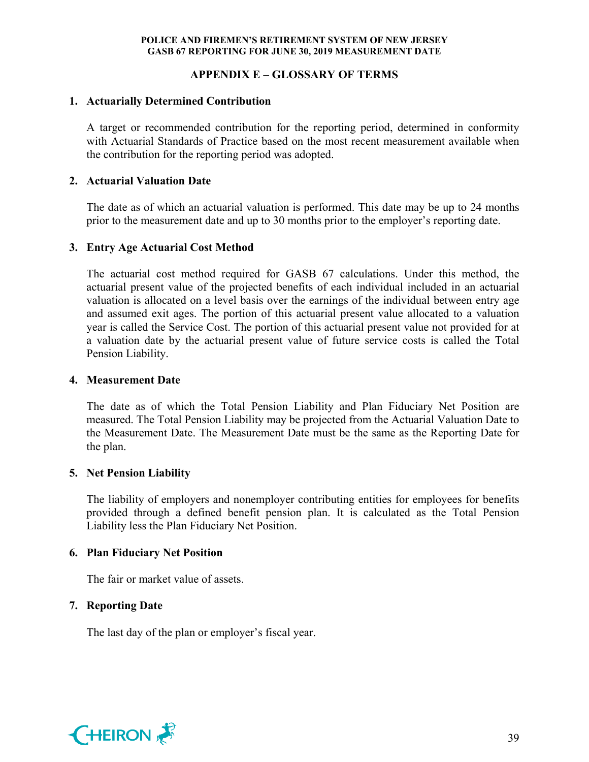## APPENDIX E – GLOSSARY OF TERMS

### 1. Actuarially Determined Contribution

A target or recommended contribution for the reporting period, determined in conformity with Actuarial Standards of Practice based on the most recent measurement available when the contribution for the reporting period was adopted.

### 2. Actuarial Valuation Date

The date as of which an actuarial valuation is performed. This date may be up to 24 months prior to the measurement date and up to 30 months prior to the employer's reporting date.

### 3. Entry Age Actuarial Cost Method

The actuarial cost method required for GASB 67 calculations. Under this method, the actuarial present value of the projected benefits of each individual included in an actuarial valuation is allocated on a level basis over the earnings of the individual between entry age and assumed exit ages. The portion of this actuarial present value allocated to a valuation year is called the Service Cost. The portion of this actuarial present value not provided for at a valuation date by the actuarial present value of future service costs is called the Total Pension Liability.

### 4. Measurement Date

The date as of which the Total Pension Liability and Plan Fiduciary Net Position are measured. The Total Pension Liability may be projected from the Actuarial Valuation Date to the Measurement Date. The Measurement Date must be the same as the Reporting Date for the plan.

### 5. Net Pension Liability

The liability of employers and nonemployer contributing entities for employees for benefits provided through a defined benefit pension plan. It is calculated as the Total Pension Liability less the Plan Fiduciary Net Position.

### 6. Plan Fiduciary Net Position

The fair or market value of assets.

### 7. Reporting Date

The last day of the plan or employer's fiscal year.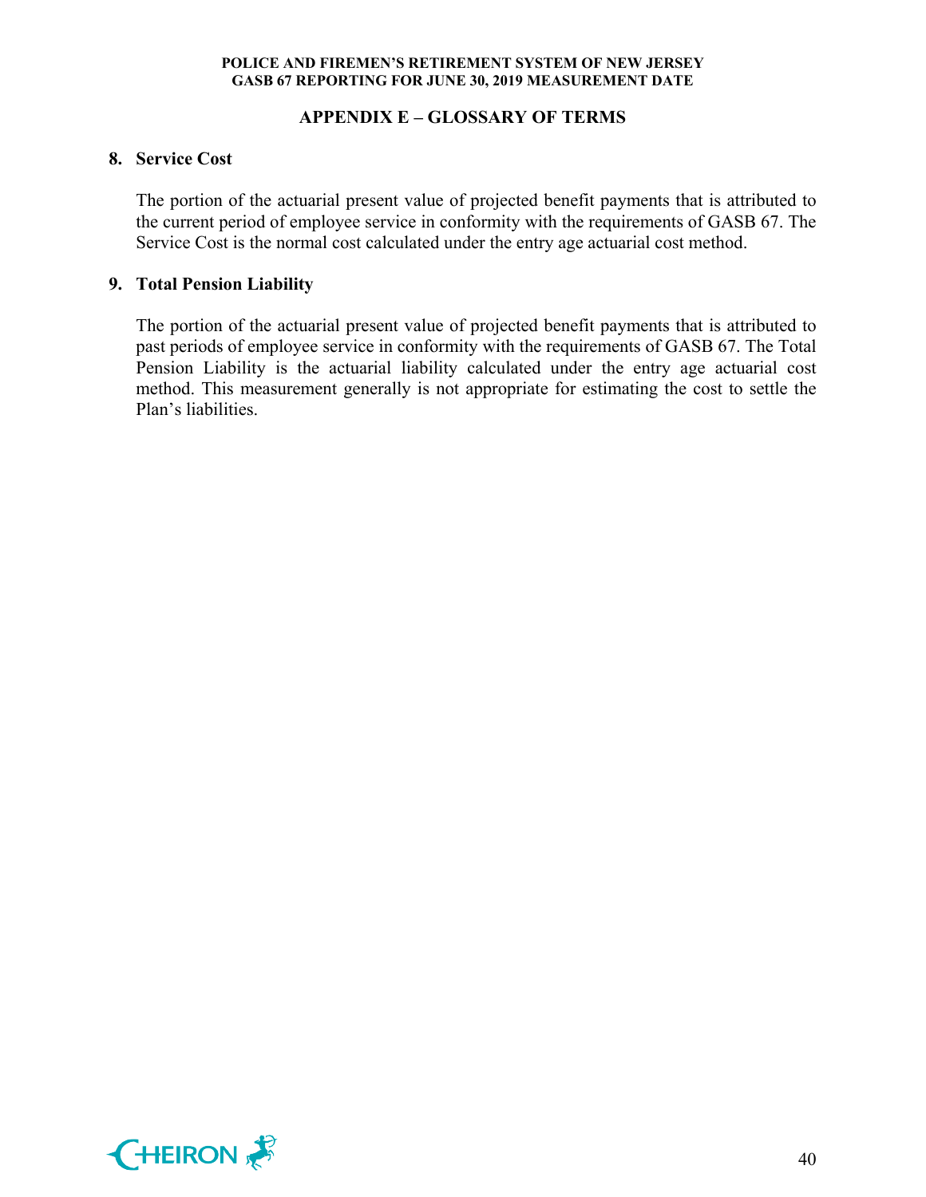## APPENDIX E – GLOSSARY OF TERMS

### 8. Service Cost

The portion of the actuarial present value of projected benefit payments that is attributed to the current period of employee service in conformity with the requirements of GASB 67. The Service Cost is the normal cost calculated under the entry age actuarial cost method.

### 9. Total Pension Liability

The portion of the actuarial present value of projected benefit payments that is attributed to past periods of employee service in conformity with the requirements of GASB 67. The Total Pension Liability is the actuarial liability calculated under the entry age actuarial cost method. This measurement generally is not appropriate for estimating the cost to settle the Plan's liabilities.